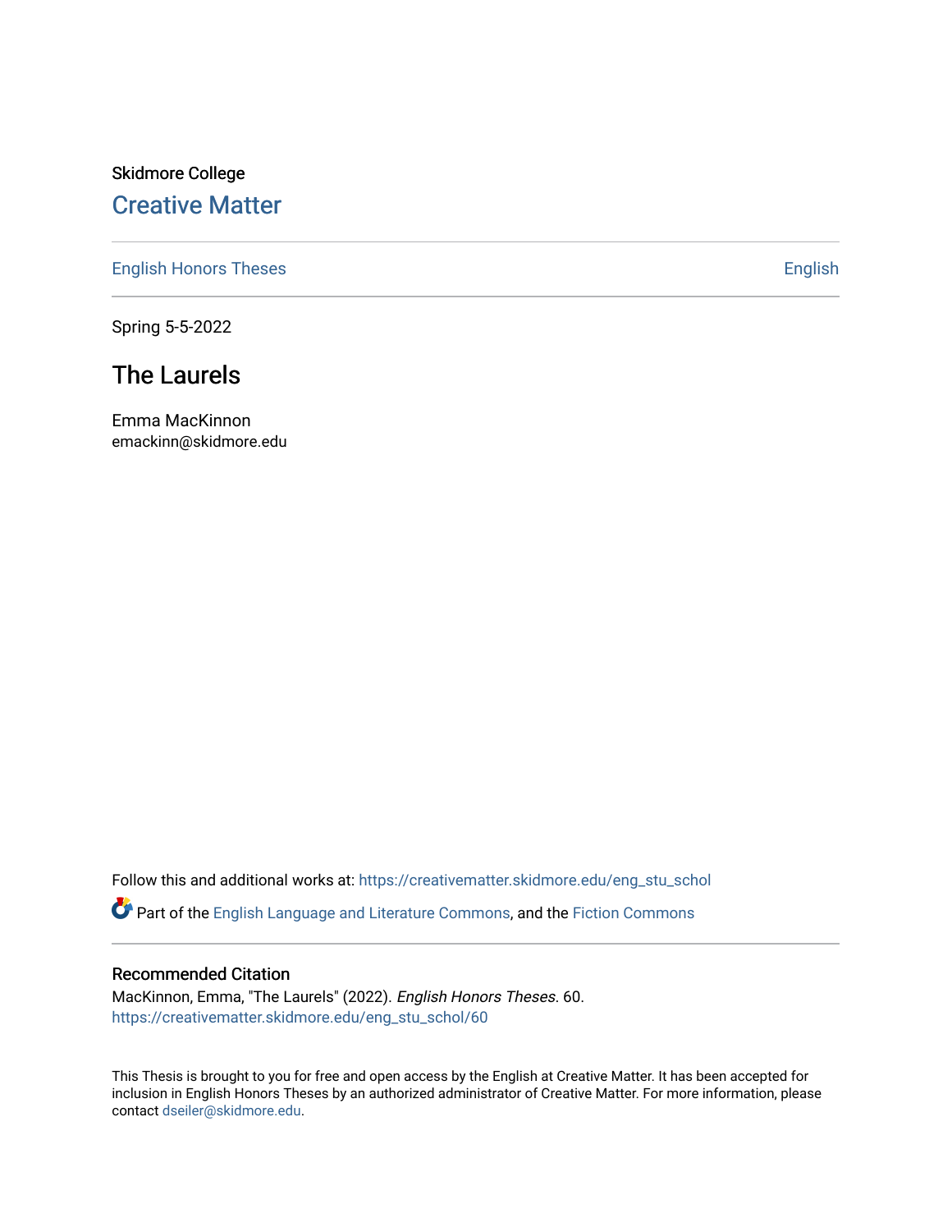Skidmore College

## Creative Matter

English Honors Theses | English

Spring 5-5-2022

# The Laurels

Emma MacKinnon
emackinn@skidmore.edu

Follow this and additional works at: https://creativematter.skidmore.edu/eng_stu_schol

Part of the English Language and Literature Commons, and the Fiction Commons

### Recommended Citation

MacKinnon, Emma, "The Laurels" (2022). *English Honors Theses*. 60.
https://creativematter.skidmore.edu/eng_stu_schol/60

This Thesis is brought to you for free and open access by the English at Creative Matter. It has been accepted for inclusion in English Honors Theses by an authorized administrator of Creative Matter. For more information, please contact dseiler@skidmore.edu.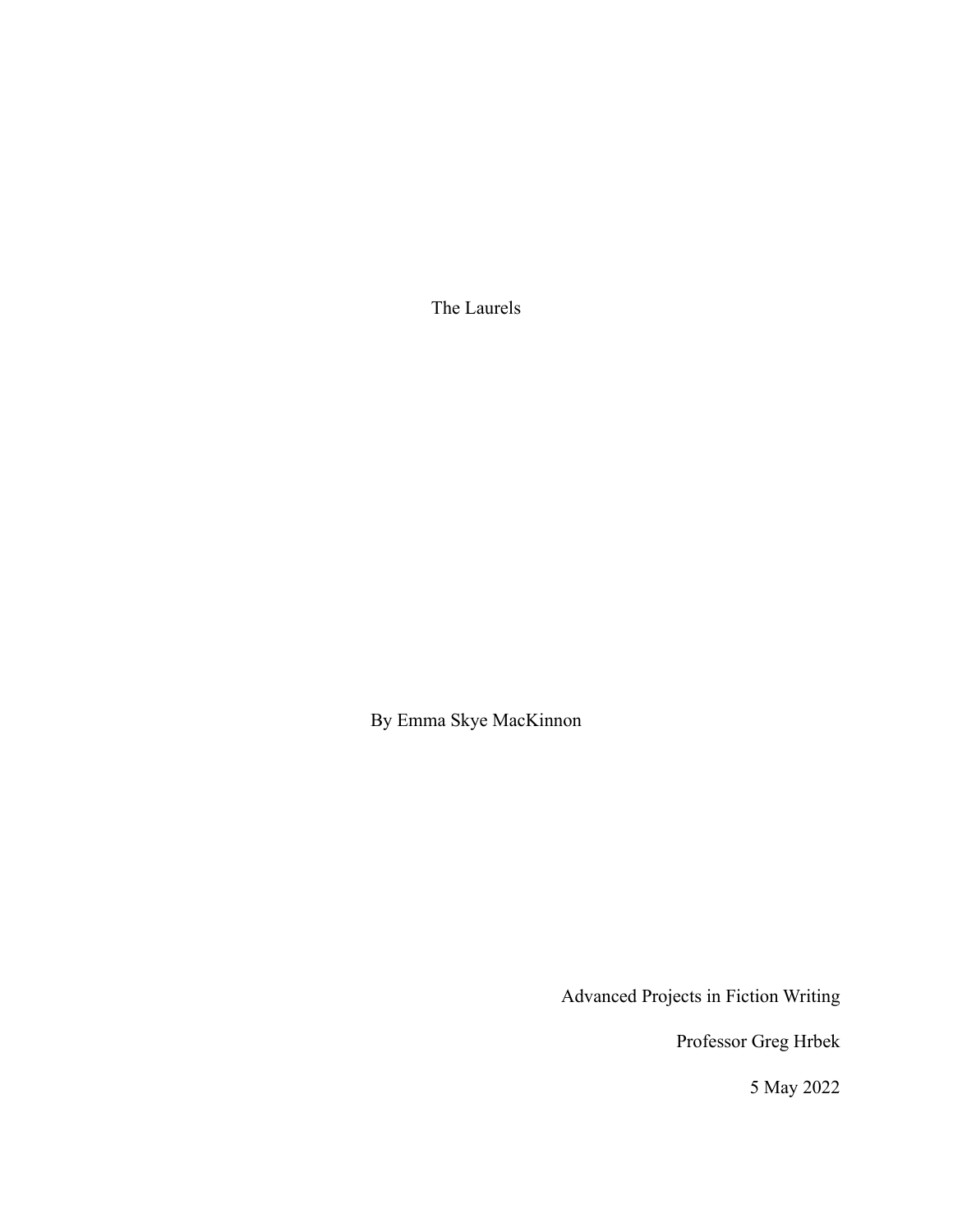# The Laurels

By Emma Skye MacKinnon

Advanced Projects in Fiction Writing

Professor Greg Hrbek

5 May 2022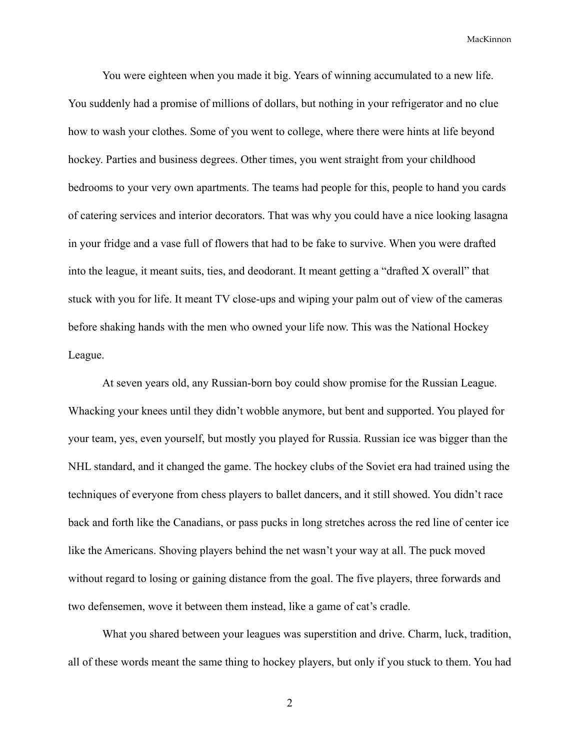You were eighteen when you made it big. Years of winning accumulated to a new life. You suddenly had a promise of millions of dollars, but nothing in your refrigerator and no clue how to wash your clothes. Some of you went to college, where there were hints at life beyond hockey. Parties and business degrees. Other times, you went straight from your childhood bedrooms to your very own apartments. The teams had people for this, people to hand you cards of catering services and interior decorators. That was why you could have a nice looking lasagna in your fridge and a vase full of flowers that had to be fake to survive. When you were drafted into the league, it meant suits, ties, and deodorant. It meant getting a "drafted X overall" that stuck with you for life. It meant TV close-ups and wiping your palm out of view of the cameras before shaking hands with the men who owned your life now. This was the National Hockey League.

At seven years old, any Russian-born boy could show promise for the Russian League. Whacking your knees until they didn't wobble anymore, but bent and supported. You played for your team, yes, even yourself, but mostly you played for Russia. Russian ice was bigger than the NHL standard, and it changed the game. The hockey clubs of the Soviet era had trained using the techniques of everyone from chess players to ballet dancers, and it still showed. You didn't race back and forth like the Canadians, or pass pucks in long stretches across the red line of center ice like the Americans. Shoving players behind the net wasn't your way at all. The puck moved without regard to losing or gaining distance from the goal. The five players, three forwards and two defensemen, wove it between them instead, like a game of cat's cradle.

What you shared between your leagues was superstition and drive. Charm, luck, tradition, all of these words meant the same thing to hockey players, but only if you stuck to them. You had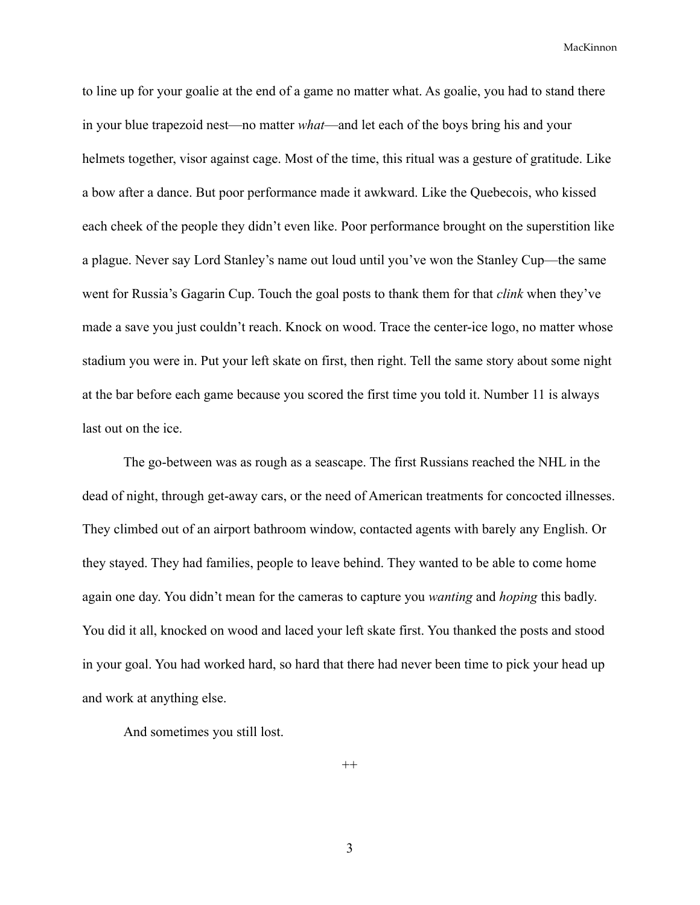to line up for your goalie at the end of a game no matter what. As goalie, you had to stand there in your blue trapezoid nest—no matter *what*—and let each of the boys bring his and your helmets together, visor against cage. Most of the time, this ritual was a gesture of gratitude. Like a bow after a dance. But poor performance made it awkward. Like the Quebecois, who kissed each cheek of the people they didn't even like. Poor performance brought on the superstition like a plague. Never say Lord Stanley's name out loud until you've won the Stanley Cup—the same went for Russia's Gagarin Cup. Touch the goal posts to thank them for that *clink* when they've made a save you just couldn't reach. Knock on wood. Trace the center-ice logo, no matter whose stadium you were in. Put your left skate on first, then right. Tell the same story about some night at the bar before each game because you scored the first time you told it. Number 11 is always last out on the ice.

The go-between was as rough as a seascape. The first Russians reached the NHL in the dead of night, through get-away cars, or the need of American treatments for concocted illnesses. They climbed out of an airport bathroom window, contacted agents with barely any English. Or they stayed. They had families, people to leave behind. They wanted to be able to come home again one day. You didn't mean for the cameras to capture you *wanting* and *hoping* this badly. You did it all, knocked on wood and laced your left skate first. You thanked the posts and stood in your goal. You had worked hard, so hard that there had never been time to pick your head up and work at anything else.

And sometimes you still lost.

++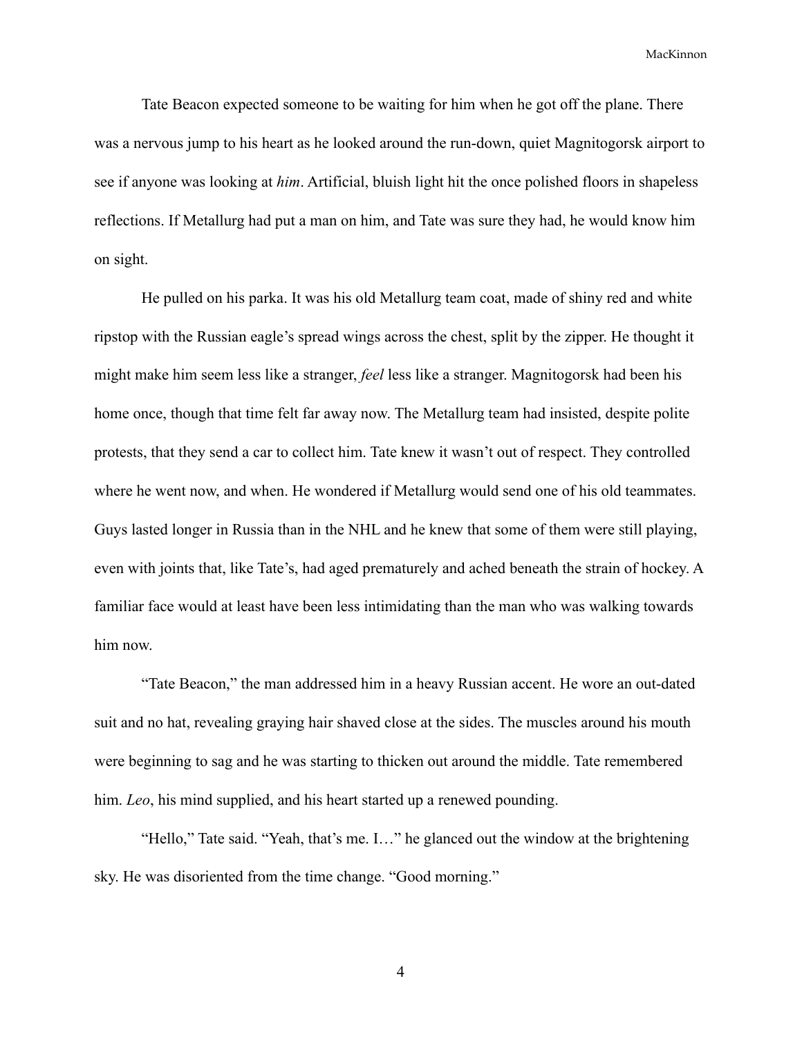Tate Beacon expected someone to be waiting for him when he got off the plane. There was a nervous jump to his heart as he looked around the run-down, quiet Magnitogorsk airport to see if anyone was looking at *him*. Artificial, bluish light hit the once polished floors in shapeless reflections. If Metallurg had put a man on him, and Tate was sure they had, he would know him on sight.

He pulled on his parka. It was his old Metallurg team coat, made of shiny red and white ripstop with the Russian eagle's spread wings across the chest, split by the zipper. He thought it might make him seem less like a stranger, *feel* less like a stranger. Magnitogorsk had been his home once, though that time felt far away now. The Metallurg team had insisted, despite polite protests, that they send a car to collect him. Tate knew it wasn't out of respect. They controlled where he went now, and when. He wondered if Metallurg would send one of his old teammates. Guys lasted longer in Russia than in the NHL and he knew that some of them were still playing, even with joints that, like Tate's, had aged prematurely and ached beneath the strain of hockey. A familiar face would at least have been less intimidating than the man who was walking towards him now.

"Tate Beacon," the man addressed him in a heavy Russian accent. He wore an out-dated suit and no hat, revealing graying hair shaved close at the sides. The muscles around his mouth were beginning to sag and he was starting to thicken out around the middle. Tate remembered him. *Leo*, his mind supplied, and his heart started up a renewed pounding.

"Hello," Tate said. "Yeah, that's me. I…" he glanced out the window at the brightening sky. He was disoriented from the time change. "Good morning."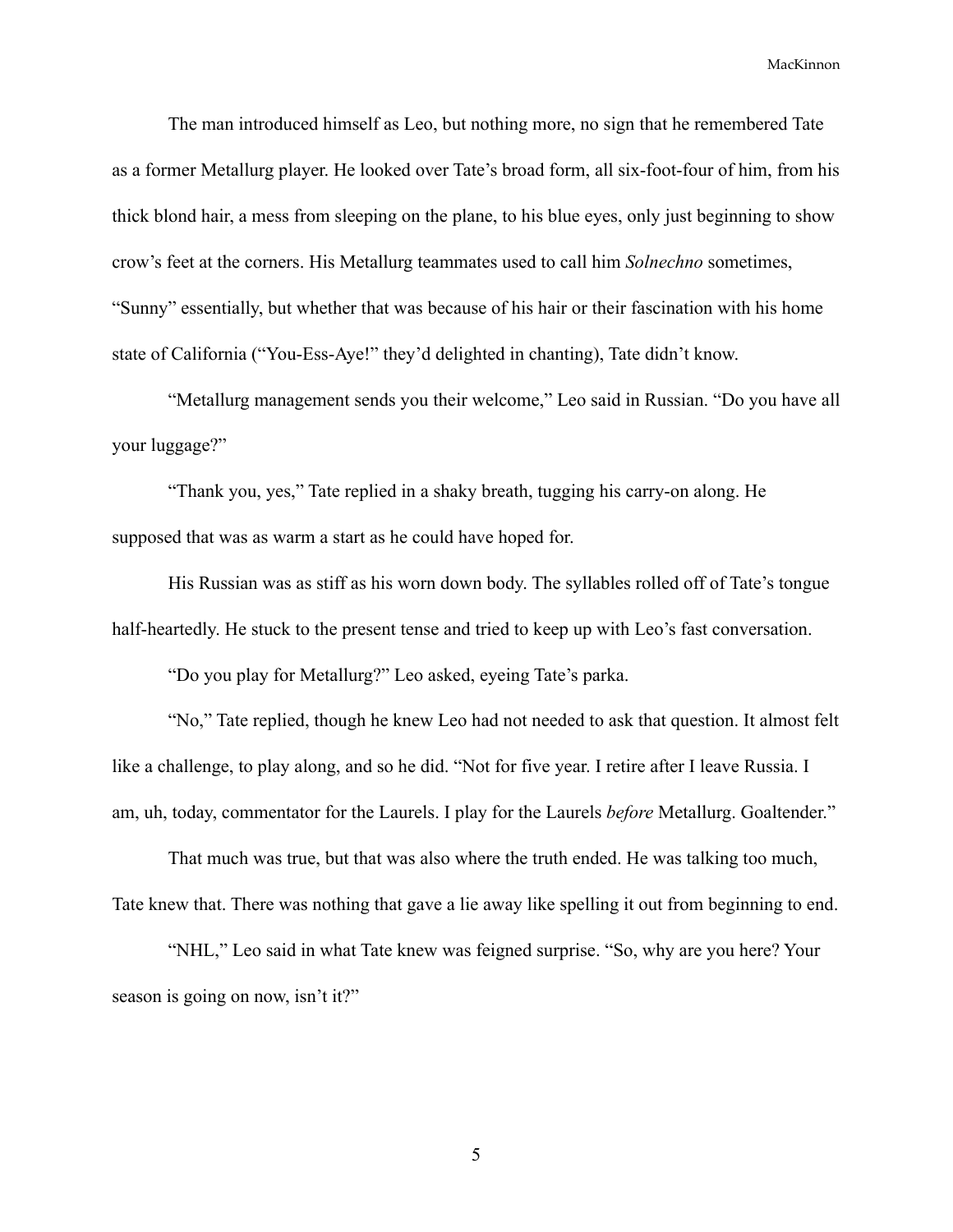The man introduced himself as Leo, but nothing more, no sign that he remembered Tate as a former Metallurg player. He looked over Tate's broad form, all six-foot-four of him, from his thick blond hair, a mess from sleeping on the plane, to his blue eyes, only just beginning to show crow's feet at the corners. His Metallurg teammates used to call him *Solnechno* sometimes, "Sunny" essentially, but whether that was because of his hair or their fascination with his home state of California ("You-Ess-Aye!" they'd delighted in chanting), Tate didn't know.

"Metallurg management sends you their welcome," Leo said in Russian. "Do you have all your luggage?"

"Thank you, yes," Tate replied in a shaky breath, tugging his carry-on along. He supposed that was as warm a start as he could have hoped for.

His Russian was as stiff as his worn down body. The syllables rolled off of Tate's tongue half-heartedly. He stuck to the present tense and tried to keep up with Leo's fast conversation.

"Do you play for Metallurg?" Leo asked, eyeing Tate's parka.

"No," Tate replied, though he knew Leo had not needed to ask that question. It almost felt like a challenge, to play along, and so he did. "Not for five year. I retire after I leave Russia. I am, uh, today, commentator for the Laurels. I play for the Laurels *before* Metallurg. Goaltender."

That much was true, but that was also where the truth ended. He was talking too much, Tate knew that. There was nothing that gave a lie away like spelling it out from beginning to end.

"NHL," Leo said in what Tate knew was feigned surprise. "So, why are you here? Your season is going on now, isn't it?"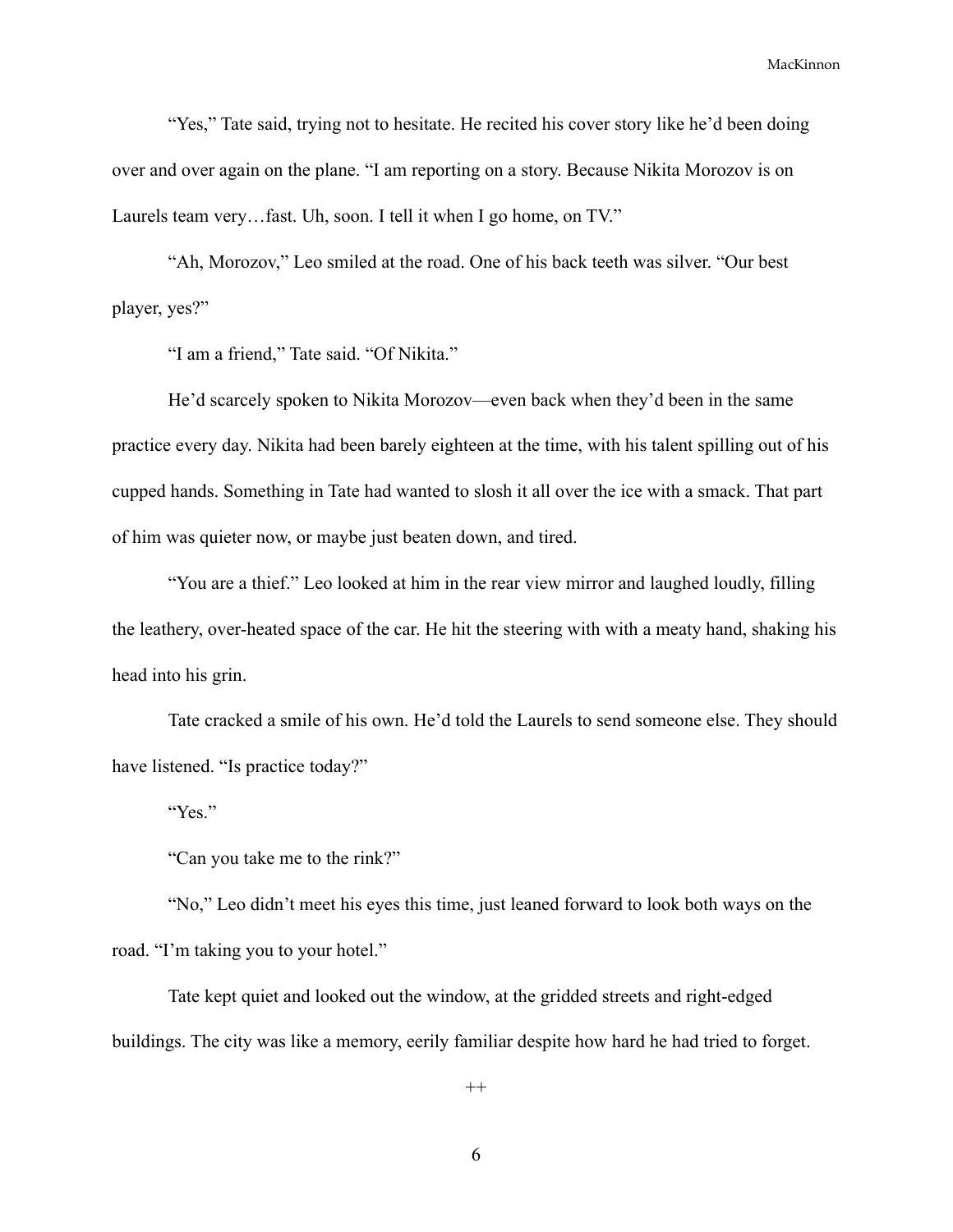"Yes," Tate said, trying not to hesitate. He recited his cover story like he'd been doing over and over again on the plane. "I am reporting on a story. Because Nikita Morozov is on Laurels team very…fast. Uh, soon. I tell it when I go home, on TV."

"Ah, Morozov," Leo smiled at the road. One of his back teeth was silver. "Our best player, yes?"

"I am a friend," Tate said. "Of Nikita."

He'd scarcely spoken to Nikita Morozov—even back when they'd been in the same practice every day. Nikita had been barely eighteen at the time, with his talent spilling out of his cupped hands. Something in Tate had wanted to slosh it all over the ice with a smack. That part of him was quieter now, or maybe just beaten down, and tired.

"You are a thief." Leo looked at him in the rear view mirror and laughed loudly, filling the leathery, over-heated space of the car. He hit the steering with with a meaty hand, shaking his head into his grin.

Tate cracked a smile of his own. He'd told the Laurels to send someone else. They should have listened. "Is practice today?"

"Yes."

"Can you take me to the rink?"

"No," Leo didn't meet his eyes this time, just leaned forward to look both ways on the road. "I'm taking you to your hotel."

Tate kept quiet and looked out the window, at the gridded streets and right-edged buildings. The city was like a memory, eerily familiar despite how hard he had tried to forget.

++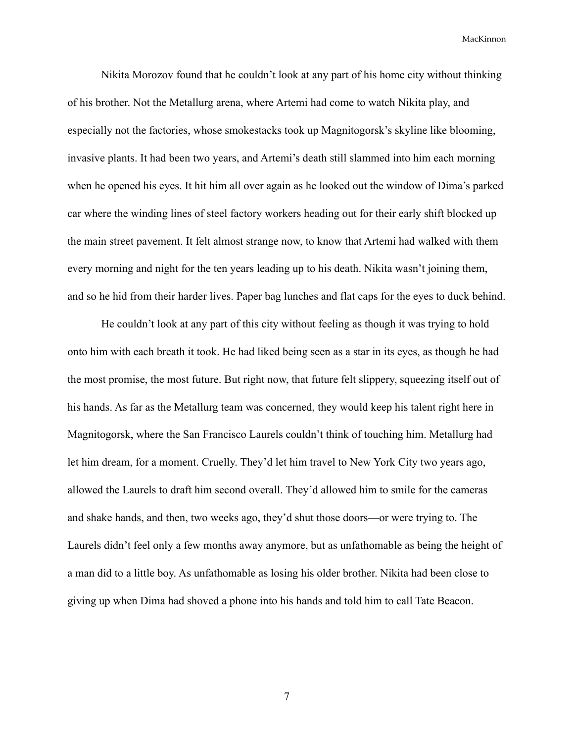Nikita Morozov found that he couldn't look at any part of his home city without thinking of his brother. Not the Metallurg arena, where Artemi had come to watch Nikita play, and especially not the factories, whose smokestacks took up Magnitogorsk's skyline like blooming, invasive plants. It had been two years, and Artemi's death still slammed into him each morning when he opened his eyes. It hit him all over again as he looked out the window of Dima's parked car where the winding lines of steel factory workers heading out for their early shift blocked up the main street pavement. It felt almost strange now, to know that Artemi had walked with them every morning and night for the ten years leading up to his death. Nikita wasn't joining them, and so he hid from their harder lives. Paper bag lunches and flat caps for the eyes to duck behind.

He couldn't look at any part of this city without feeling as though it was trying to hold onto him with each breath it took. He had liked being seen as a star in its eyes, as though he had the most promise, the most future. But right now, that future felt slippery, squeezing itself out of his hands. As far as the Metallurg team was concerned, they would keep his talent right here in Magnitogorsk, where the San Francisco Laurels couldn't think of touching him. Metallurg had let him dream, for a moment. Cruelly. They'd let him travel to New York City two years ago, allowed the Laurels to draft him second overall. They'd allowed him to smile for the cameras and shake hands, and then, two weeks ago, they'd shut those doors—or were trying to. The Laurels didn't feel only a few months away anymore, but as unfathomable as being the height of a man did to a little boy. As unfathomable as losing his older brother. Nikita had been close to giving up when Dima had shoved a phone into his hands and told him to call Tate Beacon.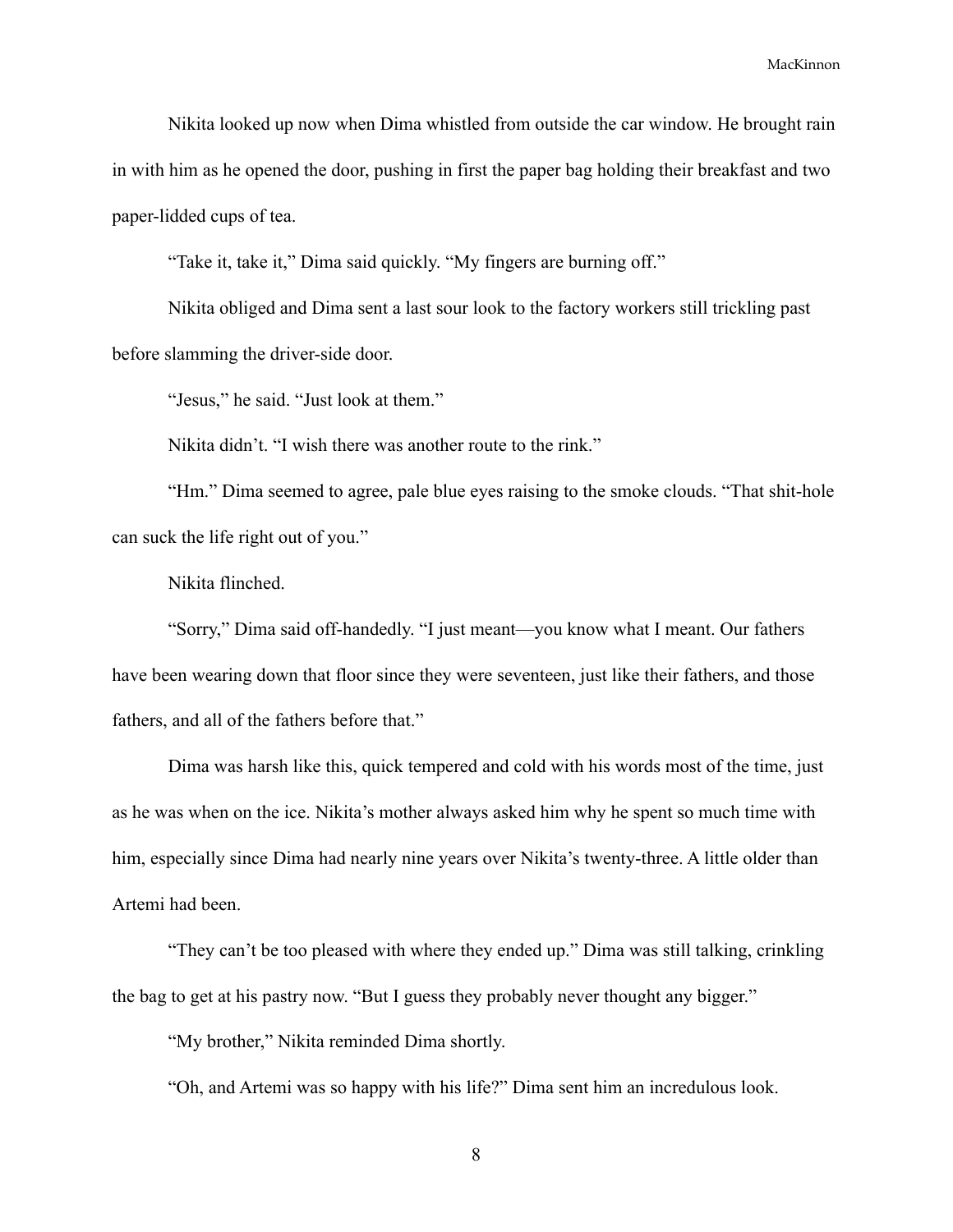Nikita looked up now when Dima whistled from outside the car window. He brought rain in with him as he opened the door, pushing in first the paper bag holding their breakfast and two paper-lidded cups of tea.

"Take it, take it," Dima said quickly. "My fingers are burning off."

Nikita obliged and Dima sent a last sour look to the factory workers still trickling past before slamming the driver-side door.

"Jesus," he said. "Just look at them."

Nikita didn't. "I wish there was another route to the rink."

"Hm." Dima seemed to agree, pale blue eyes raising to the smoke clouds. "That shit-hole can suck the life right out of you."

Nikita flinched.

"Sorry," Dima said off-handedly. "I just meant—you know what I meant. Our fathers have been wearing down that floor since they were seventeen, just like their fathers, and those fathers, and all of the fathers before that."

Dima was harsh like this, quick tempered and cold with his words most of the time, just as he was when on the ice. Nikita's mother always asked him why he spent so much time with him, especially since Dima had nearly nine years over Nikita's twenty-three. A little older than Artemi had been.

"They can't be too pleased with where they ended up." Dima was still talking, crinkling the bag to get at his pastry now. "But I guess they probably never thought any bigger."

"My brother," Nikita reminded Dima shortly.

"Oh, and Artemi was so happy with his life?" Dima sent him an incredulous look.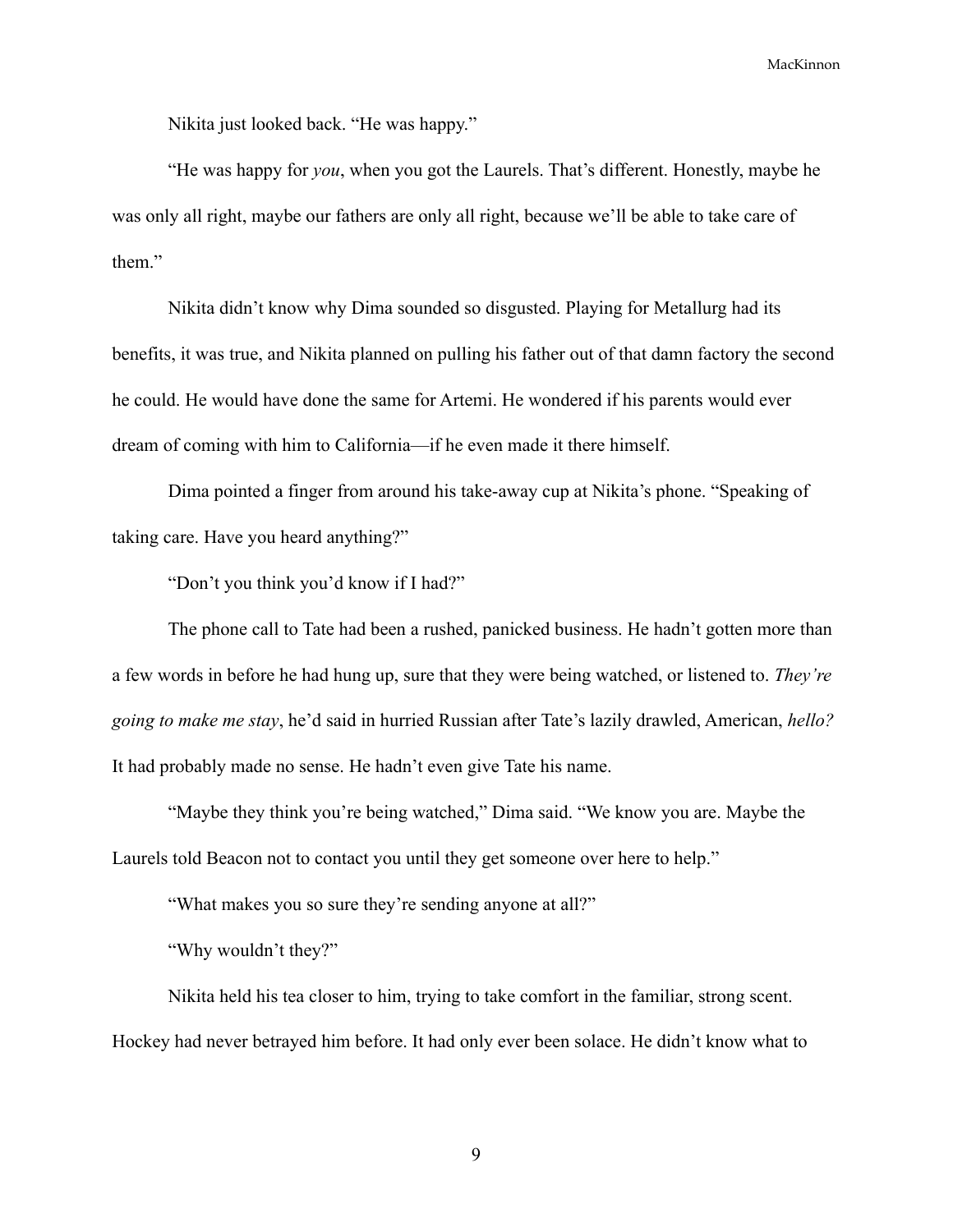Nikita just looked back. "He was happy."

"He was happy for *you*, when you got the Laurels. That's different. Honestly, maybe he was only all right, maybe our fathers are only all right, because we'll be able to take care of them."

Nikita didn't know why Dima sounded so disgusted. Playing for Metallurg had its benefits, it was true, and Nikita planned on pulling his father out of that damn factory the second he could. He would have done the same for Artemi. He wondered if his parents would ever dream of coming with him to California—if he even made it there himself.

Dima pointed a finger from around his take-away cup at Nikita's phone. "Speaking of taking care. Have you heard anything?"

"Don't you think you'd know if I had?"

The phone call to Tate had been a rushed, panicked business. He hadn't gotten more than a few words in before he had hung up, sure that they were being watched, or listened to. *They're going to make me stay*, he'd said in hurried Russian after Tate's lazily drawled, American, *hello?* It had probably made no sense. He hadn't even give Tate his name.

"Maybe they think you're being watched," Dima said. "We know you are. Maybe the Laurels told Beacon not to contact you until they get someone over here to help."

"What makes you so sure they're sending anyone at all?"

"Why wouldn't they?"

Nikita held his tea closer to him, trying to take comfort in the familiar, strong scent. Hockey had never betrayed him before. It had only ever been solace. He didn't know what to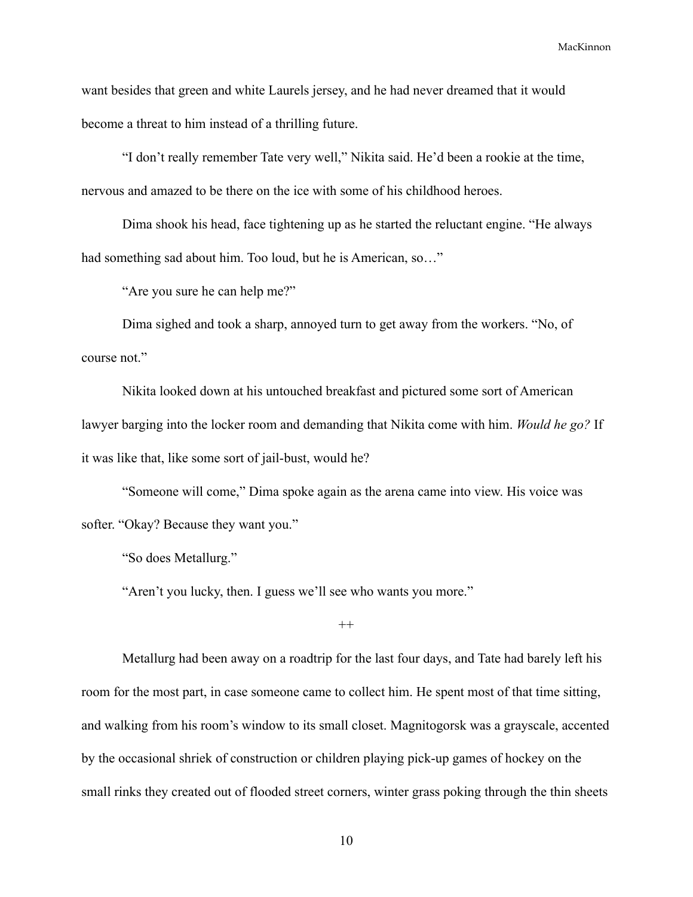want besides that green and white Laurels jersey, and he had never dreamed that it would become a threat to him instead of a thrilling future.

"I don't really remember Tate very well," Nikita said. He'd been a rookie at the time, nervous and amazed to be there on the ice with some of his childhood heroes.

Dima shook his head, face tightening up as he started the reluctant engine. "He always had something sad about him. Too loud, but he is American, so…"

"Are you sure he can help me?"

Dima sighed and took a sharp, annoyed turn to get away from the workers. "No, of course not."

Nikita looked down at his untouched breakfast and pictured some sort of American lawyer barging into the locker room and demanding that Nikita come with him. *Would he go?* If it was like that, like some sort of jail-bust, would he?

"Someone will come," Dima spoke again as the arena came into view. His voice was softer. "Okay? Because they want you."

"So does Metallurg."

"Aren't you lucky, then. I guess we'll see who wants you more."

++

Metallurg had been away on a roadtrip for the last four days, and Tate had barely left his room for the most part, in case someone came to collect him. He spent most of that time sitting, and walking from his room's window to its small closet. Magnitogorsk was a grayscale, accented by the occasional shriek of construction or children playing pick-up games of hockey on the small rinks they created out of flooded street corners, winter grass poking through the thin sheets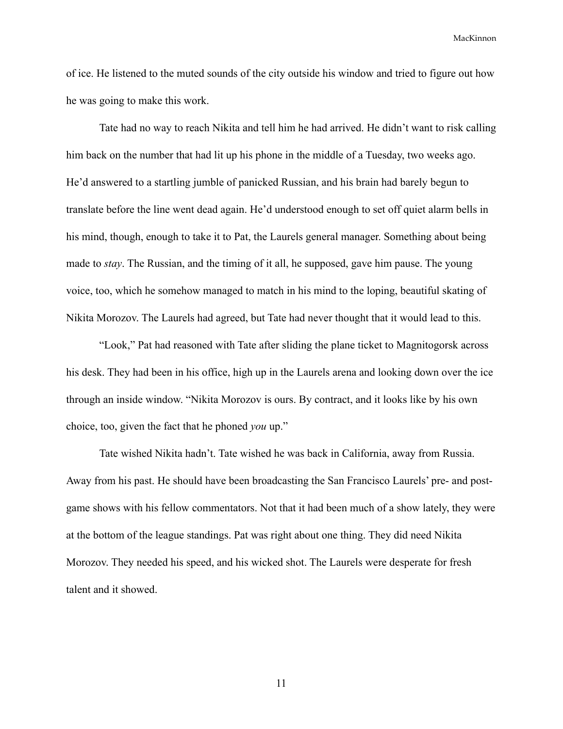of ice. He listened to the muted sounds of the city outside his window and tried to figure out how he was going to make this work.

Tate had no way to reach Nikita and tell him he had arrived. He didn't want to risk calling him back on the number that had lit up his phone in the middle of a Tuesday, two weeks ago. He'd answered to a startling jumble of panicked Russian, and his brain had barely begun to translate before the line went dead again. He'd understood enough to set off quiet alarm bells in his mind, though, enough to take it to Pat, the Laurels general manager. Something about being made to *stay*. The Russian, and the timing of it all, he supposed, gave him pause. The young voice, too, which he somehow managed to match in his mind to the loping, beautiful skating of Nikita Morozov. The Laurels had agreed, but Tate had never thought that it would lead to this.

"Look," Pat had reasoned with Tate after sliding the plane ticket to Magnitogorsk across his desk. They had been in his office, high up in the Laurels arena and looking down over the ice through an inside window. "Nikita Morozov is ours. By contract, and it looks like by his own choice, too, given the fact that he phoned *you* up."

Tate wished Nikita hadn't. Tate wished he was back in California, away from Russia. Away from his past. He should have been broadcasting the San Francisco Laurels' pre- and post-game shows with his fellow commentators. Not that it had been much of a show lately, they were at the bottom of the league standings. Pat was right about one thing. They did need Nikita Morozov. They needed his speed, and his wicked shot. The Laurels were desperate for fresh talent and it showed.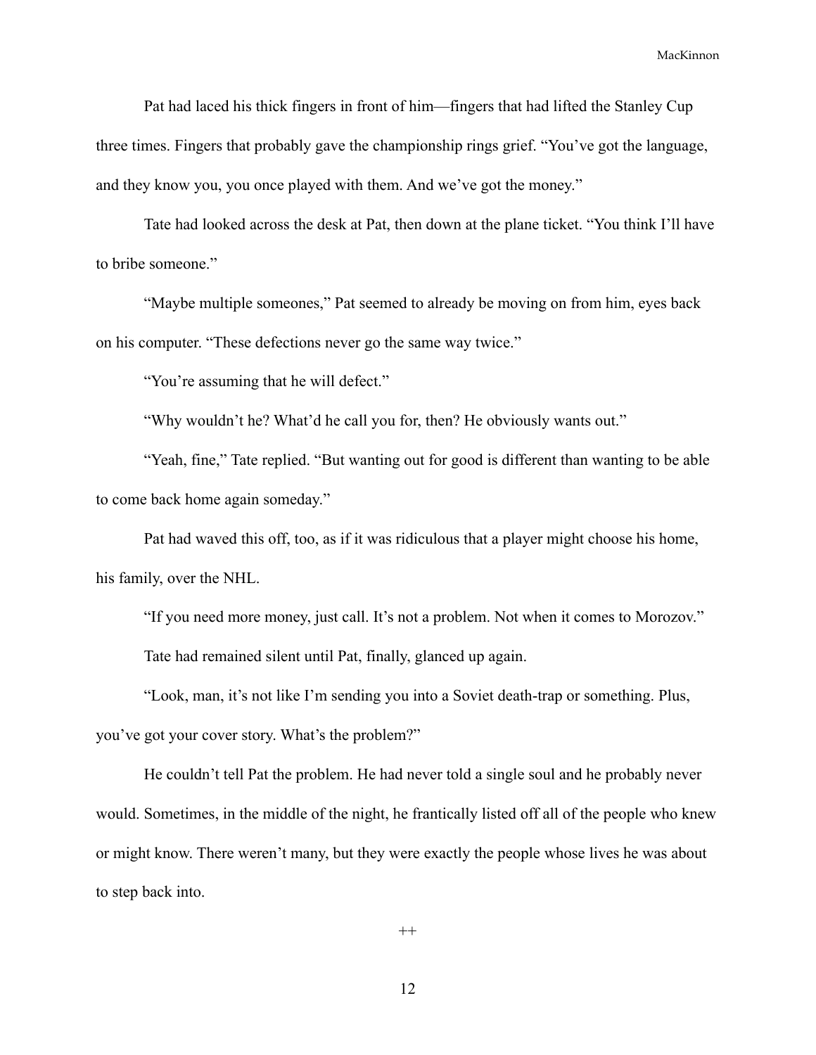Pat had laced his thick fingers in front of him—fingers that had lifted the Stanley Cup three times. Fingers that probably gave the championship rings grief. “You’ve got the language, and they know you, you once played with them. And we’ve got the money.”

Tate had looked across the desk at Pat, then down at the plane ticket. “You think I’ll have to bribe someone.”

“Maybe multiple someones,” Pat seemed to already be moving on from him, eyes back on his computer. “These defections never go the same way twice.”

“You’re assuming that he will defect.”

“Why wouldn’t he? What’d he call you for, then? He obviously wants out.”

“Yeah, fine,” Tate replied. “But wanting out for good is different than wanting to be able to come back home again someday.”

Pat had waved this off, too, as if it was ridiculous that a player might choose his home, his family, over the NHL.

“If you need more money, just call. It’s not a problem. Not when it comes to Morozov.”

Tate had remained silent until Pat, finally, glanced up again.

“Look, man, it’s not like I’m sending you into a Soviet death-trap or something. Plus, you’ve got your cover story. What’s the problem?”

He couldn’t tell Pat the problem. He had never told a single soul and he probably never would. Sometimes, in the middle of the night, he frantically listed off all of the people who knew or might know. There weren’t many, but they were exactly the people whose lives he was about to step back into.

++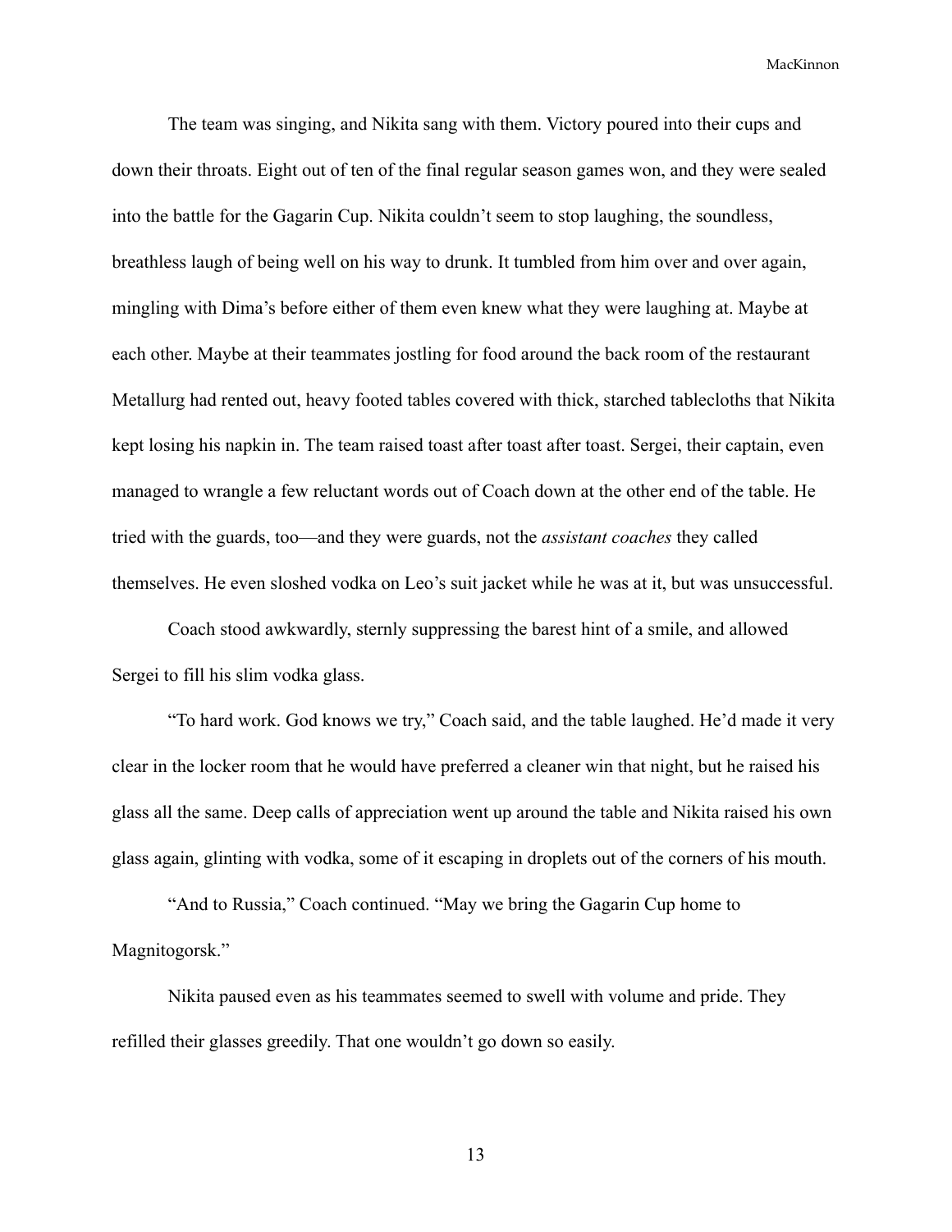The team was singing, and Nikita sang with them. Victory poured into their cups and down their throats. Eight out of ten of the final regular season games won, and they were sealed into the battle for the Gagarin Cup. Nikita couldn't seem to stop laughing, the soundless, breathless laugh of being well on his way to drunk. It tumbled from him over and over again, mingling with Dima's before either of them even knew what they were laughing at. Maybe at each other. Maybe at their teammates jostling for food around the back room of the restaurant Metallurg had rented out, heavy footed tables covered with thick, starched tablecloths that Nikita kept losing his napkin in. The team raised toast after toast after toast. Sergei, their captain, even managed to wrangle a few reluctant words out of Coach down at the other end of the table. He tried with the guards, too—and they were guards, not the *assistant coaches* they called themselves. He even sloshed vodka on Leo's suit jacket while he was at it, but was unsuccessful.

Coach stood awkwardly, sternly suppressing the barest hint of a smile, and allowed Sergei to fill his slim vodka glass.

"To hard work. God knows we try," Coach said, and the table laughed. He'd made it very clear in the locker room that he would have preferred a cleaner win that night, but he raised his glass all the same. Deep calls of appreciation went up around the table and Nikita raised his own glass again, glinting with vodka, some of it escaping in droplets out of the corners of his mouth.

"And to Russia," Coach continued. "May we bring the Gagarin Cup home to Magnitogorsk."

Nikita paused even as his teammates seemed to swell with volume and pride. They refilled their glasses greedily. That one wouldn't go down so easily.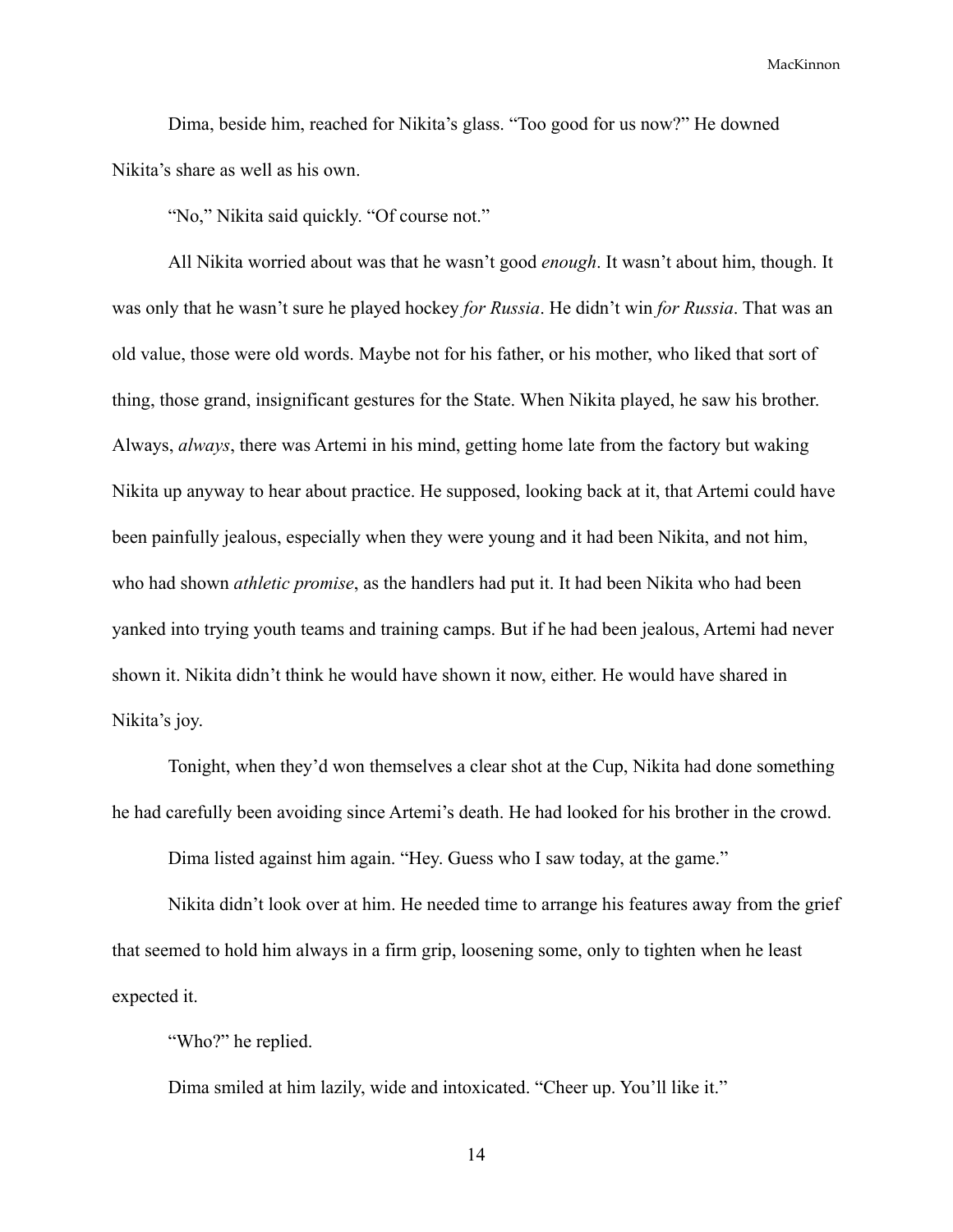Dima, beside him, reached for Nikita's glass. "Too good for us now?" He downed Nikita's share as well as his own.

"No," Nikita said quickly. "Of course not."

All Nikita worried about was that he wasn't good *enough*. It wasn't about him, though. It was only that he wasn't sure he played hockey *for Russia*. He didn't win *for Russia*. That was an old value, those were old words. Maybe not for his father, or his mother, who liked that sort of thing, those grand, insignificant gestures for the State. When Nikita played, he saw his brother. Always, *always*, there was Artemi in his mind, getting home late from the factory but waking Nikita up anyway to hear about practice. He supposed, looking back at it, that Artemi could have been painfully jealous, especially when they were young and it had been Nikita, and not him, who had shown *athletic promise*, as the handlers had put it. It had been Nikita who had been yanked into trying youth teams and training camps. But if he had been jealous, Artemi had never shown it. Nikita didn't think he would have shown it now, either. He would have shared in Nikita's joy.

Tonight, when they'd won themselves a clear shot at the Cup, Nikita had done something he had carefully been avoiding since Artemi's death. He had looked for his brother in the crowd.

Dima listed against him again. "Hey. Guess who I saw today, at the game."

Nikita didn't look over at him. He needed time to arrange his features away from the grief that seemed to hold him always in a firm grip, loosening some, only to tighten when he least expected it.

"Who?" he replied.

Dima smiled at him lazily, wide and intoxicated. "Cheer up. You'll like it."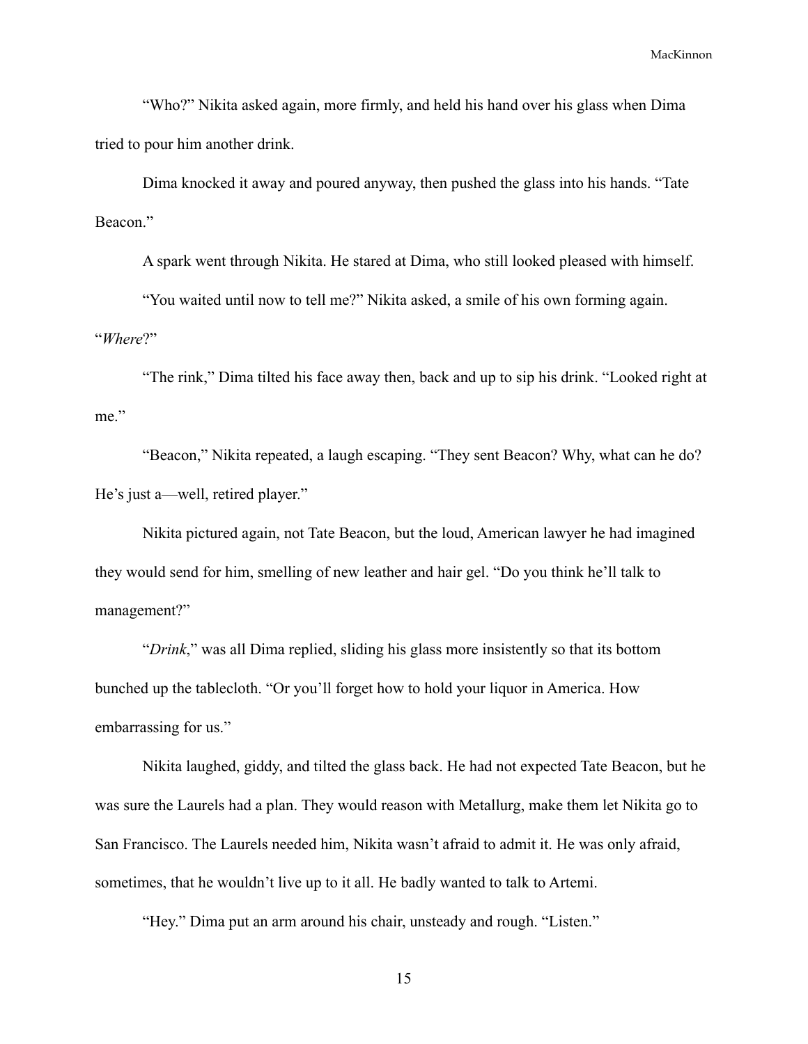"Who?" Nikita asked again, more firmly, and held his hand over his glass when Dima tried to pour him another drink.

Dima knocked it away and poured anyway, then pushed the glass into his hands. "Tate Beacon."

A spark went through Nikita. He stared at Dima, who still looked pleased with himself.

"You waited until now to tell me?" Nikita asked, a smile of his own forming again. "*Where*?"

"The rink," Dima tilted his face away then, back and up to sip his drink. "Looked right at me."

"Beacon," Nikita repeated, a laugh escaping. "They sent Beacon? Why, what can he do? He's just a—well, retired player."

Nikita pictured again, not Tate Beacon, but the loud, American lawyer he had imagined they would send for him, smelling of new leather and hair gel. "Do you think he'll talk to management?"

"*Drink*," was all Dima replied, sliding his glass more insistently so that its bottom bunched up the tablecloth. "Or you'll forget how to hold your liquor in America. How embarrassing for us."

Nikita laughed, giddy, and tilted the glass back. He had not expected Tate Beacon, but he was sure the Laurels had a plan. They would reason with Metallurg, make them let Nikita go to San Francisco. The Laurels needed him, Nikita wasn't afraid to admit it. He was only afraid, sometimes, that he wouldn't live up to it all. He badly wanted to talk to Artemi.

"Hey." Dima put an arm around his chair, unsteady and rough. "Listen."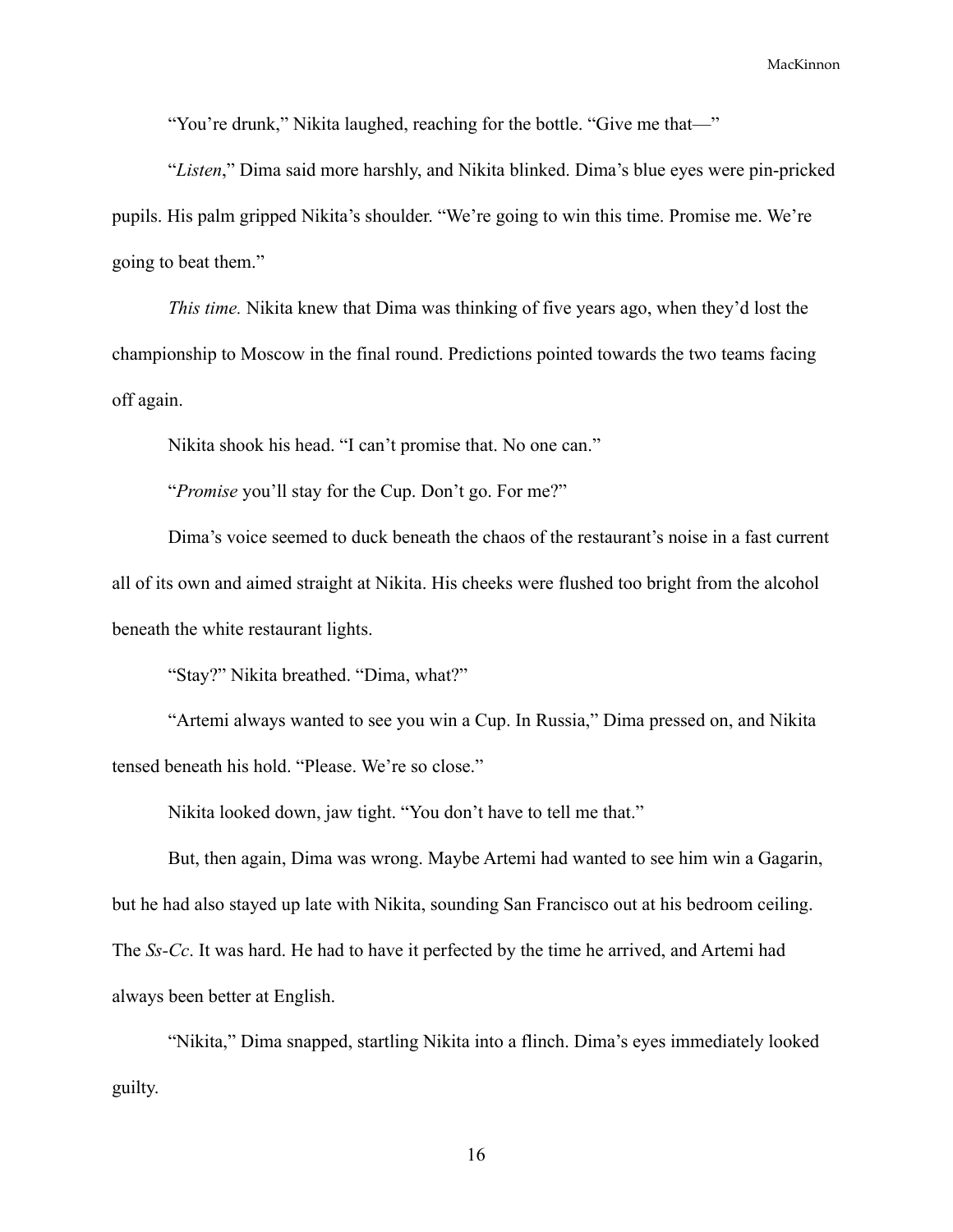"You're drunk," Nikita laughed, reaching for the bottle. "Give me that—"

"*Listen*," Dima said more harshly, and Nikita blinked. Dima's blue eyes were pin-pricked pupils. His palm gripped Nikita's shoulder. "We're going to win this time. Promise me. We're going to beat them."

*This time.* Nikita knew that Dima was thinking of five years ago, when they'd lost the championship to Moscow in the final round. Predictions pointed towards the two teams facing off again.

Nikita shook his head. "I can't promise that. No one can."

"*Promise* you'll stay for the Cup. Don't go. For me?"

Dima's voice seemed to duck beneath the chaos of the restaurant's noise in a fast current all of its own and aimed straight at Nikita. His cheeks were flushed too bright from the alcohol beneath the white restaurant lights.

"Stay?" Nikita breathed. "Dima, what?"

"Artemi always wanted to see you win a Cup. In Russia," Dima pressed on, and Nikita tensed beneath his hold. "Please. We're so close."

Nikita looked down, jaw tight. "You don't have to tell me that."

But, then again, Dima was wrong. Maybe Artemi had wanted to see him win a Gagarin, but he had also stayed up late with Nikita, sounding San Francisco out at his bedroom ceiling. The *Ss-Cc*. It was hard. He had to have it perfected by the time he arrived, and Artemi had always been better at English.

"Nikita," Dima snapped, startling Nikita into a flinch. Dima's eyes immediately looked guilty.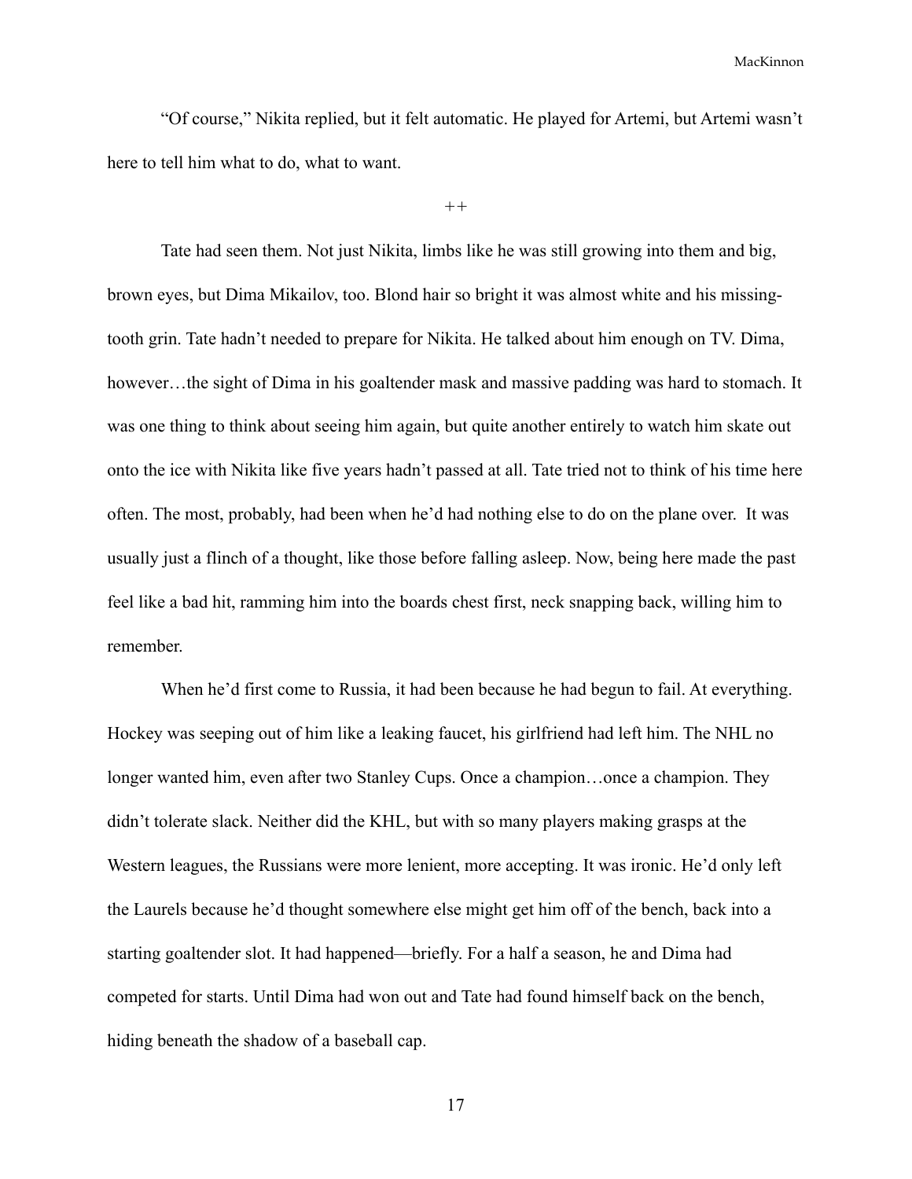"Of course," Nikita replied, but it felt automatic. He played for Artemi, but Artemi wasn't here to tell him what to do, what to want.

++

Tate had seen them. Not just Nikita, limbs like he was still growing into them and big, brown eyes, but Dima Mikailov, too. Blond hair so bright it was almost white and his missing-tooth grin. Tate hadn't needed to prepare for Nikita. He talked about him enough on TV. Dima, however…the sight of Dima in his goaltender mask and massive padding was hard to stomach. It was one thing to think about seeing him again, but quite another entirely to watch him skate out onto the ice with Nikita like five years hadn't passed at all. Tate tried not to think of his time here often. The most, probably, had been when he'd had nothing else to do on the plane over. It was usually just a flinch of a thought, like those before falling asleep. Now, being here made the past feel like a bad hit, ramming him into the boards chest first, neck snapping back, willing him to remember.

When he'd first come to Russia, it had been because he had begun to fail. At everything. Hockey was seeping out of him like a leaking faucet, his girlfriend had left him. The NHL no longer wanted him, even after two Stanley Cups. Once a champion…once a champion. They didn't tolerate slack. Neither did the KHL, but with so many players making grasps at the Western leagues, the Russians were more lenient, more accepting. It was ironic. He'd only left the Laurels because he'd thought somewhere else might get him off of the bench, back into a starting goaltender slot. It had happened—briefly. For a half a season, he and Dima had competed for starts. Until Dima had won out and Tate had found himself back on the bench, hiding beneath the shadow of a baseball cap.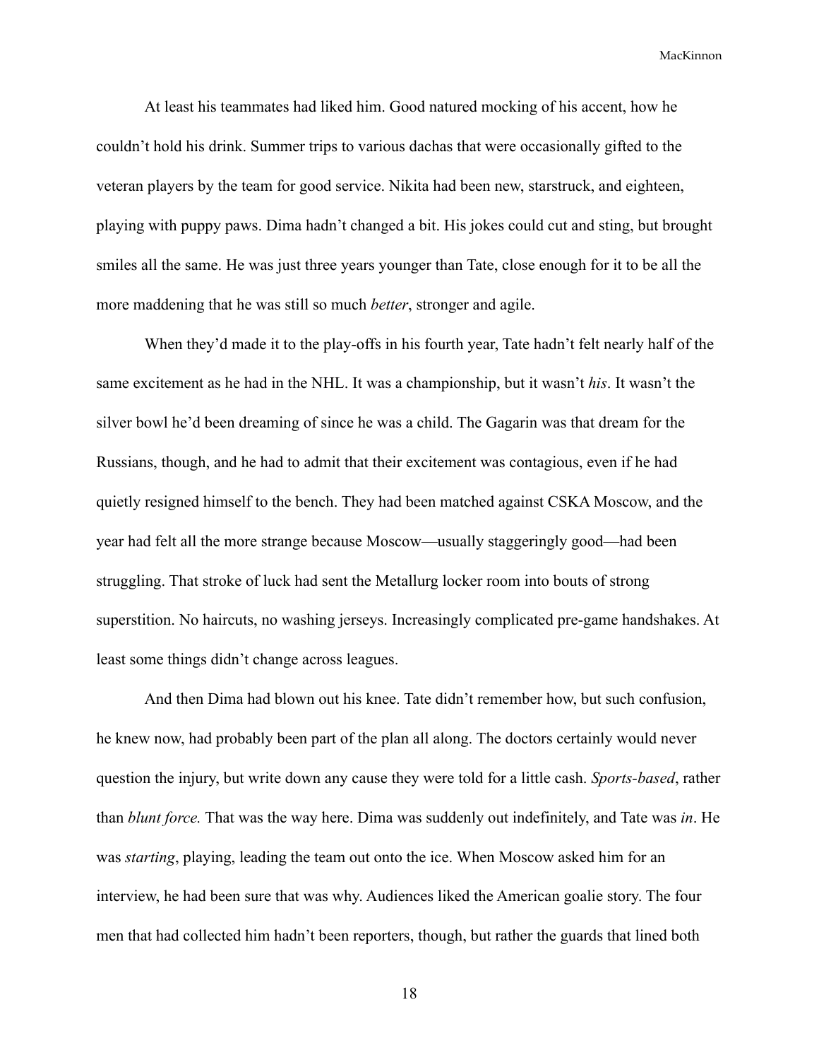At least his teammates had liked him. Good natured mocking of his accent, how he couldn't hold his drink. Summer trips to various dachas that were occasionally gifted to the veteran players by the team for good service. Nikita had been new, starstruck, and eighteen, playing with puppy paws. Dima hadn't changed a bit. His jokes could cut and sting, but brought smiles all the same. He was just three years younger than Tate, close enough for it to be all the more maddening that he was still so much *better*, stronger and agile.

When they'd made it to the play-offs in his fourth year, Tate hadn't felt nearly half of the same excitement as he had in the NHL. It was a championship, but it wasn't *his*. It wasn't the silver bowl he'd been dreaming of since he was a child. The Gagarin was that dream for the Russians, though, and he had to admit that their excitement was contagious, even if he had quietly resigned himself to the bench. They had been matched against CSKA Moscow, and the year had felt all the more strange because Moscow—usually staggeringly good—had been struggling. That stroke of luck had sent the Metallurg locker room into bouts of strong superstition. No haircuts, no washing jerseys. Increasingly complicated pre-game handshakes. At least some things didn't change across leagues.

And then Dima had blown out his knee. Tate didn't remember how, but such confusion, he knew now, had probably been part of the plan all along. The doctors certainly would never question the injury, but write down any cause they were told for a little cash. *Sports-based*, rather than *blunt force.* That was the way here. Dima was suddenly out indefinitely, and Tate was *in*. He was *starting*, playing, leading the team out onto the ice. When Moscow asked him for an interview, he had been sure that was why. Audiences liked the American goalie story. The four men that had collected him hadn't been reporters, though, but rather the guards that lined both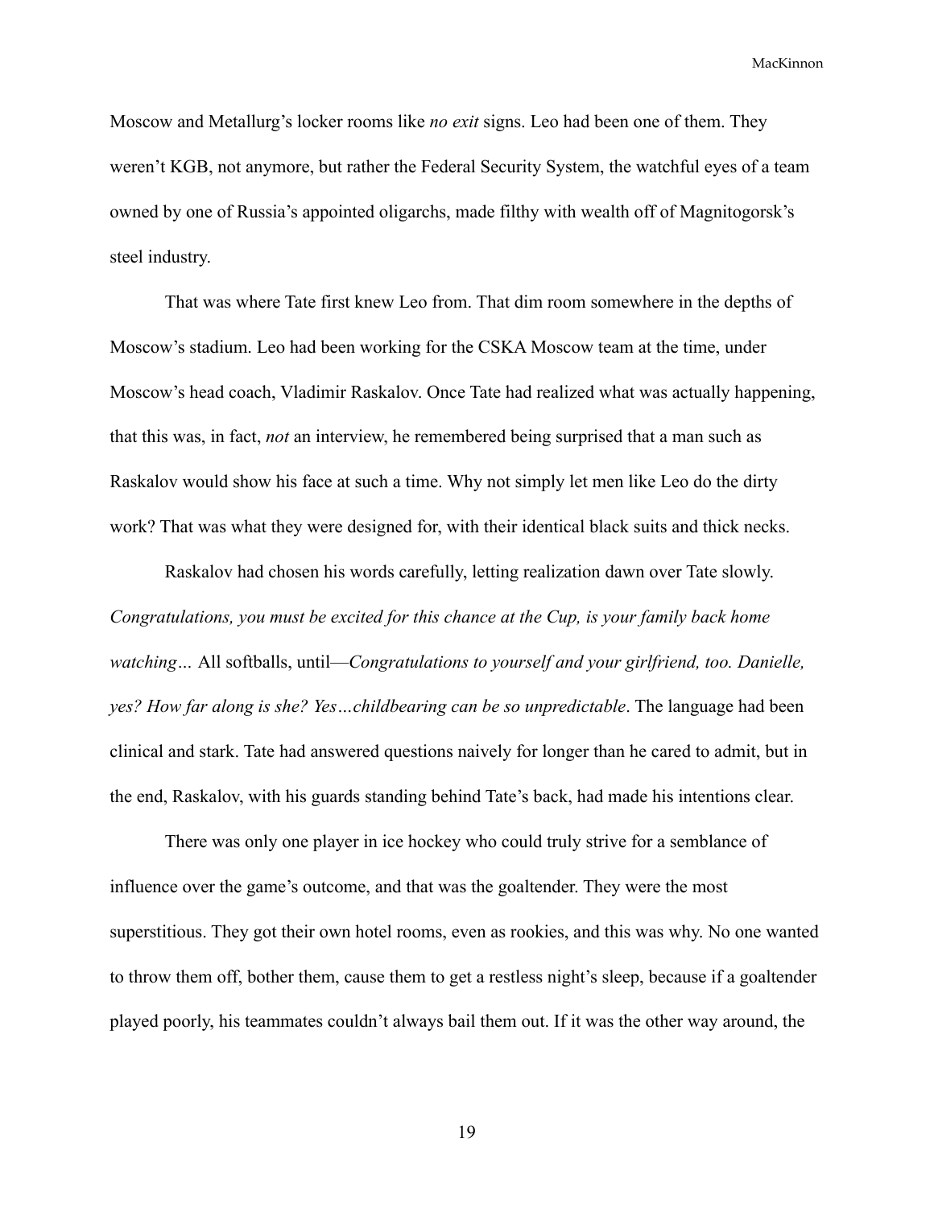Moscow and Metallurg's locker rooms like *no exit* signs. Leo had been one of them. They weren't KGB, not anymore, but rather the Federal Security System, the watchful eyes of a team owned by one of Russia's appointed oligarchs, made filthy with wealth off of Magnitogorsk's steel industry.

That was where Tate first knew Leo from. That dim room somewhere in the depths of Moscow's stadium. Leo had been working for the CSKA Moscow team at the time, under Moscow's head coach, Vladimir Raskalov. Once Tate had realized what was actually happening, that this was, in fact, *not* an interview, he remembered being surprised that a man such as Raskalov would show his face at such a time. Why not simply let men like Leo do the dirty work? That was what they were designed for, with their identical black suits and thick necks.

Raskalov had chosen his words carefully, letting realization dawn over Tate slowly. *Congratulations, you must be excited for this chance at the Cup, is your family back home watching…* All softballs, until—*Congratulations to yourself and your girlfriend, too. Danielle, yes? How far along is she? Yes…childbearing can be so unpredictable*. The language had been clinical and stark. Tate had answered questions naively for longer than he cared to admit, but in the end, Raskalov, with his guards standing behind Tate's back, had made his intentions clear.

There was only one player in ice hockey who could truly strive for a semblance of influence over the game's outcome, and that was the goaltender. They were the most superstitious. They got their own hotel rooms, even as rookies, and this was why. No one wanted to throw them off, bother them, cause them to get a restless night's sleep, because if a goaltender played poorly, his teammates couldn't always bail them out. If it was the other way around, the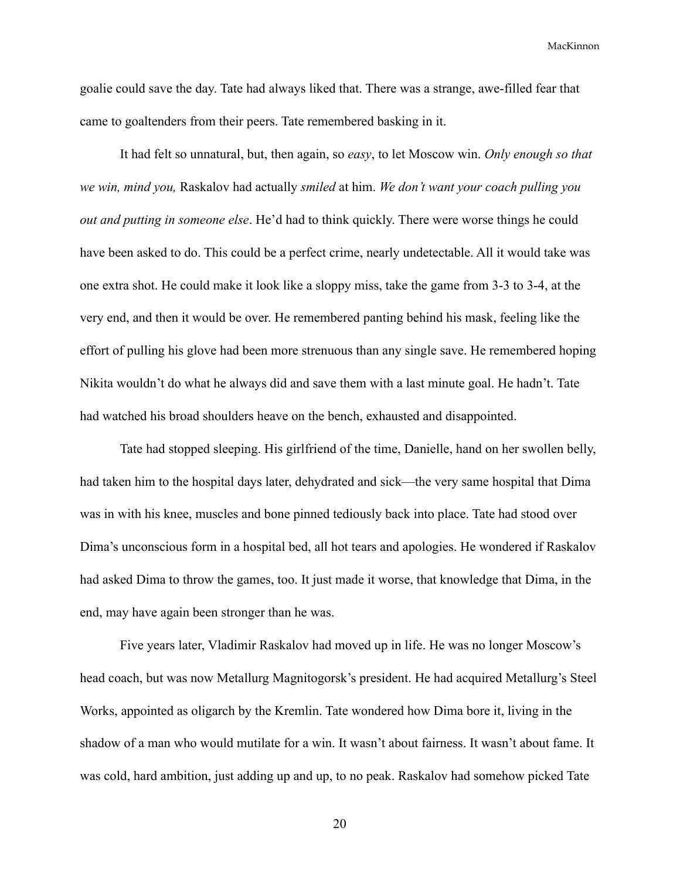goalie could save the day. Tate had always liked that. There was a strange, awe-filled fear that came to goaltenders from their peers. Tate remembered basking in it.

It had felt so unnatural, but, then again, so *easy*, to let Moscow win. *Only enough so that we win, mind you,* Raskalov had actually *smiled* at him. *We don't want your coach pulling you out and putting in someone else*. He'd had to think quickly. There were worse things he could have been asked to do. This could be a perfect crime, nearly undetectable. All it would take was one extra shot. He could make it look like a sloppy miss, take the game from 3-3 to 3-4, at the very end, and then it would be over. He remembered panting behind his mask, feeling like the effort of pulling his glove had been more strenuous than any single save. He remembered hoping Nikita wouldn't do what he always did and save them with a last minute goal. He hadn't. Tate had watched his broad shoulders heave on the bench, exhausted and disappointed.

Tate had stopped sleeping. His girlfriend of the time, Danielle, hand on her swollen belly, had taken him to the hospital days later, dehydrated and sick—the very same hospital that Dima was in with his knee, muscles and bone pinned tediously back into place. Tate had stood over Dima's unconscious form in a hospital bed, all hot tears and apologies. He wondered if Raskalov had asked Dima to throw the games, too. It just made it worse, that knowledge that Dima, in the end, may have again been stronger than he was.

Five years later, Vladimir Raskalov had moved up in life. He was no longer Moscow's head coach, but was now Metallurg Magnitogorsk's president. He had acquired Metallurg's Steel Works, appointed as oligarch by the Kremlin. Tate wondered how Dima bore it, living in the shadow of a man who would mutilate for a win. It wasn't about fairness. It wasn't about fame. It was cold, hard ambition, just adding up and up, to no peak. Raskalov had somehow picked Tate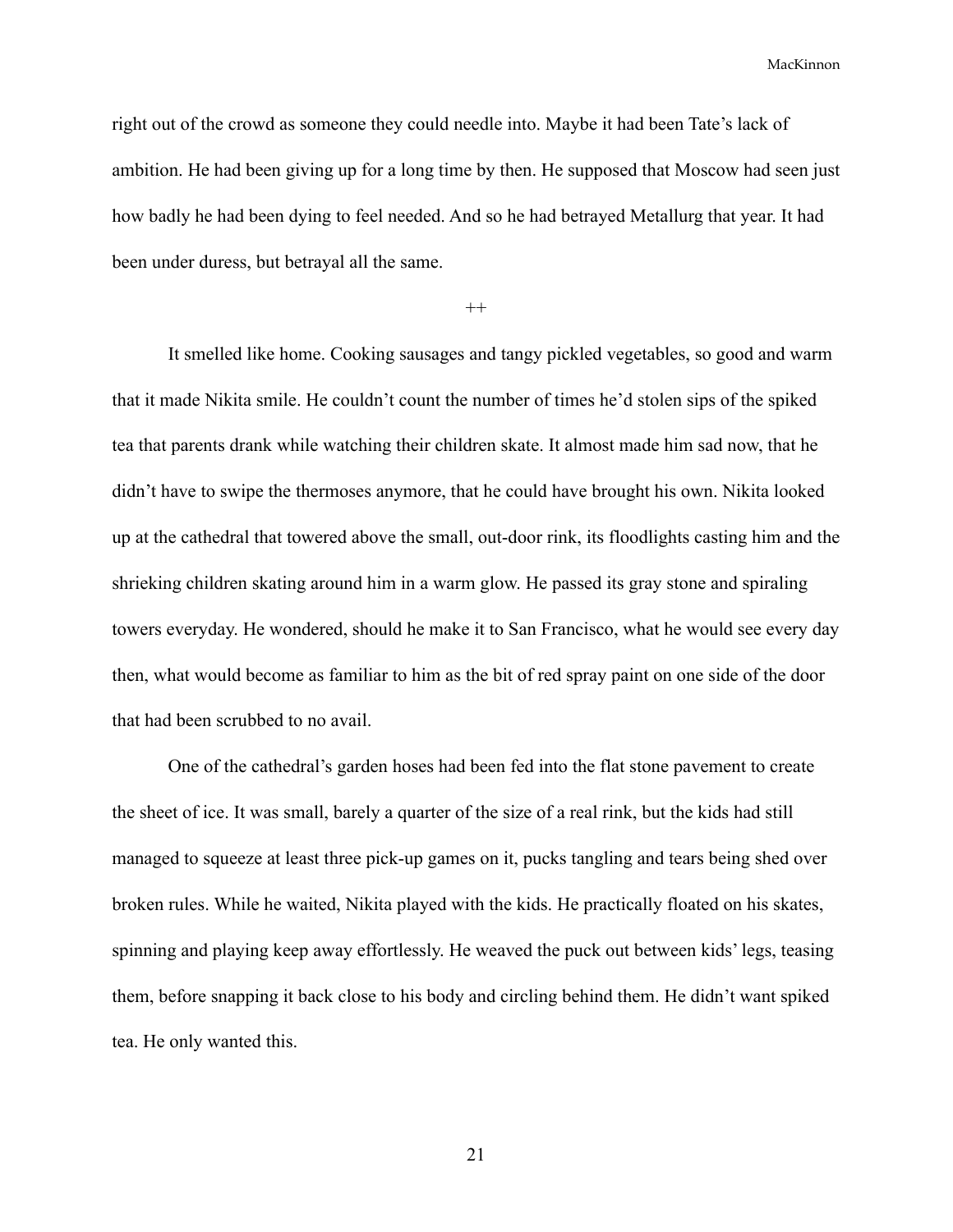right out of the crowd as someone they could needle into. Maybe it had been Tate's lack of ambition. He had been giving up for a long time by then. He supposed that Moscow had seen just how badly he had been dying to feel needed. And so he had betrayed Metallurg that year. It had been under duress, but betrayal all the same.

++

It smelled like home. Cooking sausages and tangy pickled vegetables, so good and warm that it made Nikita smile. He couldn't count the number of times he'd stolen sips of the spiked tea that parents drank while watching their children skate. It almost made him sad now, that he didn't have to swipe the thermoses anymore, that he could have brought his own. Nikita looked up at the cathedral that towered above the small, out-door rink, its floodlights casting him and the shrieking children skating around him in a warm glow. He passed its gray stone and spiraling towers everyday. He wondered, should he make it to San Francisco, what he would see every day then, what would become as familiar to him as the bit of red spray paint on one side of the door that had been scrubbed to no avail.

One of the cathedral's garden hoses had been fed into the flat stone pavement to create the sheet of ice. It was small, barely a quarter of the size of a real rink, but the kids had still managed to squeeze at least three pick-up games on it, pucks tangling and tears being shed over broken rules. While he waited, Nikita played with the kids. He practically floated on his skates, spinning and playing keep away effortlessly. He weaved the puck out between kids' legs, teasing them, before snapping it back close to his body and circling behind them. He didn't want spiked tea. He only wanted this.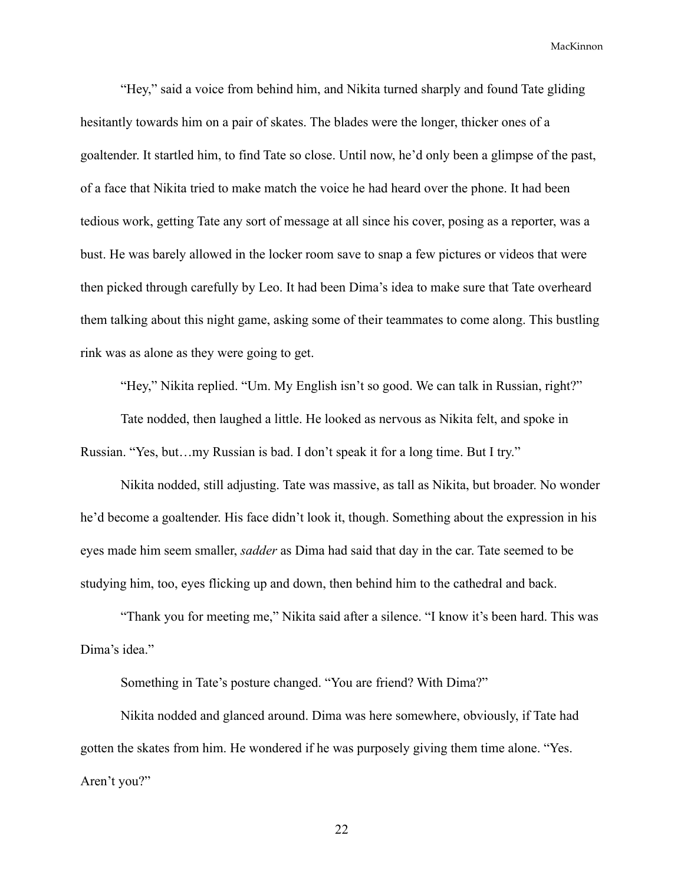"Hey," said a voice from behind him, and Nikita turned sharply and found Tate gliding hesitantly towards him on a pair of skates. The blades were the longer, thicker ones of a goaltender. It startled him, to find Tate so close. Until now, he'd only been a glimpse of the past, of a face that Nikita tried to make match the voice he had heard over the phone. It had been tedious work, getting Tate any sort of message at all since his cover, posing as a reporter, was a bust. He was barely allowed in the locker room save to snap a few pictures or videos that were then picked through carefully by Leo. It had been Dima's idea to make sure that Tate overheard them talking about this night game, asking some of their teammates to come along. This bustling rink was as alone as they were going to get.

"Hey," Nikita replied. "Um. My English isn't so good. We can talk in Russian, right?"

Tate nodded, then laughed a little. He looked as nervous as Nikita felt, and spoke in Russian. "Yes, but…my Russian is bad. I don't speak it for a long time. But I try."

Nikita nodded, still adjusting. Tate was massive, as tall as Nikita, but broader. No wonder he'd become a goaltender. His face didn't look it, though. Something about the expression in his eyes made him seem smaller, *sadder* as Dima had said that day in the car. Tate seemed to be studying him, too, eyes flicking up and down, then behind him to the cathedral and back.

"Thank you for meeting me," Nikita said after a silence. "I know it's been hard. This was Dima's idea."

Something in Tate's posture changed. "You are friend? With Dima?"

Nikita nodded and glanced around. Dima was here somewhere, obviously, if Tate had gotten the skates from him. He wondered if he was purposely giving them time alone. "Yes. Aren't you?"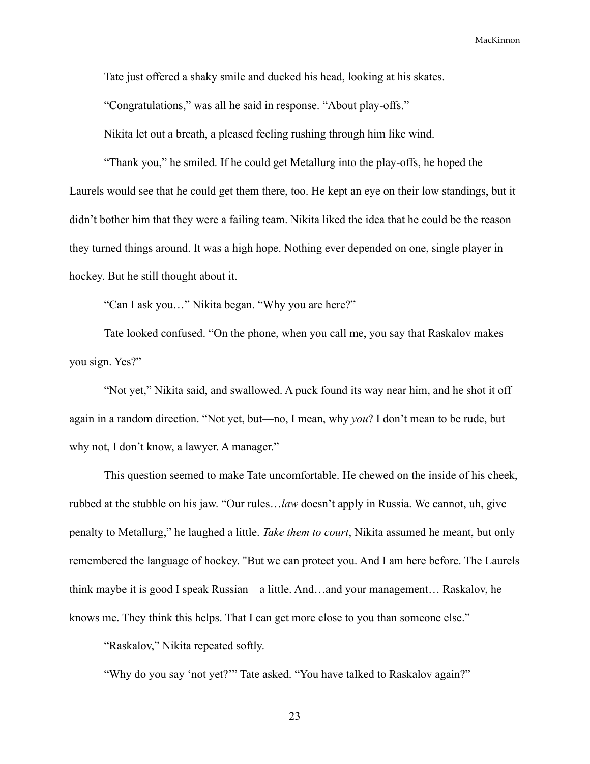Tate just offered a shaky smile and ducked his head, looking at his skates.

“Congratulations,” was all he said in response. “About play-offs.”

Nikita let out a breath, a pleased feeling rushing through him like wind.

“Thank you,” he smiled. If he could get Metallurg into the play-offs, he hoped the Laurels would see that he could get them there, too. He kept an eye on their low standings, but it didn’t bother him that they were a failing team. Nikita liked the idea that he could be the reason they turned things around. It was a high hope. Nothing ever depended on one, single player in hockey. But he still thought about it.

“Can I ask you…” Nikita began. “Why you are here?”

Tate looked confused. “On the phone, when you call me, you say that Raskalov makes you sign. Yes?”

“Not yet,” Nikita said, and swallowed. A puck found its way near him, and he shot it off again in a random direction. “Not yet, but—no, I mean, why *you*? I don’t mean to be rude, but why not, I don’t know, a lawyer. A manager.”

This question seemed to make Tate uncomfortable. He chewed on the inside of his cheek, rubbed at the stubble on his jaw. “Our rules…*law* doesn’t apply in Russia. We cannot, uh, give penalty to Metallurg,” he laughed a little. *Take them to court*, Nikita assumed he meant, but only remembered the language of hockey. "But we can protect you. And I am here before. The Laurels think maybe it is good I speak Russian—a little. And…and your management… Raskalov, he knows me. They think this helps. That I can get more close to you than someone else.”

“Raskalov,” Nikita repeated softly.

“Why do you say ‘not yet?’” Tate asked. “You have talked to Raskalov again?”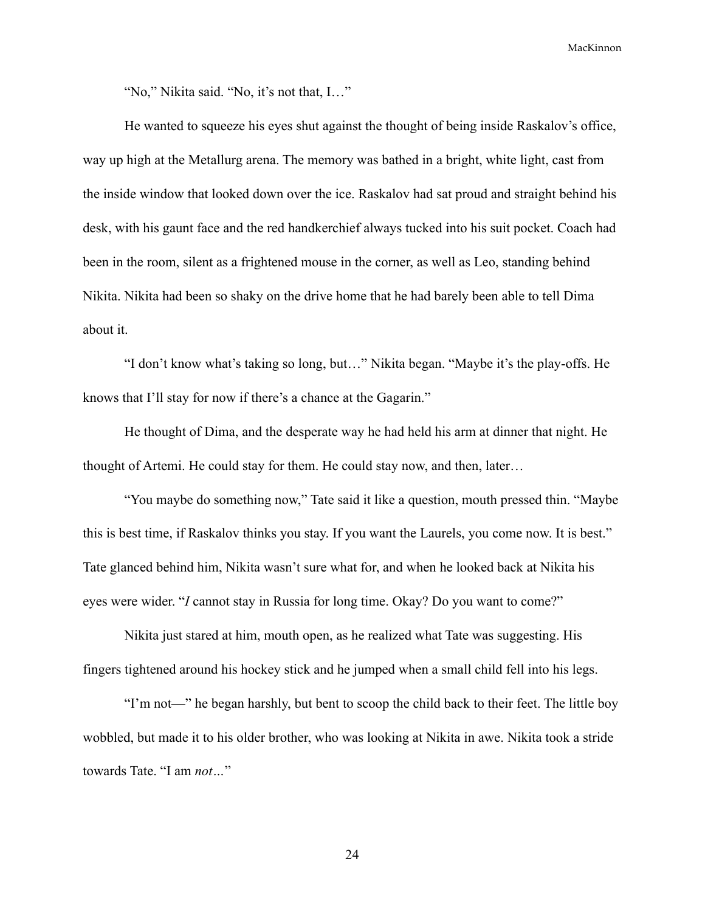"No," Nikita said. "No, it's not that, I…"

He wanted to squeeze his eyes shut against the thought of being inside Raskalov's office, way up high at the Metallurg arena. The memory was bathed in a bright, white light, cast from the inside window that looked down over the ice. Raskalov had sat proud and straight behind his desk, with his gaunt face and the red handkerchief always tucked into his suit pocket. Coach had been in the room, silent as a frightened mouse in the corner, as well as Leo, standing behind Nikita. Nikita had been so shaky on the drive home that he had barely been able to tell Dima about it.

"I don't know what's taking so long, but…" Nikita began. "Maybe it's the play-offs. He knows that I'll stay for now if there's a chance at the Gagarin."

He thought of Dima, and the desperate way he had held his arm at dinner that night. He thought of Artemi. He could stay for them. He could stay now, and then, later…

"You maybe do something now," Tate said it like a question, mouth pressed thin. "Maybe this is best time, if Raskalov thinks you stay. If you want the Laurels, you come now. It is best." Tate glanced behind him, Nikita wasn't sure what for, and when he looked back at Nikita his eyes were wider. "*I* cannot stay in Russia for long time. Okay? Do you want to come?"

Nikita just stared at him, mouth open, as he realized what Tate was suggesting. His fingers tightened around his hockey stick and he jumped when a small child fell into his legs.

"I'm not—" he began harshly, but bent to scoop the child back to their feet. The little boy wobbled, but made it to his older brother, who was looking at Nikita in awe. Nikita took a stride towards Tate. "I am *not*…"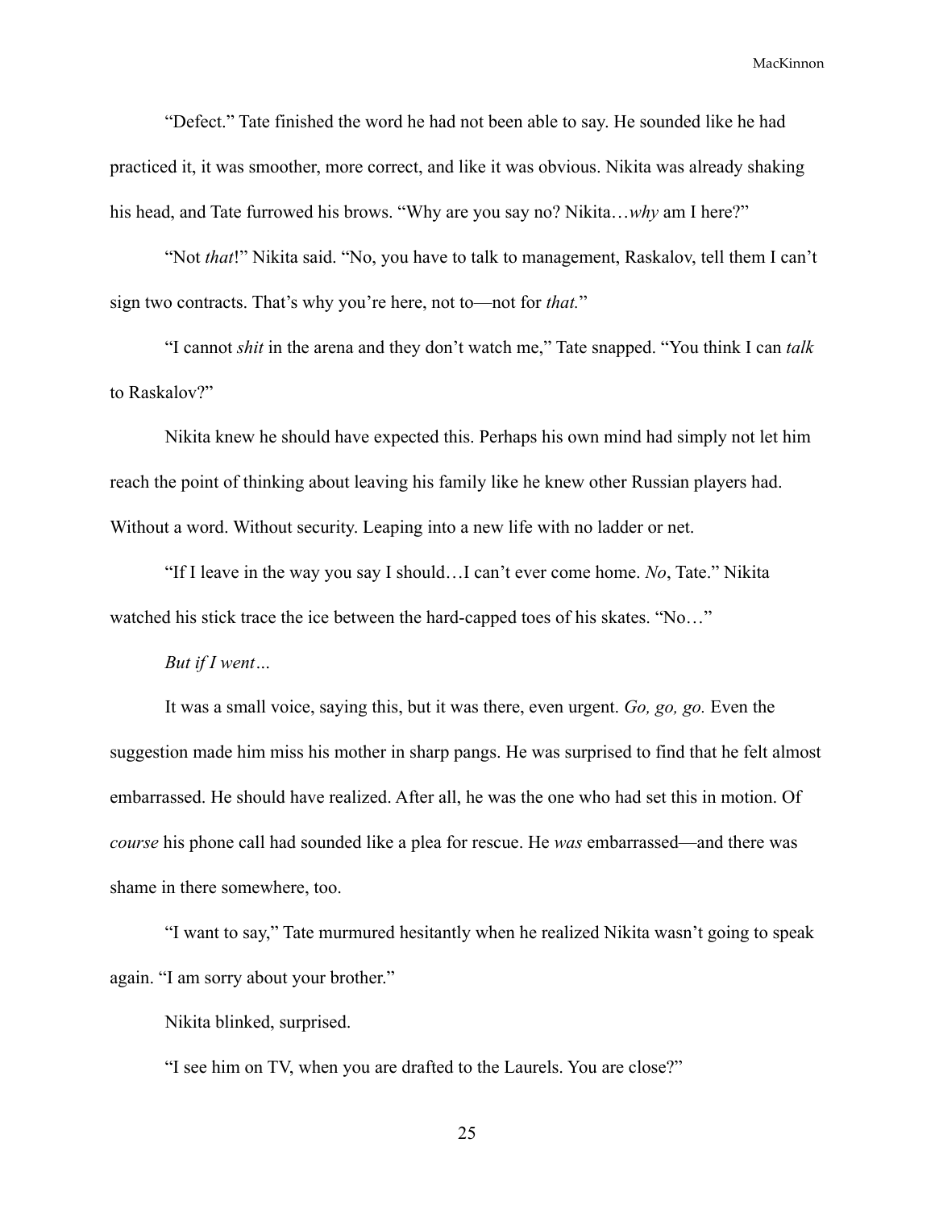"Defect." Tate finished the word he had not been able to say. He sounded like he had practiced it, it was smoother, more correct, and like it was obvious. Nikita was already shaking his head, and Tate furrowed his brows. "Why are you say no? Nikita…*why* am I here?"

"Not *that*!" Nikita said. "No, you have to talk to management, Raskalov, tell them I can't sign two contracts. That's why you're here, not to—not for *that.*"

"I cannot *shit* in the arena and they don't watch me," Tate snapped. "You think I can *talk* to Raskalov?"

Nikita knew he should have expected this. Perhaps his own mind had simply not let him reach the point of thinking about leaving his family like he knew other Russian players had. Without a word. Without security. Leaping into a new life with no ladder or net.

"If I leave in the way you say I should…I can't ever come home. *No*, Tate." Nikita watched his stick trace the ice between the hard-capped toes of his skates. "No…"

*But if I went…*

It was a small voice, saying this, but it was there, even urgent. *Go, go, go.* Even the suggestion made him miss his mother in sharp pangs. He was surprised to find that he felt almost embarrassed. He should have realized. After all, he was the one who had set this in motion. Of *course* his phone call had sounded like a plea for rescue. He *was* embarrassed—and there was shame in there somewhere, too.

"I want to say," Tate murmured hesitantly when he realized Nikita wasn't going to speak again. "I am sorry about your brother."

Nikita blinked, surprised.

"I see him on TV, when you are drafted to the Laurels. You are close?"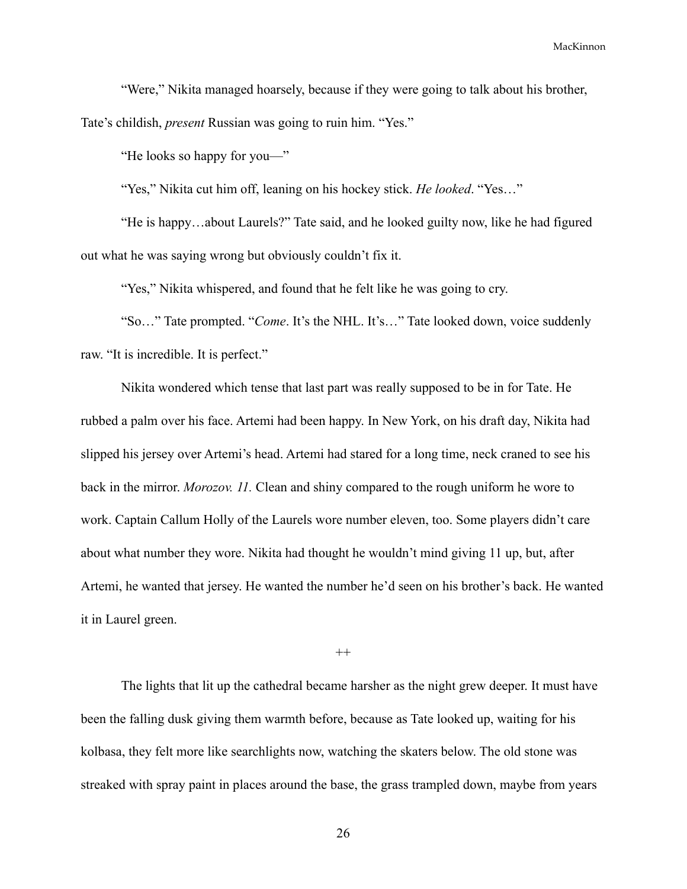"Were," Nikita managed hoarsely, because if they were going to talk about his brother, Tate's childish, *present* Russian was going to ruin him. "Yes."

"He looks so happy for you—"

"Yes," Nikita cut him off, leaning on his hockey stick. *He looked*. "Yes…"

"He is happy…about Laurels?" Tate said, and he looked guilty now, like he had figured out what he was saying wrong but obviously couldn't fix it.

"Yes," Nikita whispered, and found that he felt like he was going to cry.

"So…" Tate prompted. "*Come*. It's the NHL. It's…" Tate looked down, voice suddenly raw. "It is incredible. It is perfect."

Nikita wondered which tense that last part was really supposed to be in for Tate. He rubbed a palm over his face. Artemi had been happy. In New York, on his draft day, Nikita had slipped his jersey over Artemi's head. Artemi had stared for a long time, neck craned to see his back in the mirror. *Morozov. 11.* Clean and shiny compared to the rough uniform he wore to work. Captain Callum Holly of the Laurels wore number eleven, too. Some players didn't care about what number they wore. Nikita had thought he wouldn't mind giving 11 up, but, after Artemi, he wanted that jersey. He wanted the number he'd seen on his brother's back. He wanted it in Laurel green.

++

The lights that lit up the cathedral became harsher as the night grew deeper. It must have been the falling dusk giving them warmth before, because as Tate looked up, waiting for his kolbasa, they felt more like searchlights now, watching the skaters below. The old stone was streaked with spray paint in places around the base, the grass trampled down, maybe from years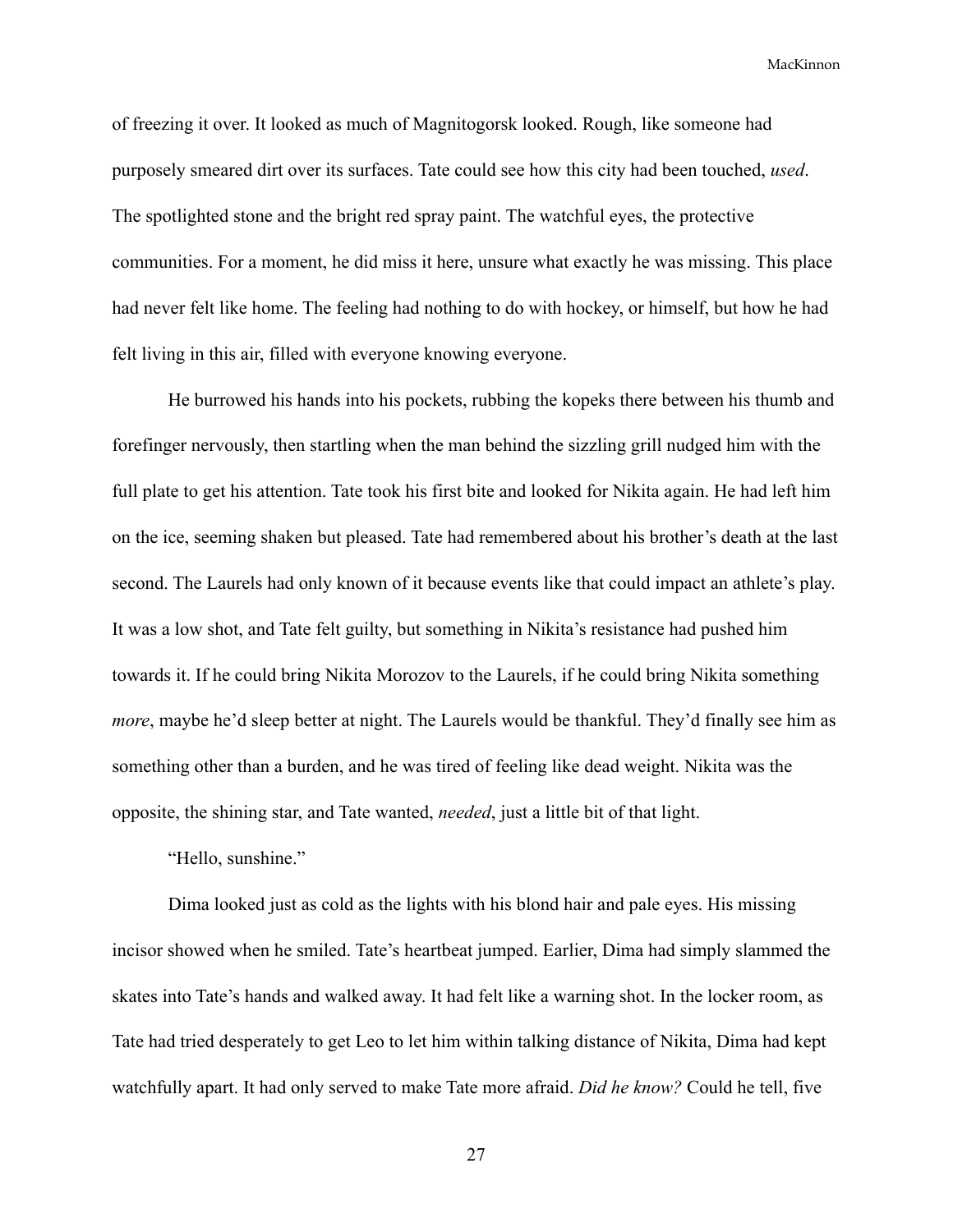of freezing it over. It looked as much of Magnitogorsk looked. Rough, like someone had purposely smeared dirt over its surfaces. Tate could see how this city had been touched, *used*. The spotlighted stone and the bright red spray paint. The watchful eyes, the protective communities. For a moment, he did miss it here, unsure what exactly he was missing. This place had never felt like home. The feeling had nothing to do with hockey, or himself, but how he had felt living in this air, filled with everyone knowing everyone.

He burrowed his hands into his pockets, rubbing the kopeks there between his thumb and forefinger nervously, then startling when the man behind the sizzling grill nudged him with the full plate to get his attention. Tate took his first bite and looked for Nikita again. He had left him on the ice, seeming shaken but pleased. Tate had remembered about his brother's death at the last second. The Laurels had only known of it because events like that could impact an athlete's play. It was a low shot, and Tate felt guilty, but something in Nikita's resistance had pushed him towards it. If he could bring Nikita Morozov to the Laurels, if he could bring Nikita something *more*, maybe he'd sleep better at night. The Laurels would be thankful. They'd finally see him as something other than a burden, and he was tired of feeling like dead weight. Nikita was the opposite, the shining star, and Tate wanted, *needed*, just a little bit of that light.

"Hello, sunshine."

Dima looked just as cold as the lights with his blond hair and pale eyes. His missing incisor showed when he smiled. Tate's heartbeat jumped. Earlier, Dima had simply slammed the skates into Tate's hands and walked away. It had felt like a warning shot. In the locker room, as Tate had tried desperately to get Leo to let him within talking distance of Nikita, Dima had kept watchfully apart. It had only served to make Tate more afraid. *Did he know?* Could he tell, five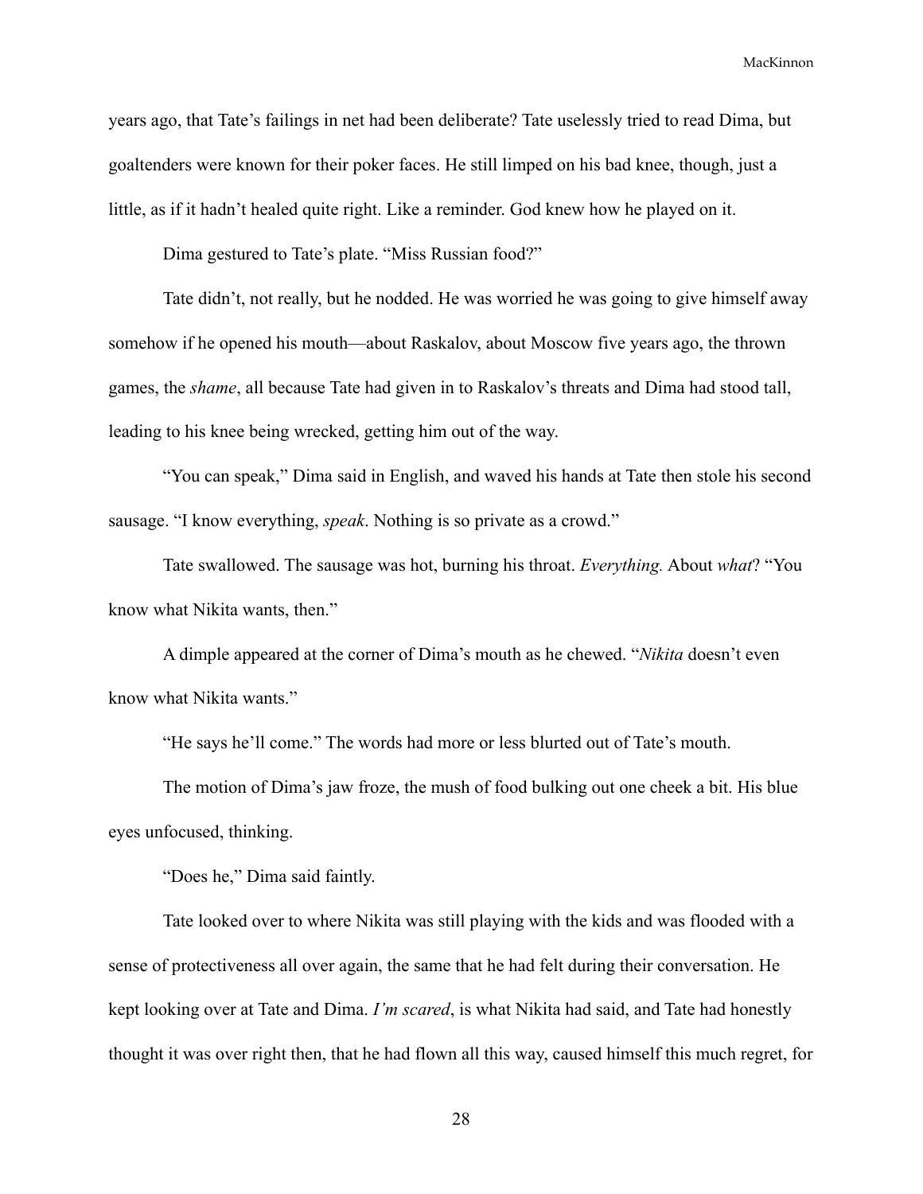years ago, that Tate's failings in net had been deliberate? Tate uselessly tried to read Dima, but goaltenders were known for their poker faces. He still limped on his bad knee, though, just a little, as if it hadn't healed quite right. Like a reminder. God knew how he played on it.

Dima gestured to Tate's plate. "Miss Russian food?"

Tate didn't, not really, but he nodded. He was worried he was going to give himself away somehow if he opened his mouth—about Raskalov, about Moscow five years ago, the thrown games, the *shame*, all because Tate had given in to Raskalov's threats and Dima had stood tall, leading to his knee being wrecked, getting him out of the way.

"You can speak," Dima said in English, and waved his hands at Tate then stole his second sausage. "I know everything, *speak*. Nothing is so private as a crowd."

Tate swallowed. The sausage was hot, burning his throat. *Everything.* About *what*? "You know what Nikita wants, then."

A dimple appeared at the corner of Dima's mouth as he chewed. "*Nikita* doesn't even know what Nikita wants."

"He says he'll come." The words had more or less blurted out of Tate's mouth.

The motion of Dima's jaw froze, the mush of food bulking out one cheek a bit. His blue eyes unfocused, thinking.

"Does he," Dima said faintly.

Tate looked over to where Nikita was still playing with the kids and was flooded with a sense of protectiveness all over again, the same that he had felt during their conversation. He kept looking over at Tate and Dima. *I'm scared*, is what Nikita had said, and Tate had honestly thought it was over right then, that he had flown all this way, caused himself this much regret, for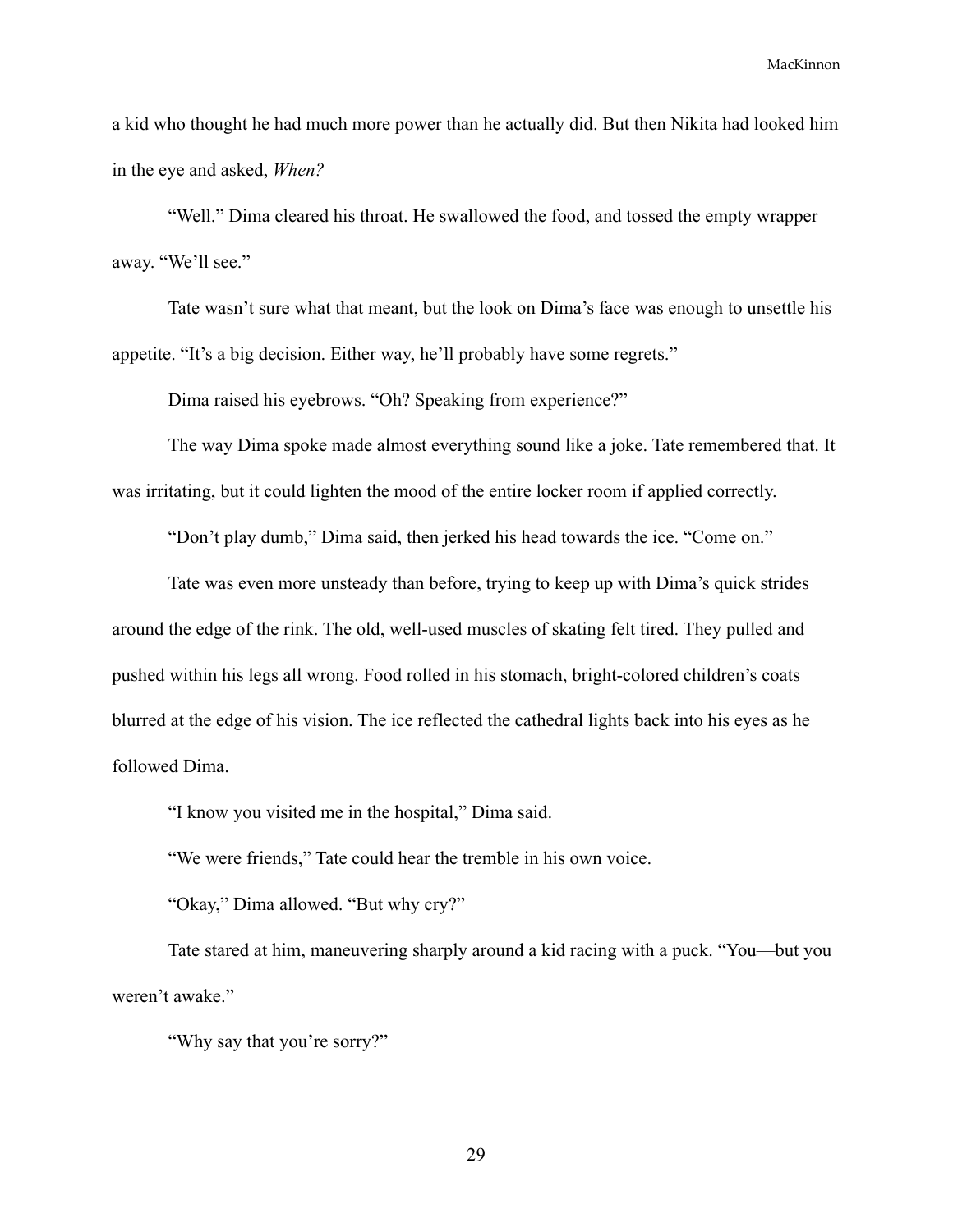a kid who thought he had much more power than he actually did. But then Nikita had looked him in the eye and asked, *When?*

"Well." Dima cleared his throat. He swallowed the food, and tossed the empty wrapper away. "We'll see."

Tate wasn't sure what that meant, but the look on Dima's face was enough to unsettle his appetite. "It's a big decision. Either way, he'll probably have some regrets."

Dima raised his eyebrows. "Oh? Speaking from experience?"

The way Dima spoke made almost everything sound like a joke. Tate remembered that. It was irritating, but it could lighten the mood of the entire locker room if applied correctly.

"Don't play dumb," Dima said, then jerked his head towards the ice. "Come on."

Tate was even more unsteady than before, trying to keep up with Dima's quick strides around the edge of the rink. The old, well-used muscles of skating felt tired. They pulled and pushed within his legs all wrong. Food rolled in his stomach, bright-colored children's coats blurred at the edge of his vision. The ice reflected the cathedral lights back into his eyes as he followed Dima.

"I know you visited me in the hospital," Dima said.

"We were friends," Tate could hear the tremble in his own voice.

"Okay," Dima allowed. "But why cry?"

Tate stared at him, maneuvering sharply around a kid racing with a puck. "You—but you weren't awake."

"Why say that you're sorry?"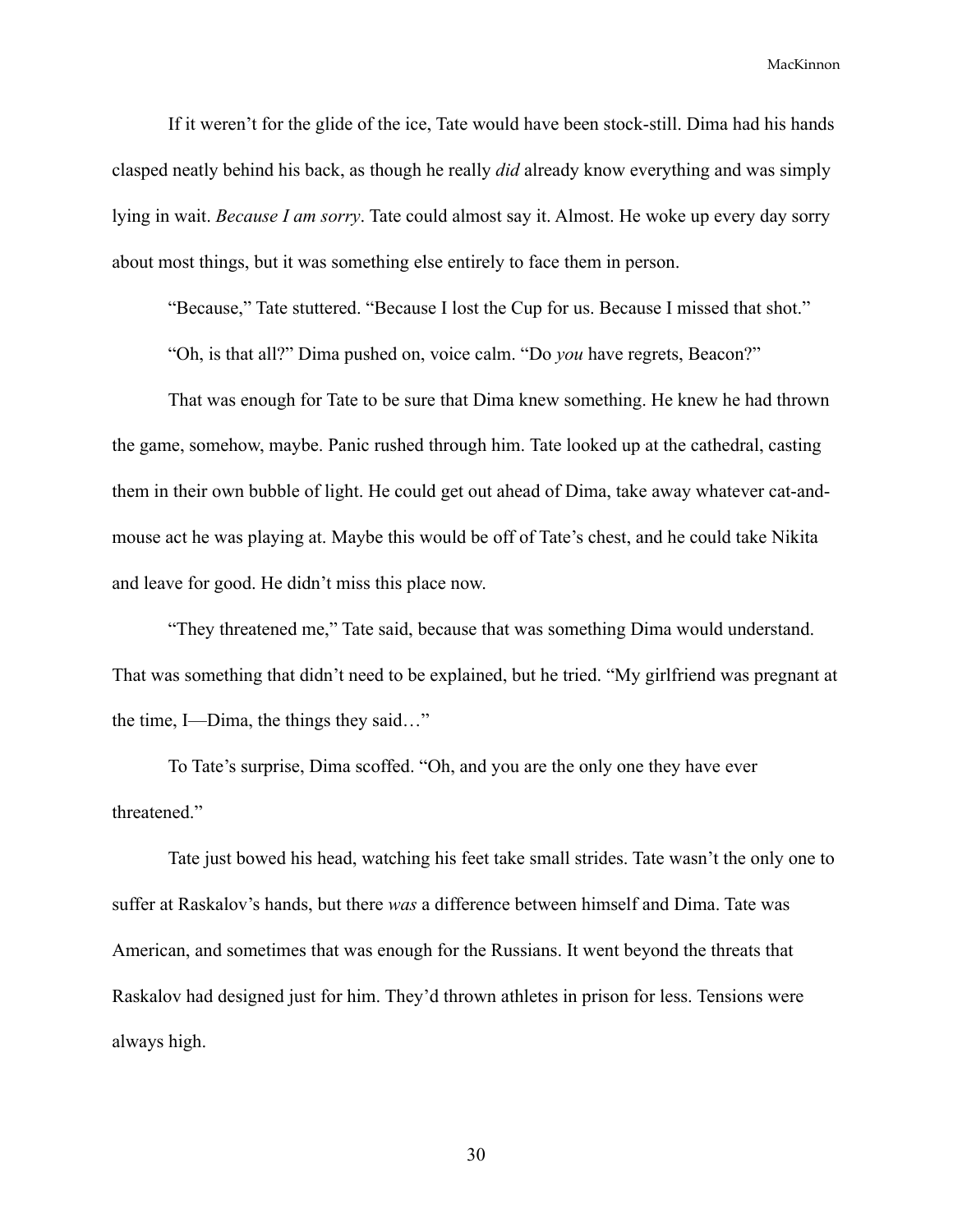If it weren't for the glide of the ice, Tate would have been stock-still. Dima had his hands clasped neatly behind his back, as though he really *did* already know everything and was simply lying in wait. *Because I am sorry*. Tate could almost say it. Almost. He woke up every day sorry about most things, but it was something else entirely to face them in person.

"Because," Tate stuttered. "Because I lost the Cup for us. Because I missed that shot."

"Oh, is that all?" Dima pushed on, voice calm. "Do *you* have regrets, Beacon?"

That was enough for Tate to be sure that Dima knew something. He knew he had thrown the game, somehow, maybe. Panic rushed through him. Tate looked up at the cathedral, casting them in their own bubble of light. He could get out ahead of Dima, take away whatever cat-and-mouse act he was playing at. Maybe this would be off of Tate's chest, and he could take Nikita and leave for good. He didn't miss this place now.

"They threatened me," Tate said, because that was something Dima would understand. That was something that didn't need to be explained, but he tried. "My girlfriend was pregnant at the time, I—Dima, the things they said…"

To Tate's surprise, Dima scoffed. "Oh, and you are the only one they have ever threatened."

Tate just bowed his head, watching his feet take small strides. Tate wasn't the only one to suffer at Raskalov's hands, but there *was* a difference between himself and Dima. Tate was American, and sometimes that was enough for the Russians. It went beyond the threats that Raskalov had designed just for him. They'd thrown athletes in prison for less. Tensions were always high.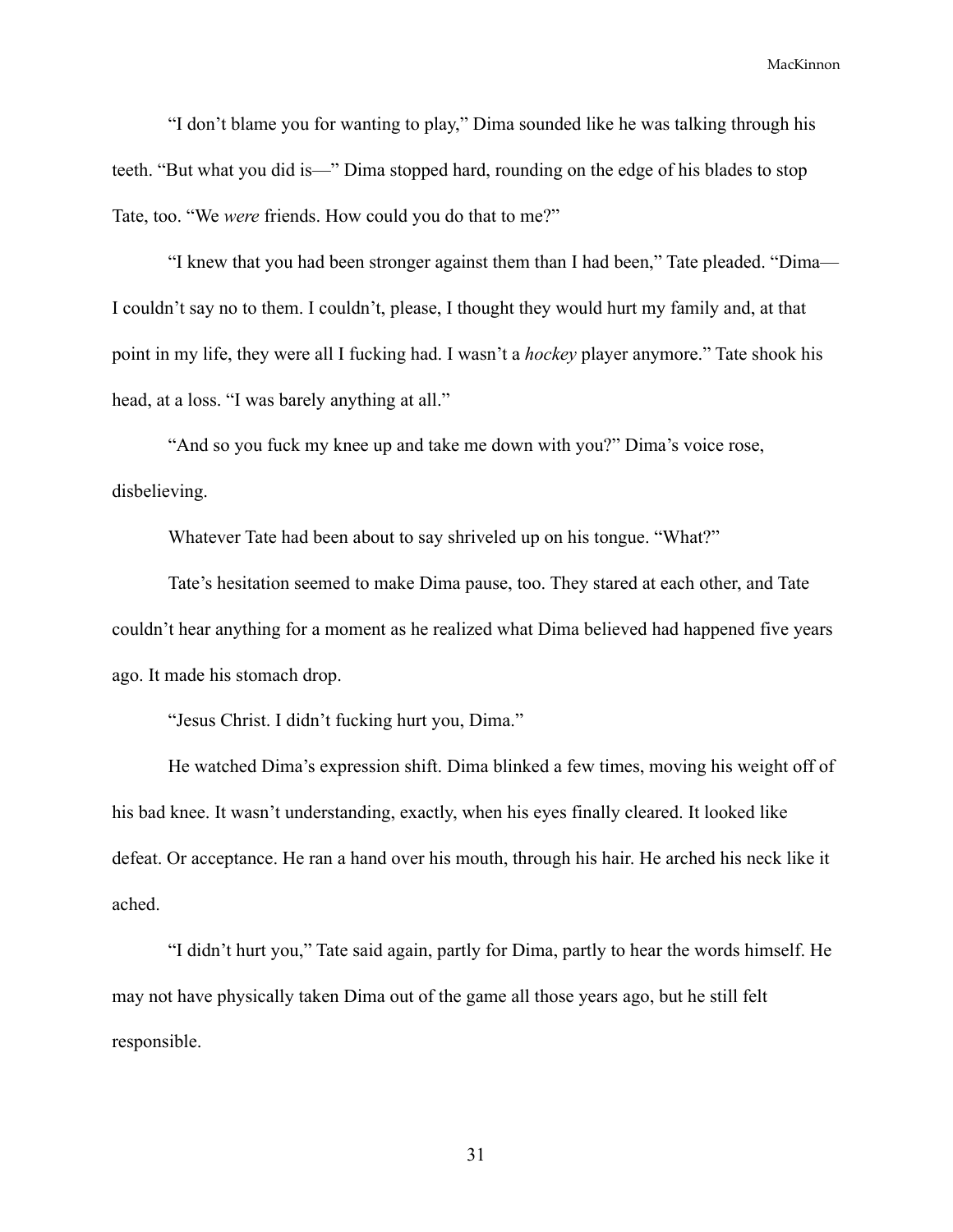"I don't blame you for wanting to play," Dima sounded like he was talking through his teeth. "But what you did is—" Dima stopped hard, rounding on the edge of his blades to stop Tate, too. "We *were* friends. How could you do that to me?"

"I knew that you had been stronger against them than I had been," Tate pleaded. "Dima—I couldn't say no to them. I couldn't, please, I thought they would hurt my family and, at that point in my life, they were all I fucking had. I wasn't a *hockey* player anymore." Tate shook his head, at a loss. "I was barely anything at all."

"And so you fuck my knee up and take me down with you?" Dima's voice rose, disbelieving.

Whatever Tate had been about to say shriveled up on his tongue. "What?"

Tate's hesitation seemed to make Dima pause, too. They stared at each other, and Tate couldn't hear anything for a moment as he realized what Dima believed had happened five years ago. It made his stomach drop.

"Jesus Christ. I didn't fucking hurt you, Dima."

He watched Dima's expression shift. Dima blinked a few times, moving his weight off of his bad knee. It wasn't understanding, exactly, when his eyes finally cleared. It looked like defeat. Or acceptance. He ran a hand over his mouth, through his hair. He arched his neck like it ached.

"I didn't hurt you," Tate said again, partly for Dima, partly to hear the words himself. He may not have physically taken Dima out of the game all those years ago, but he still felt responsible.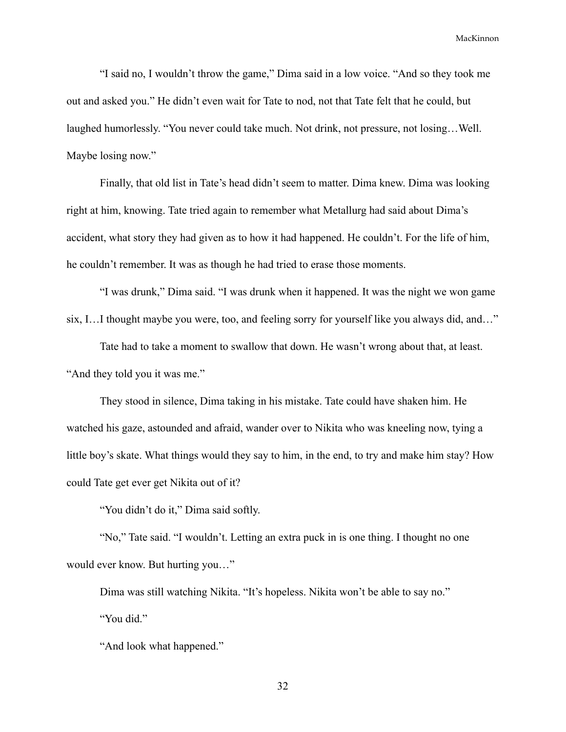"I said no, I wouldn't throw the game," Dima said in a low voice. "And so they took me out and asked you." He didn't even wait for Tate to nod, not that Tate felt that he could, but laughed humorlessly. "You never could take much. Not drink, not pressure, not losing…Well. Maybe losing now."

Finally, that old list in Tate's head didn't seem to matter. Dima knew. Dima was looking right at him, knowing. Tate tried again to remember what Metallurg had said about Dima's accident, what story they had given as to how it had happened. He couldn't. For the life of him, he couldn't remember. It was as though he had tried to erase those moments.

"I was drunk," Dima said. "I was drunk when it happened. It was the night we won game six, I…I thought maybe you were, too, and feeling sorry for yourself like you always did, and…"

Tate had to take a moment to swallow that down. He wasn't wrong about that, at least. "And they told you it was me."

They stood in silence, Dima taking in his mistake. Tate could have shaken him. He watched his gaze, astounded and afraid, wander over to Nikita who was kneeling now, tying a little boy's skate. What things would they say to him, in the end, to try and make him stay? How could Tate get ever get Nikita out of it?

"You didn't do it," Dima said softly.

"No," Tate said. "I wouldn't. Letting an extra puck in is one thing. I thought no one would ever know. But hurting you…"

Dima was still watching Nikita. "It's hopeless. Nikita won't be able to say no."

"You did."

"And look what happened."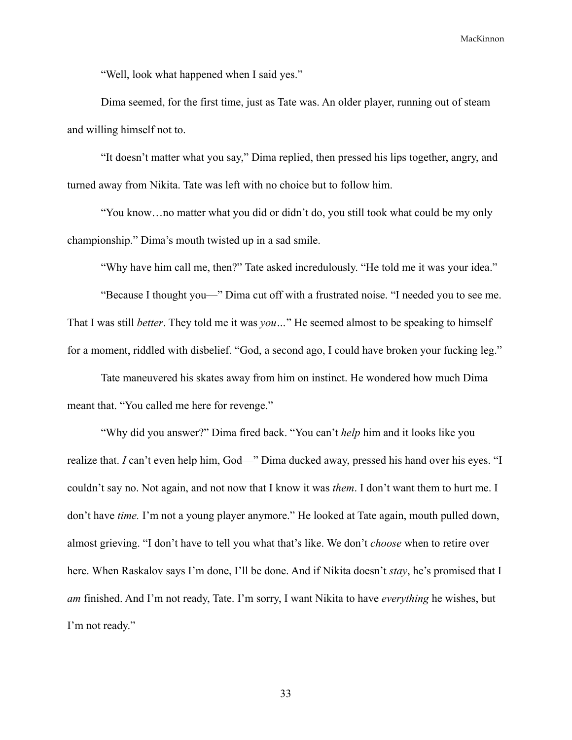"Well, look what happened when I said yes."

Dima seemed, for the first time, just as Tate was. An older player, running out of steam and willing himself not to.

"It doesn't matter what you say," Dima replied, then pressed his lips together, angry, and turned away from Nikita. Tate was left with no choice but to follow him.

"You know…no matter what you did or didn't do, you still took what could be my only championship." Dima's mouth twisted up in a sad smile.

"Why have him call me, then?" Tate asked incredulously. "He told me it was your idea."

"Because I thought you—" Dima cut off with a frustrated noise. "I needed you to see me. That I was still *better*. They told me it was *you*…" He seemed almost to be speaking to himself for a moment, riddled with disbelief. "God, a second ago, I could have broken your fucking leg."

Tate maneuvered his skates away from him on instinct. He wondered how much Dima meant that. "You called me here for revenge."

"Why did you answer?" Dima fired back. "You can't *help* him and it looks like you realize that. *I* can't even help him, God—" Dima ducked away, pressed his hand over his eyes. "I couldn't say no. Not again, and not now that I know it was *them*. I don't want them to hurt me. I don't have *time.* I'm not a young player anymore." He looked at Tate again, mouth pulled down, almost grieving. "I don't have to tell you what that's like. We don't *choose* when to retire over here. When Raskalov says I'm done, I'll be done. And if Nikita doesn't *stay*, he's promised that I *am* finished. And I'm not ready, Tate. I'm sorry, I want Nikita to have *everything* he wishes, but I'm not ready."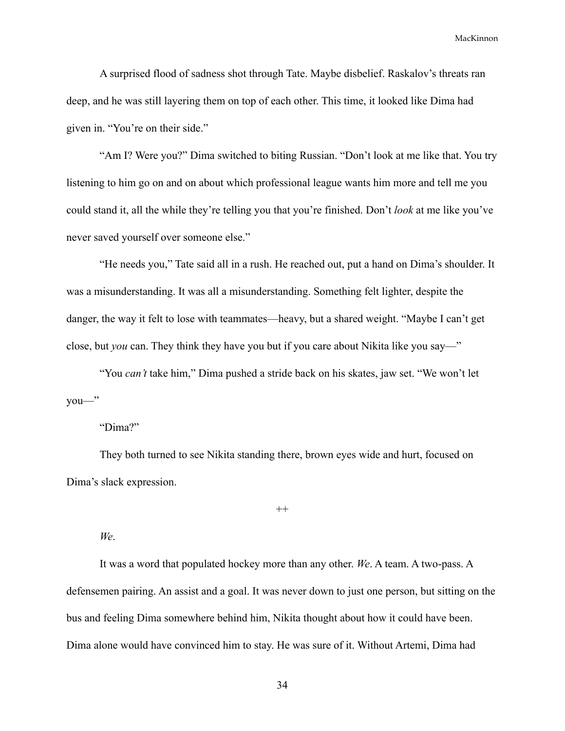A surprised flood of sadness shot through Tate. Maybe disbelief. Raskalov's threats ran deep, and he was still layering them on top of each other. This time, it looked like Dima had given in. "You're on their side."

"Am I? Were you?" Dima switched to biting Russian. "Don't look at me like that. You try listening to him go on and on about which professional league wants him more and tell me you could stand it, all the while they're telling you that you're finished. Don't *look* at me like you've never saved yourself over someone else."

"He needs you," Tate said all in a rush. He reached out, put a hand on Dima's shoulder. It was a misunderstanding. It was all a misunderstanding. Something felt lighter, despite the danger, the way it felt to lose with teammates—heavy, but a shared weight. "Maybe I can't get close, but *you* can. They think they have you but if you care about Nikita like you say—"

"You *can't* take him," Dima pushed a stride back on his skates, jaw set. "We won't let you—"

"Dima?"

They both turned to see Nikita standing there, brown eyes wide and hurt, focused on Dima's slack expression.

++

*We*.

It was a word that populated hockey more than any other. *We*. A team. A two-pass. A defensemen pairing. An assist and a goal. It was never down to just one person, but sitting on the bus and feeling Dima somewhere behind him, Nikita thought about how it could have been. Dima alone would have convinced him to stay. He was sure of it. Without Artemi, Dima had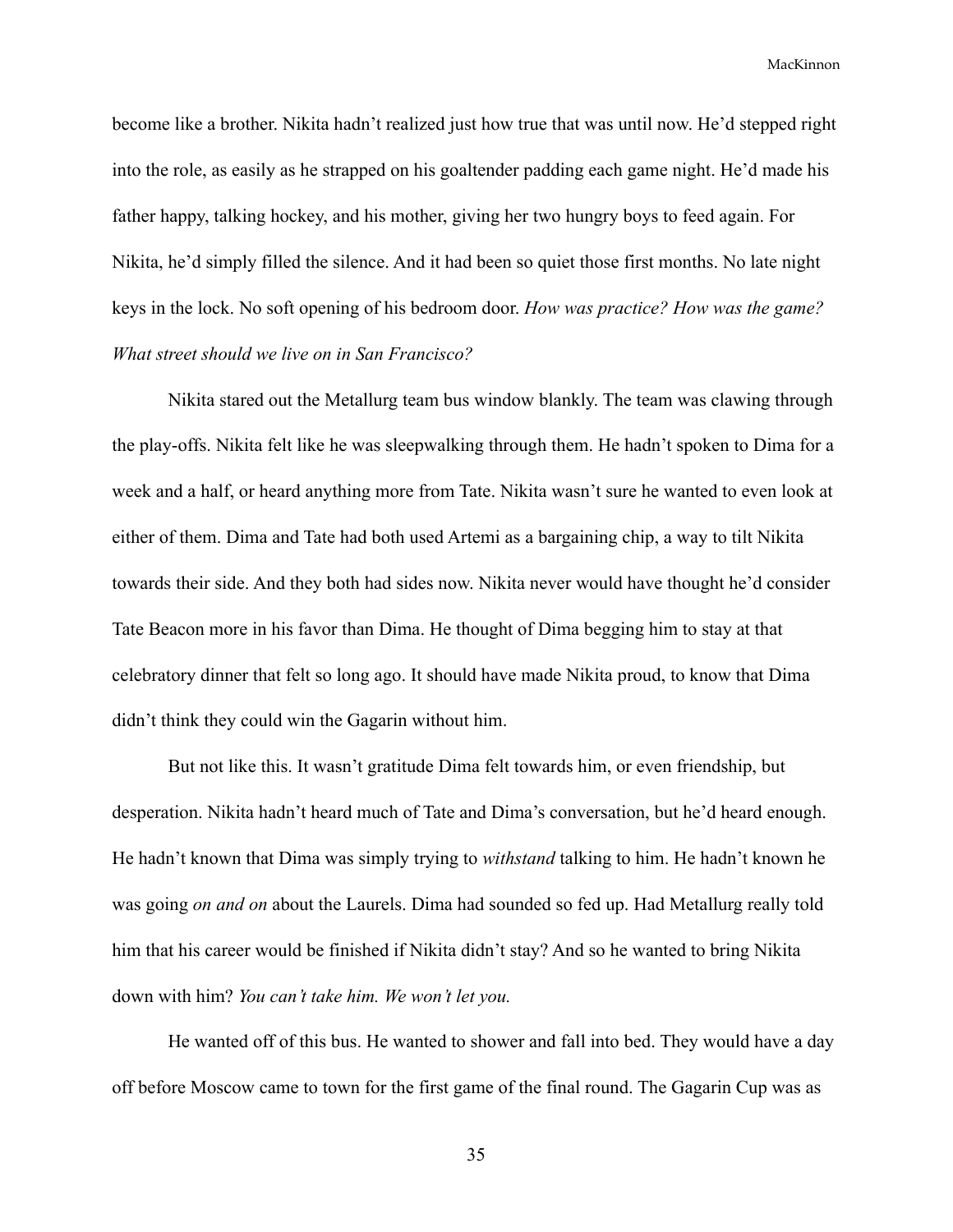become like a brother. Nikita hadn't realized just how true that was until now. He'd stepped right into the role, as easily as he strapped on his goaltender padding each game night. He'd made his father happy, talking hockey, and his mother, giving her two hungry boys to feed again. For Nikita, he'd simply filled the silence. And it had been so quiet those first months. No late night keys in the lock. No soft opening of his bedroom door. *How was practice? How was the game? What street should we live on in San Francisco?*

Nikita stared out the Metallurg team bus window blankly. The team was clawing through the play-offs. Nikita felt like he was sleepwalking through them. He hadn't spoken to Dima for a week and a half, or heard anything more from Tate. Nikita wasn't sure he wanted to even look at either of them. Dima and Tate had both used Artemi as a bargaining chip, a way to tilt Nikita towards their side. And they both had sides now. Nikita never would have thought he'd consider Tate Beacon more in his favor than Dima. He thought of Dima begging him to stay at that celebratory dinner that felt so long ago. It should have made Nikita proud, to know that Dima didn't think they could win the Gagarin without him.

But not like this. It wasn't gratitude Dima felt towards him, or even friendship, but desperation. Nikita hadn't heard much of Tate and Dima's conversation, but he'd heard enough. He hadn't known that Dima was simply trying to *withstand* talking to him. He hadn't known he was going *on and on* about the Laurels. Dima had sounded so fed up. Had Metallurg really told him that his career would be finished if Nikita didn't stay? And so he wanted to bring Nikita down with him? *You can't take him. We won't let you.*

He wanted off of this bus. He wanted to shower and fall into bed. They would have a day off before Moscow came to town for the first game of the final round. The Gagarin Cup was as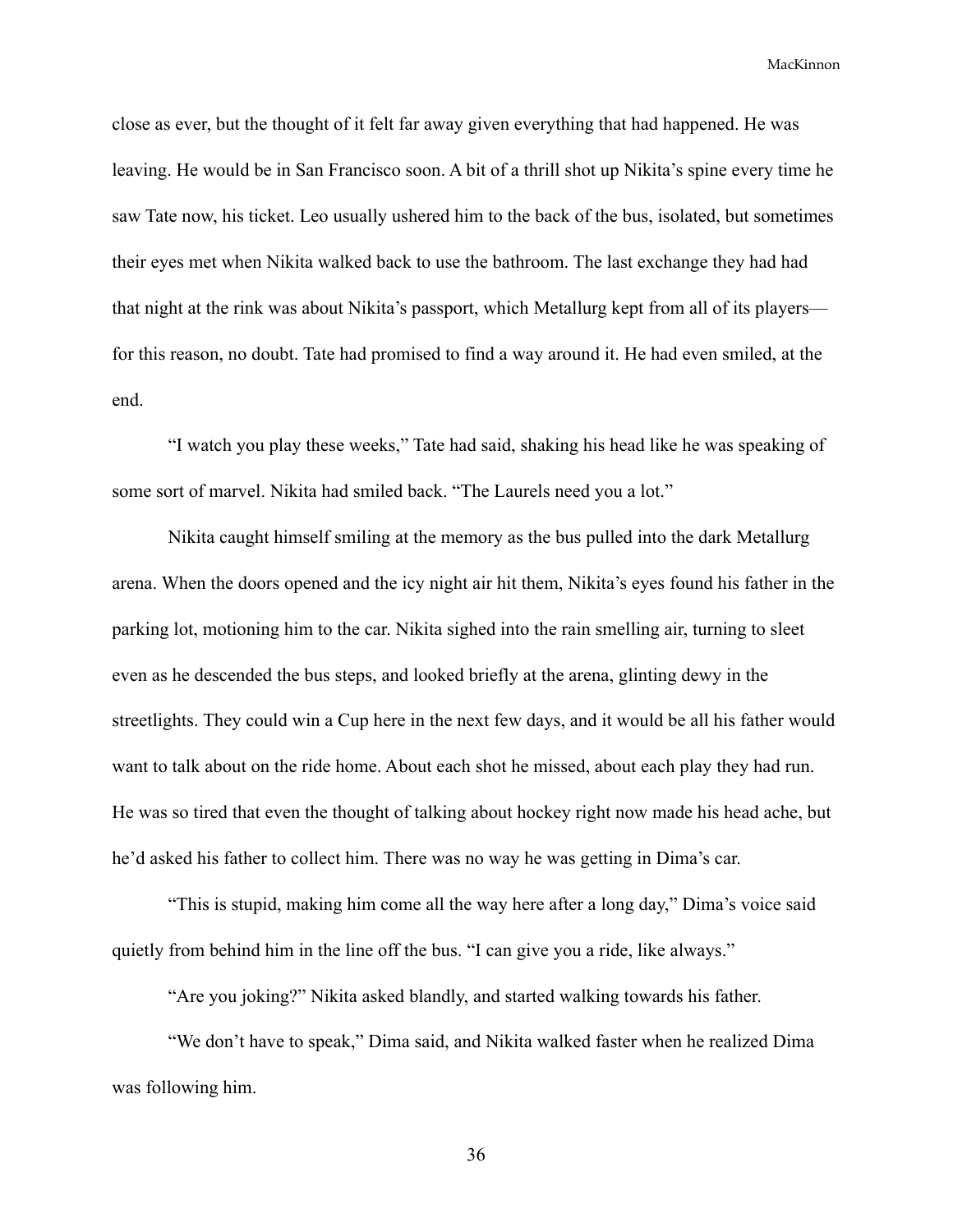close as ever, but the thought of it felt far away given everything that had happened. He was leaving. He would be in San Francisco soon. A bit of a thrill shot up Nikita's spine every time he saw Tate now, his ticket. Leo usually ushered him to the back of the bus, isolated, but sometimes their eyes met when Nikita walked back to use the bathroom. The last exchange they had had that night at the rink was about Nikita's passport, which Metallurg kept from all of its players—for this reason, no doubt. Tate had promised to find a way around it. He had even smiled, at the end.

"I watch you play these weeks," Tate had said, shaking his head like he was speaking of some sort of marvel. Nikita had smiled back. "The Laurels need you a lot."

Nikita caught himself smiling at the memory as the bus pulled into the dark Metallurg arena. When the doors opened and the icy night air hit them, Nikita's eyes found his father in the parking lot, motioning him to the car. Nikita sighed into the rain smelling air, turning to sleet even as he descended the bus steps, and looked briefly at the arena, glinting dewy in the streetlights. They could win a Cup here in the next few days, and it would be all his father would want to talk about on the ride home. About each shot he missed, about each play they had run. He was so tired that even the thought of talking about hockey right now made his head ache, but he'd asked his father to collect him. There was no way he was getting in Dima's car.

"This is stupid, making him come all the way here after a long day," Dima's voice said quietly from behind him in the line off the bus. "I can give you a ride, like always."

"Are you joking?" Nikita asked blandly, and started walking towards his father.

"We don't have to speak," Dima said, and Nikita walked faster when he realized Dima was following him.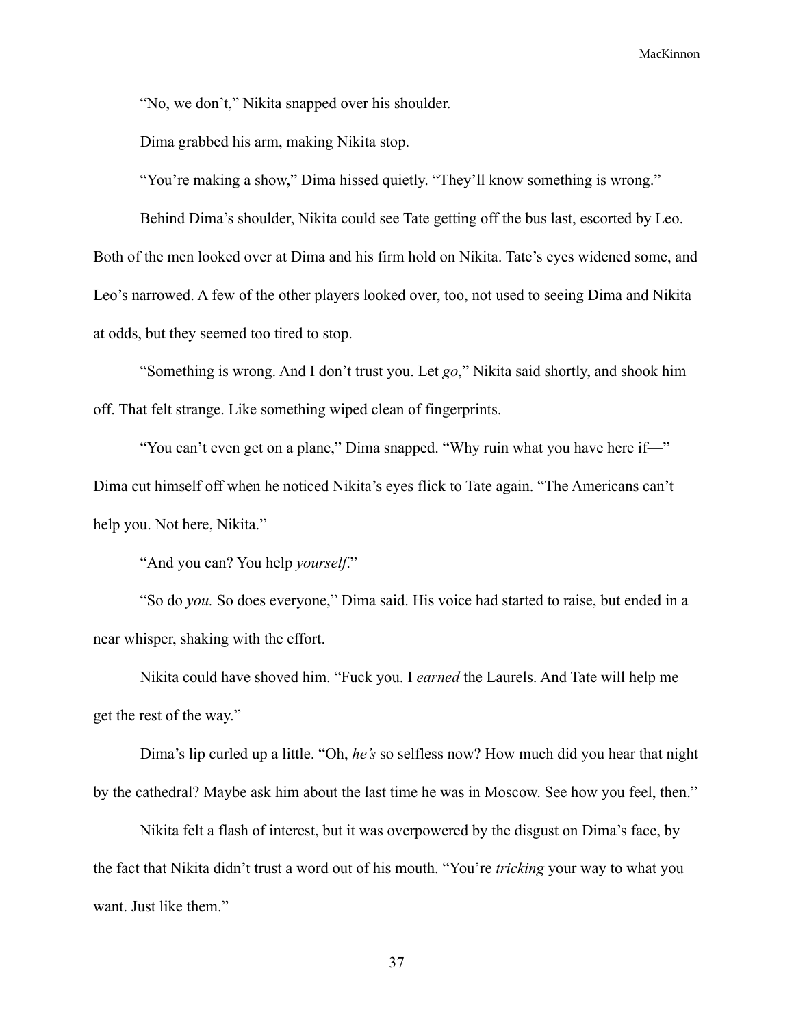"No, we don't," Nikita snapped over his shoulder.

Dima grabbed his arm, making Nikita stop.

"You're making a show," Dima hissed quietly. "They'll know something is wrong."

Behind Dima's shoulder, Nikita could see Tate getting off the bus last, escorted by Leo. Both of the men looked over at Dima and his firm hold on Nikita. Tate's eyes widened some, and Leo's narrowed. A few of the other players looked over, too, not used to seeing Dima and Nikita at odds, but they seemed too tired to stop.

"Something is wrong. And I don't trust you. Let *go*," Nikita said shortly, and shook him off. That felt strange. Like something wiped clean of fingerprints.

"You can't even get on a plane," Dima snapped. "Why ruin what you have here if—" Dima cut himself off when he noticed Nikita's eyes flick to Tate again. "The Americans can't help you. Not here, Nikita."

"And you can? You help *yourself*."

"So do *you.* So does everyone," Dima said. His voice had started to raise, but ended in a near whisper, shaking with the effort.

Nikita could have shoved him. "Fuck you. I *earned* the Laurels. And Tate will help me get the rest of the way."

Dima's lip curled up a little. "Oh, *he's* so selfless now? How much did you hear that night by the cathedral? Maybe ask him about the last time he was in Moscow. See how you feel, then."

Nikita felt a flash of interest, but it was overpowered by the disgust on Dima's face, by the fact that Nikita didn't trust a word out of his mouth. "You're *tricking* your way to what you want. Just like them."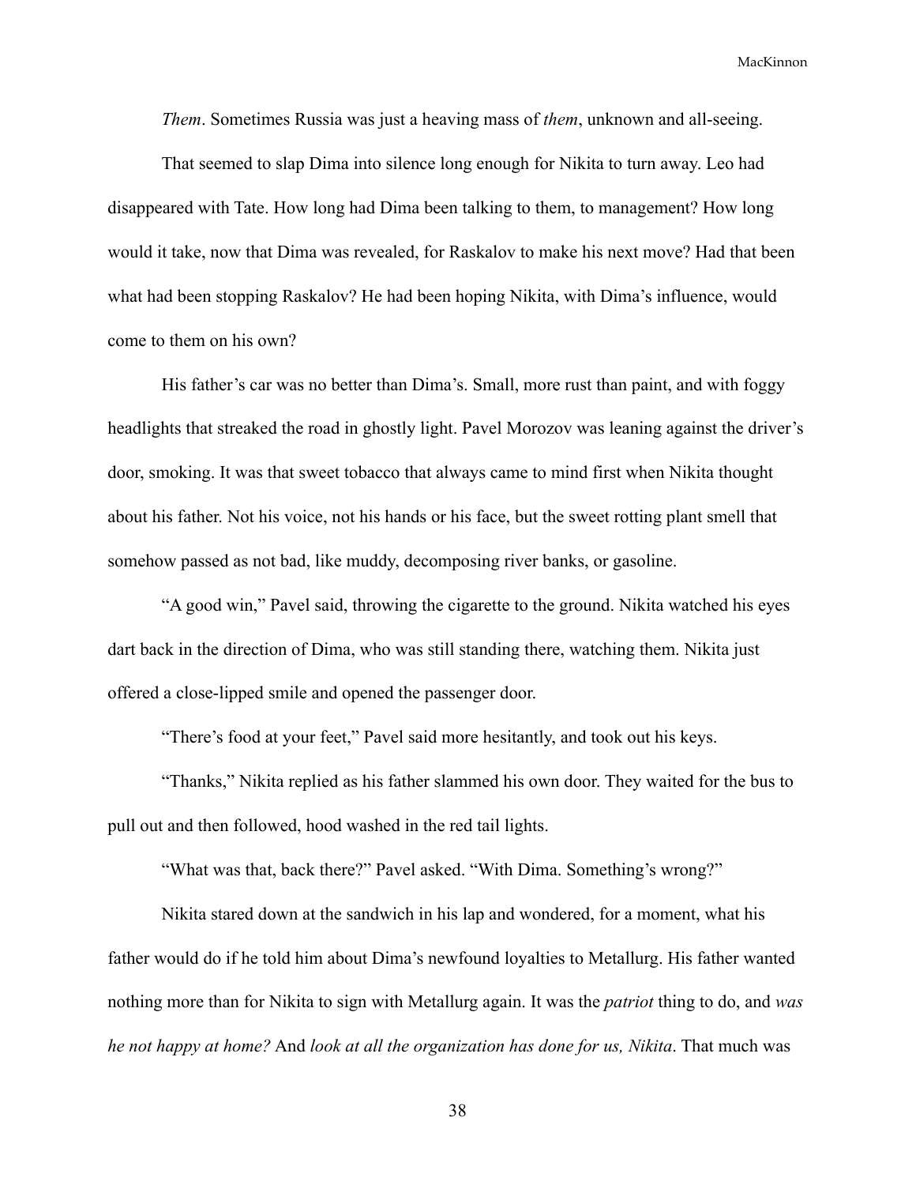*Them*. Sometimes Russia was just a heaving mass of *them*, unknown and all-seeing.

That seemed to slap Dima into silence long enough for Nikita to turn away. Leo had disappeared with Tate. How long had Dima been talking to them, to management? How long would it take, now that Dima was revealed, for Raskalov to make his next move? Had that been what had been stopping Raskalov? He had been hoping Nikita, with Dima's influence, would come to them on his own?

His father's car was no better than Dima's. Small, more rust than paint, and with foggy headlights that streaked the road in ghostly light. Pavel Morozov was leaning against the driver's door, smoking. It was that sweet tobacco that always came to mind first when Nikita thought about his father. Not his voice, not his hands or his face, but the sweet rotting plant smell that somehow passed as not bad, like muddy, decomposing river banks, or gasoline.

"A good win," Pavel said, throwing the cigarette to the ground. Nikita watched his eyes dart back in the direction of Dima, who was still standing there, watching them. Nikita just offered a close-lipped smile and opened the passenger door.

"There's food at your feet," Pavel said more hesitantly, and took out his keys.

"Thanks," Nikita replied as his father slammed his own door. They waited for the bus to pull out and then followed, hood washed in the red tail lights.

"What was that, back there?" Pavel asked. "With Dima. Something's wrong?"

Nikita stared down at the sandwich in his lap and wondered, for a moment, what his father would do if he told him about Dima's newfound loyalties to Metallurg. His father wanted nothing more than for Nikita to sign with Metallurg again. It was the *patriot* thing to do, and *was he not happy at home?* And *look at all the organization has done for us, Nikita*. That much was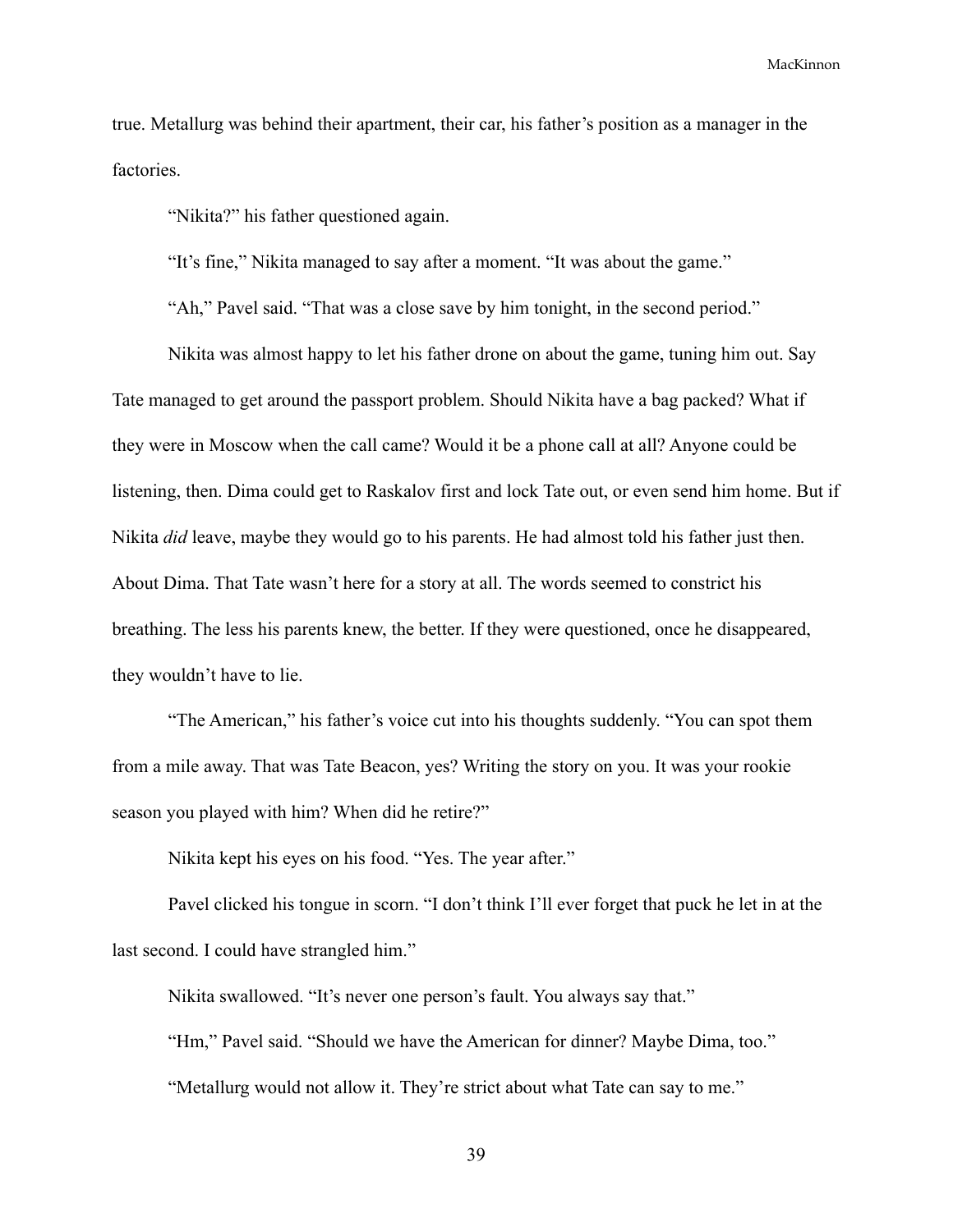true. Metallurg was behind their apartment, their car, his father's position as a manager in the factories.

"Nikita?" his father questioned again.

"It's fine," Nikita managed to say after a moment. "It was about the game."

"Ah," Pavel said. "That was a close save by him tonight, in the second period."

Nikita was almost happy to let his father drone on about the game, tuning him out. Say Tate managed to get around the passport problem. Should Nikita have a bag packed? What if they were in Moscow when the call came? Would it be a phone call at all? Anyone could be listening, then. Dima could get to Raskalov first and lock Tate out, or even send him home. But if Nikita *did* leave, maybe they would go to his parents. He had almost told his father just then. About Dima. That Tate wasn't here for a story at all. The words seemed to constrict his breathing. The less his parents knew, the better. If they were questioned, once he disappeared, they wouldn't have to lie.

"The American," his father's voice cut into his thoughts suddenly. "You can spot them from a mile away. That was Tate Beacon, yes? Writing the story on you. It was your rookie season you played with him? When did he retire?"

Nikita kept his eyes on his food. "Yes. The year after."

Pavel clicked his tongue in scorn. "I don't think I'll ever forget that puck he let in at the last second. I could have strangled him."

Nikita swallowed. "It's never one person's fault. You always say that."

"Hm," Pavel said. "Should we have the American for dinner? Maybe Dima, too."

"Metallurg would not allow it. They're strict about what Tate can say to me."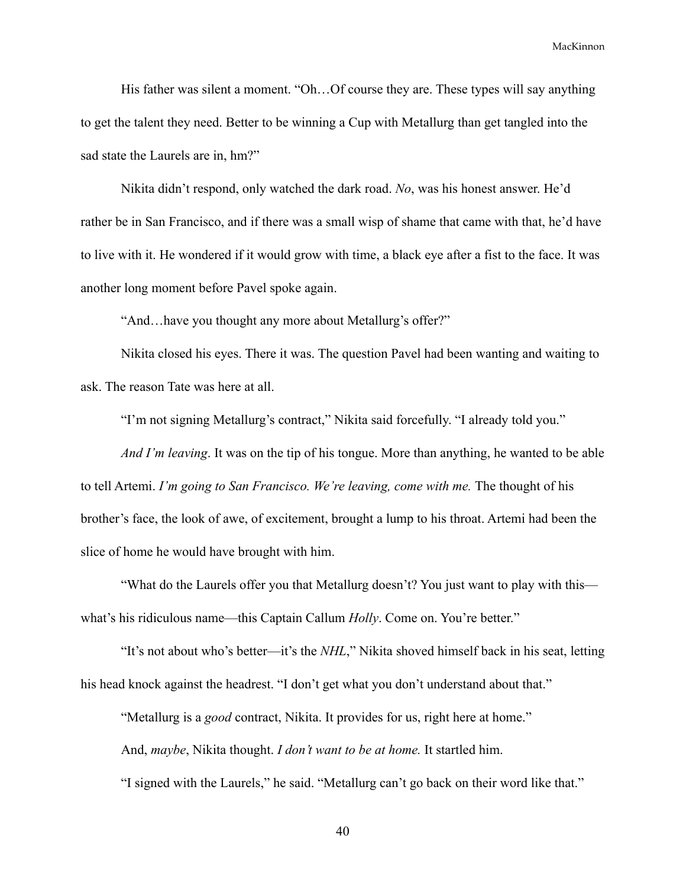His father was silent a moment. "Oh…Of course they are. These types will say anything to get the talent they need. Better to be winning a Cup with Metallurg than get tangled into the sad state the Laurels are in, hm?"

Nikita didn't respond, only watched the dark road. *No*, was his honest answer. He'd rather be in San Francisco, and if there was a small wisp of shame that came with that, he'd have to live with it. He wondered if it would grow with time, a black eye after a fist to the face. It was another long moment before Pavel spoke again.

"And…have you thought any more about Metallurg's offer?"

Nikita closed his eyes. There it was. The question Pavel had been wanting and waiting to ask. The reason Tate was here at all.

"I'm not signing Metallurg's contract," Nikita said forcefully. "I already told you."

*And I'm leaving*. It was on the tip of his tongue. More than anything, he wanted to be able to tell Artemi. *I'm going to San Francisco. We're leaving, come with me.* The thought of his brother's face, the look of awe, of excitement, brought a lump to his throat. Artemi had been the slice of home he would have brought with him.

"What do the Laurels offer you that Metallurg doesn't? You just want to play with this—what's his ridiculous name—this Captain Callum *Holly*. Come on. You're better."

"It's not about who's better—it's the *NHL*," Nikita shoved himself back in his seat, letting his head knock against the headrest. "I don't get what you don't understand about that."

"Metallurg is a *good* contract, Nikita. It provides for us, right here at home."

And, *maybe*, Nikita thought. *I don't want to be at home.* It startled him.

"I signed with the Laurels," he said. "Metallurg can't go back on their word like that."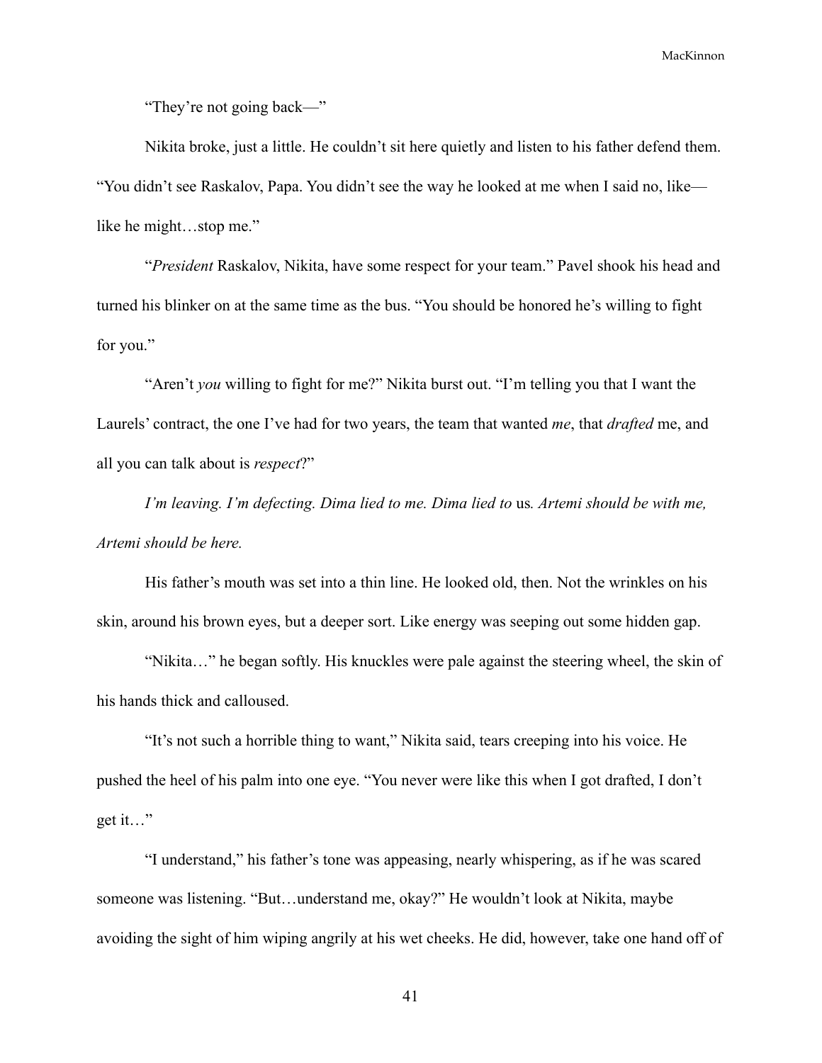"They're not going back—"

Nikita broke, just a little. He couldn't sit here quietly and listen to his father defend them. "You didn't see Raskalov, Papa. You didn't see the way he looked at me when I said no, like—like he might…stop me."

"*President* Raskalov, Nikita, have some respect for your team." Pavel shook his head and turned his blinker on at the same time as the bus. "You should be honored he's willing to fight for you."

"Aren't *you* willing to fight for me?" Nikita burst out. "I'm telling you that I want the Laurels' contract, the one I've had for two years, the team that wanted *me*, that *drafted* me, and all you can talk about is *respect*?"

*I'm leaving. I'm defecting. Dima lied to me. Dima lied to* us*. Artemi should be with me, Artemi should be here.*

His father's mouth was set into a thin line. He looked old, then. Not the wrinkles on his skin, around his brown eyes, but a deeper sort. Like energy was seeping out some hidden gap.

"Nikita…" he began softly. His knuckles were pale against the steering wheel, the skin of his hands thick and calloused.

"It's not such a horrible thing to want," Nikita said, tears creeping into his voice. He pushed the heel of his palm into one eye. "You never were like this when I got drafted, I don't get it…"

"I understand," his father's tone was appeasing, nearly whispering, as if he was scared someone was listening. "But…understand me, okay?" He wouldn't look at Nikita, maybe avoiding the sight of him wiping angrily at his wet cheeks. He did, however, take one hand off of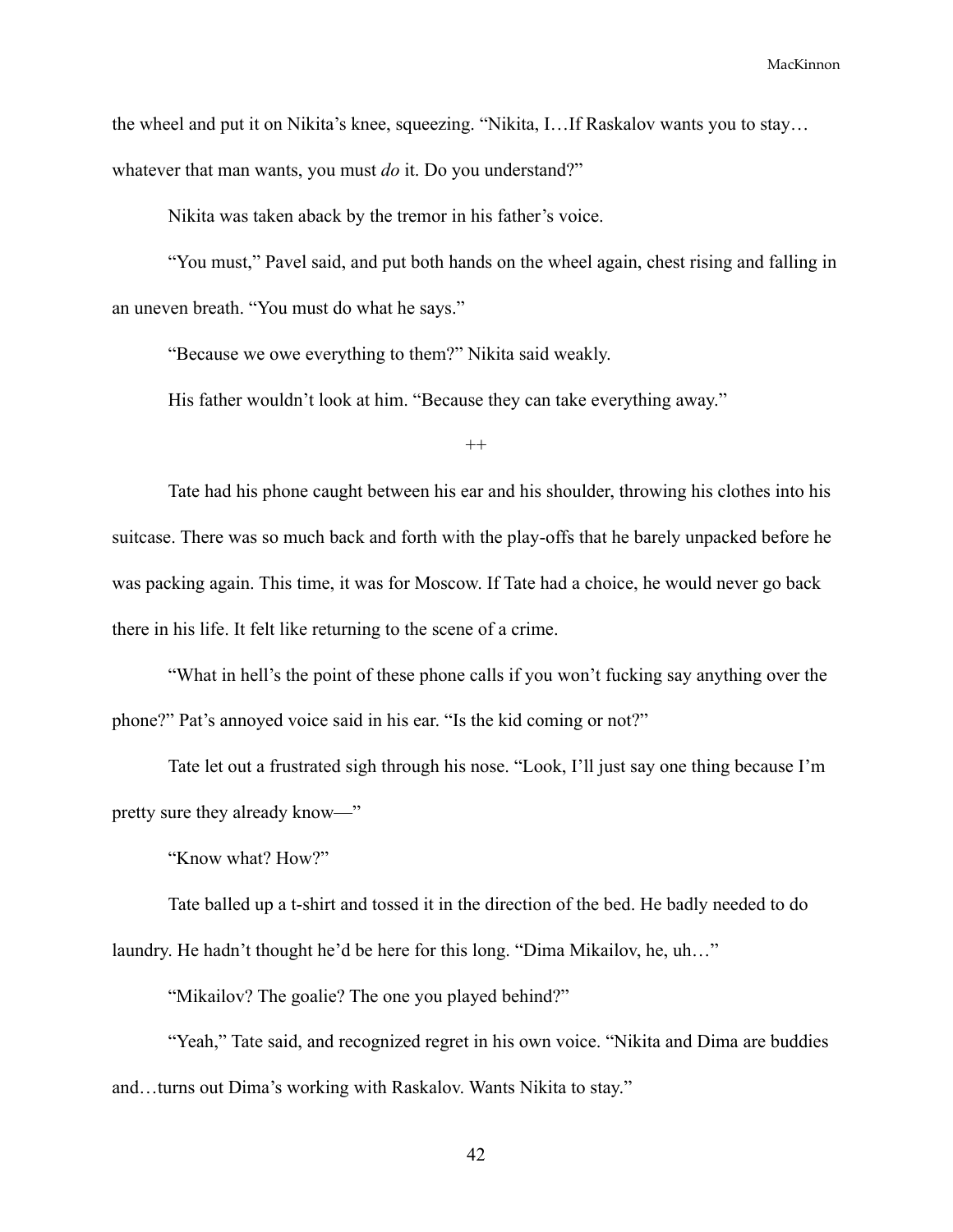the wheel and put it on Nikita's knee, squeezing. "Nikita, I…If Raskalov wants you to stay… whatever that man wants, you must *do* it. Do you understand?"

Nikita was taken aback by the tremor in his father's voice.

"You must," Pavel said, and put both hands on the wheel again, chest rising and falling in an uneven breath. "You must do what he says."

"Because we owe everything to them?" Nikita said weakly.

His father wouldn't look at him. "Because they can take everything away."

++

Tate had his phone caught between his ear and his shoulder, throwing his clothes into his suitcase. There was so much back and forth with the play-offs that he barely unpacked before he was packing again. This time, it was for Moscow. If Tate had a choice, he would never go back there in his life. It felt like returning to the scene of a crime.

"What in hell's the point of these phone calls if you won't fucking say anything over the phone?" Pat's annoyed voice said in his ear. "Is the kid coming or not?"

Tate let out a frustrated sigh through his nose. "Look, I'll just say one thing because I'm pretty sure they already know—"

"Know what? How?"

Tate balled up a t-shirt and tossed it in the direction of the bed. He badly needed to do laundry. He hadn't thought he'd be here for this long. "Dima Mikailov, he, uh…"

"Mikailov? The goalie? The one you played behind?"

"Yeah," Tate said, and recognized regret in his own voice. "Nikita and Dima are buddies and…turns out Dima's working with Raskalov. Wants Nikita to stay."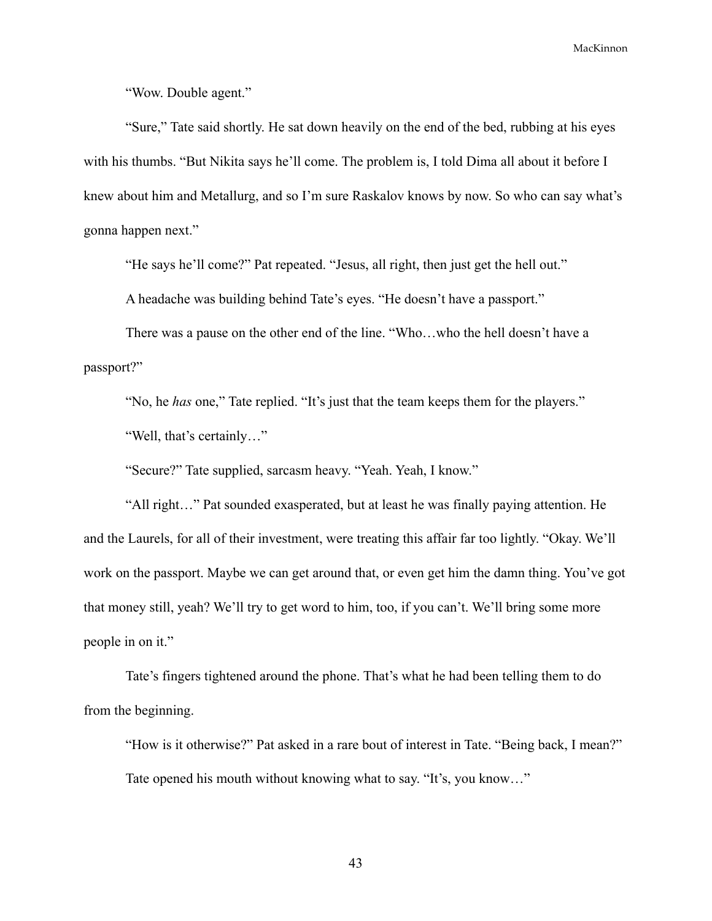"Wow. Double agent."

"Sure," Tate said shortly. He sat down heavily on the end of the bed, rubbing at his eyes with his thumbs. "But Nikita says he'll come. The problem is, I told Dima all about it before I knew about him and Metallurg, and so I'm sure Raskalov knows by now. So who can say what's gonna happen next."

"He says he'll come?" Pat repeated. "Jesus, all right, then just get the hell out."

A headache was building behind Tate's eyes. "He doesn't have a passport."

There was a pause on the other end of the line. "Who…who the hell doesn't have a passport?"

"No, he *has* one," Tate replied. "It's just that the team keeps them for the players."

"Well, that's certainly…"

"Secure?" Tate supplied, sarcasm heavy. "Yeah. Yeah, I know."

"All right…" Pat sounded exasperated, but at least he was finally paying attention. He and the Laurels, for all of their investment, were treating this affair far too lightly. "Okay. We'll work on the passport. Maybe we can get around that, or even get him the damn thing. You've got that money still, yeah? We'll try to get word to him, too, if you can't. We'll bring some more people in on it."

Tate's fingers tightened around the phone. That's what he had been telling them to do from the beginning.

"How is it otherwise?" Pat asked in a rare bout of interest in Tate. "Being back, I mean?"

Tate opened his mouth without knowing what to say. "It's, you know…"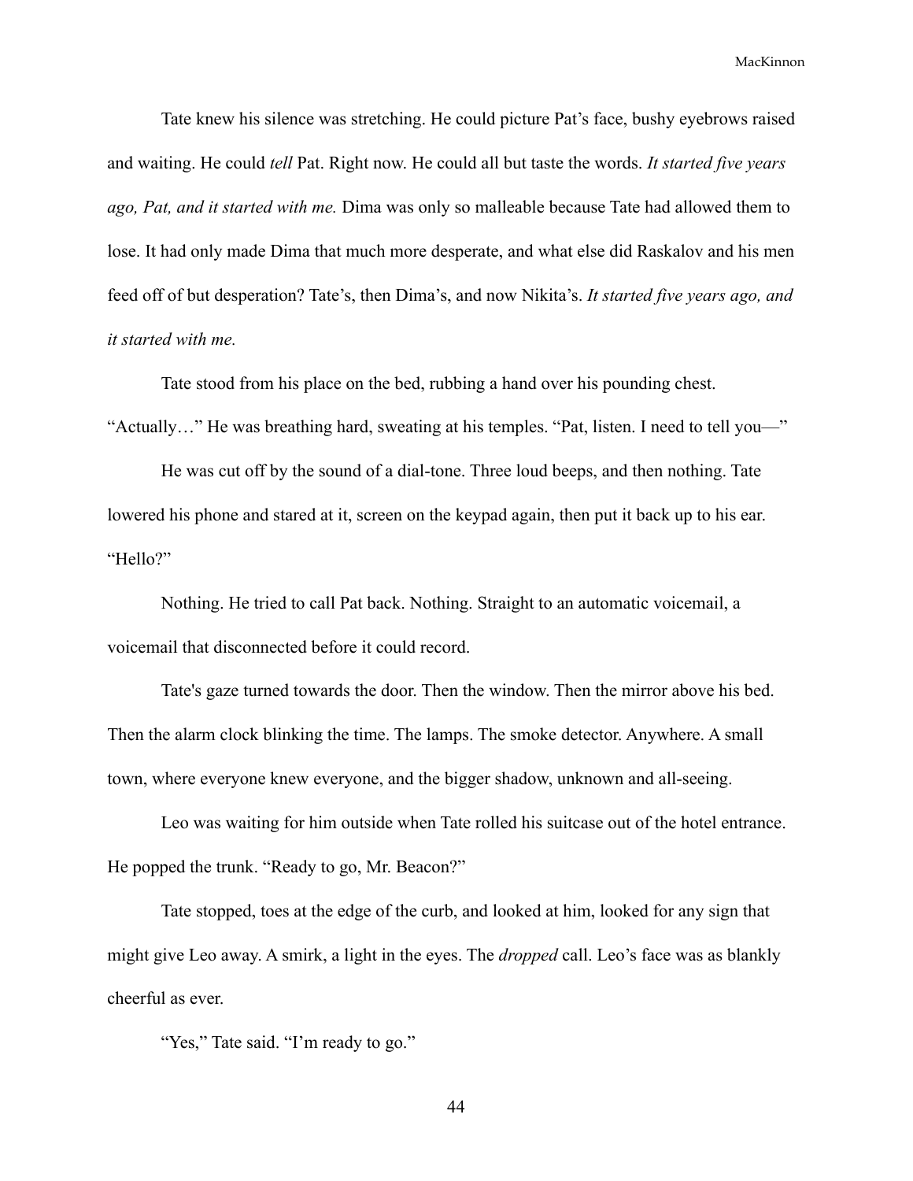Tate knew his silence was stretching. He could picture Pat's face, bushy eyebrows raised and waiting. He could *tell* Pat. Right now. He could all but taste the words. *It started five years ago, Pat, and it started with me.* Dima was only so malleable because Tate had allowed them to lose. It had only made Dima that much more desperate, and what else did Raskalov and his men feed off of but desperation? Tate's, then Dima's, and now Nikita's. *It started five years ago, and it started with me.*

Tate stood from his place on the bed, rubbing a hand over his pounding chest. "Actually…" He was breathing hard, sweating at his temples. "Pat, listen. I need to tell you—"

He was cut off by the sound of a dial-tone. Three loud beeps, and then nothing. Tate lowered his phone and stared at it, screen on the keypad again, then put it back up to his ear. "Hello?"

Nothing. He tried to call Pat back. Nothing. Straight to an automatic voicemail, a voicemail that disconnected before it could record.

Tate's gaze turned towards the door. Then the window. Then the mirror above his bed. Then the alarm clock blinking the time. The lamps. The smoke detector. Anywhere. A small town, where everyone knew everyone, and the bigger shadow, unknown and all-seeing.

Leo was waiting for him outside when Tate rolled his suitcase out of the hotel entrance. He popped the trunk. "Ready to go, Mr. Beacon?"

Tate stopped, toes at the edge of the curb, and looked at him, looked for any sign that might give Leo away. A smirk, a light in the eyes. The *dropped* call. Leo's face was as blankly cheerful as ever.

"Yes," Tate said. "I'm ready to go."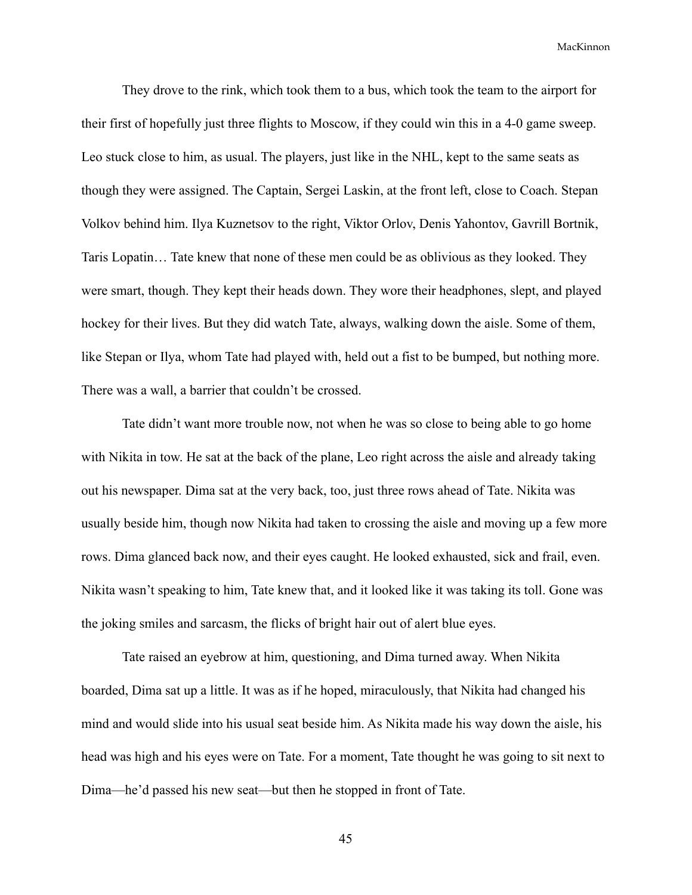They drove to the rink, which took them to a bus, which took the team to the airport for their first of hopefully just three flights to Moscow, if they could win this in a 4-0 game sweep. Leo stuck close to him, as usual. The players, just like in the NHL, kept to the same seats as though they were assigned. The Captain, Sergei Laskin, at the front left, close to Coach. Stepan Volkov behind him. Ilya Kuznetsov to the right, Viktor Orlov, Denis Yahontov, Gavrill Bortnik, Taris Lopatin… Tate knew that none of these men could be as oblivious as they looked. They were smart, though. They kept their heads down. They wore their headphones, slept, and played hockey for their lives. But they did watch Tate, always, walking down the aisle. Some of them, like Stepan or Ilya, whom Tate had played with, held out a fist to be bumped, but nothing more. There was a wall, a barrier that couldn't be crossed.

Tate didn't want more trouble now, not when he was so close to being able to go home with Nikita in tow. He sat at the back of the plane, Leo right across the aisle and already taking out his newspaper. Dima sat at the very back, too, just three rows ahead of Tate. Nikita was usually beside him, though now Nikita had taken to crossing the aisle and moving up a few more rows. Dima glanced back now, and their eyes caught. He looked exhausted, sick and frail, even. Nikita wasn't speaking to him, Tate knew that, and it looked like it was taking its toll. Gone was the joking smiles and sarcasm, the flicks of bright hair out of alert blue eyes.

Tate raised an eyebrow at him, questioning, and Dima turned away. When Nikita boarded, Dima sat up a little. It was as if he hoped, miraculously, that Nikita had changed his mind and would slide into his usual seat beside him. As Nikita made his way down the aisle, his head was high and his eyes were on Tate. For a moment, Tate thought he was going to sit next to Dima—he'd passed his new seat—but then he stopped in front of Tate.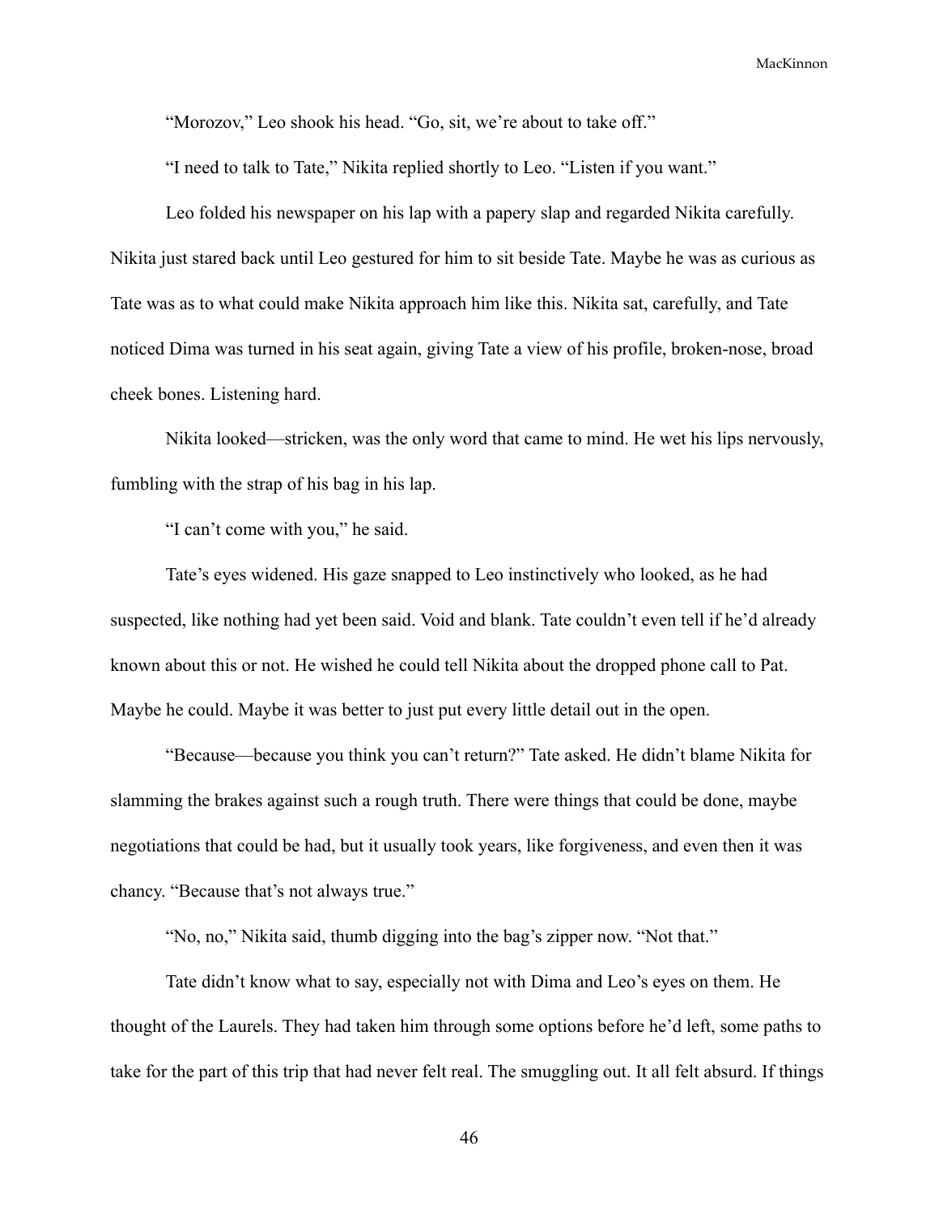"Morozov," Leo shook his head. "Go, sit, we're about to take off."

"I need to talk to Tate," Nikita replied shortly to Leo. "Listen if you want."

Leo folded his newspaper on his lap with a papery slap and regarded Nikita carefully. Nikita just stared back until Leo gestured for him to sit beside Tate. Maybe he was as curious as Tate was as to what could make Nikita approach him like this. Nikita sat, carefully, and Tate noticed Dima was turned in his seat again, giving Tate a view of his profile, broken-nose, broad cheek bones. Listening hard.

Nikita looked—stricken, was the only word that came to mind. He wet his lips nervously, fumbling with the strap of his bag in his lap.

"I can't come with you," he said.

Tate's eyes widened. His gaze snapped to Leo instinctively who looked, as he had suspected, like nothing had yet been said. Void and blank. Tate couldn't even tell if he'd already known about this or not. He wished he could tell Nikita about the dropped phone call to Pat. Maybe he could. Maybe it was better to just put every little detail out in the open.

"Because—because you think you can't return?" Tate asked. He didn't blame Nikita for slamming the brakes against such a rough truth. There were things that could be done, maybe negotiations that could be had, but it usually took years, like forgiveness, and even then it was chancy. "Because that's not always true."

"No, no," Nikita said, thumb digging into the bag's zipper now. "Not that."

Tate didn't know what to say, especially not with Dima and Leo's eyes on them. He thought of the Laurels. They had taken him through some options before he'd left, some paths to take for the part of this trip that had never felt real. The smuggling out. It all felt absurd. If things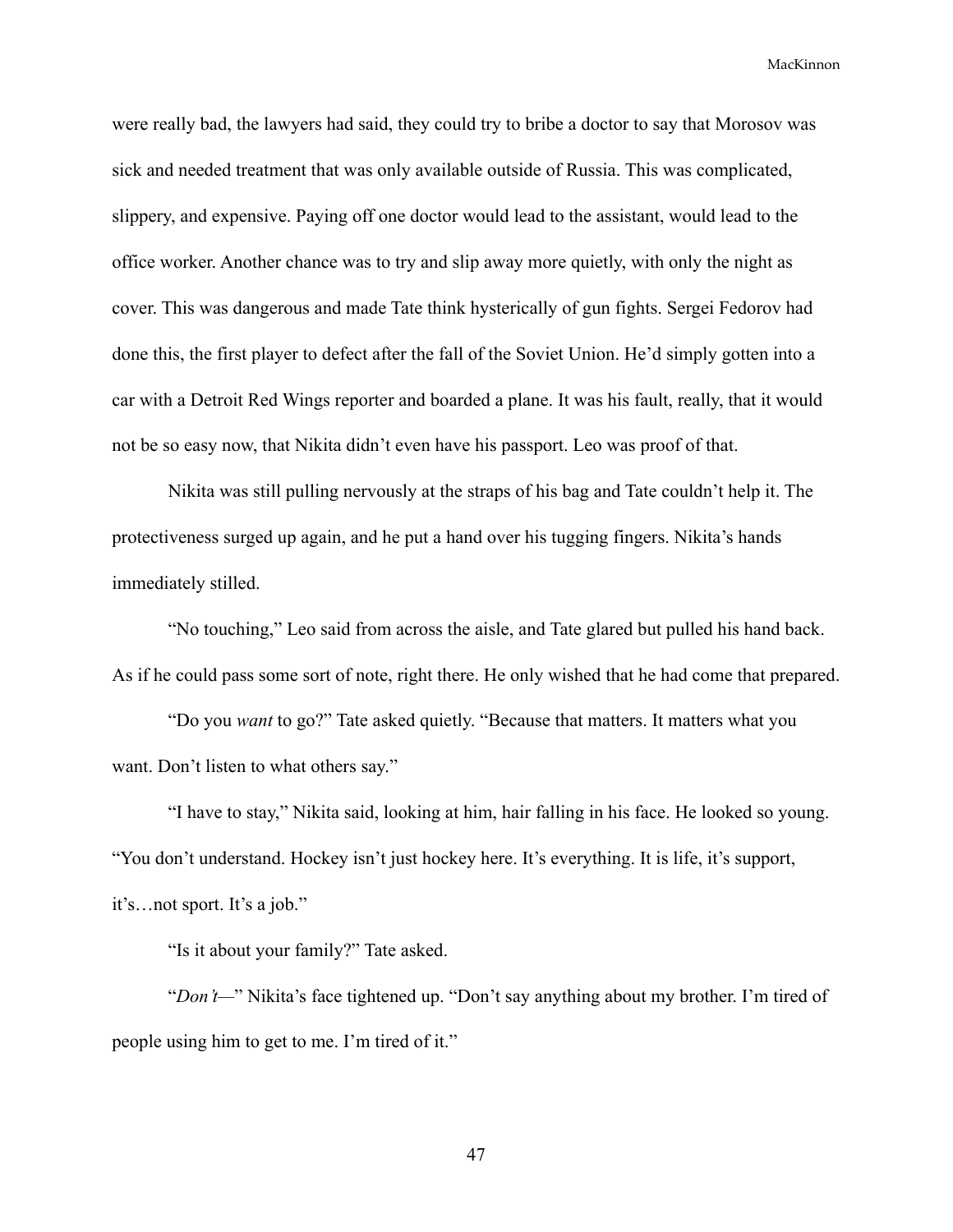were really bad, the lawyers had said, they could try to bribe a doctor to say that Morosov was sick and needed treatment that was only available outside of Russia. This was complicated, slippery, and expensive. Paying off one doctor would lead to the assistant, would lead to the office worker. Another chance was to try and slip away more quietly, with only the night as cover. This was dangerous and made Tate think hysterically of gun fights. Sergei Fedorov had done this, the first player to defect after the fall of the Soviet Union. He'd simply gotten into a car with a Detroit Red Wings reporter and boarded a plane. It was his fault, really, that it would not be so easy now, that Nikita didn't even have his passport. Leo was proof of that.

Nikita was still pulling nervously at the straps of his bag and Tate couldn't help it. The protectiveness surged up again, and he put a hand over his tugging fingers. Nikita's hands immediately stilled.

"No touching," Leo said from across the aisle, and Tate glared but pulled his hand back. As if he could pass some sort of note, right there. He only wished that he had come that prepared.

"Do you *want* to go?" Tate asked quietly. "Because that matters. It matters what you want. Don't listen to what others say."

"I have to stay," Nikita said, looking at him, hair falling in his face. He looked so young. "You don't understand. Hockey isn't just hockey here. It's everything. It is life, it's support, it's…not sport. It's a job."

"Is it about your family?" Tate asked.

"*Don't*—" Nikita's face tightened up. "Don't say anything about my brother. I'm tired of people using him to get to me. I'm tired of it."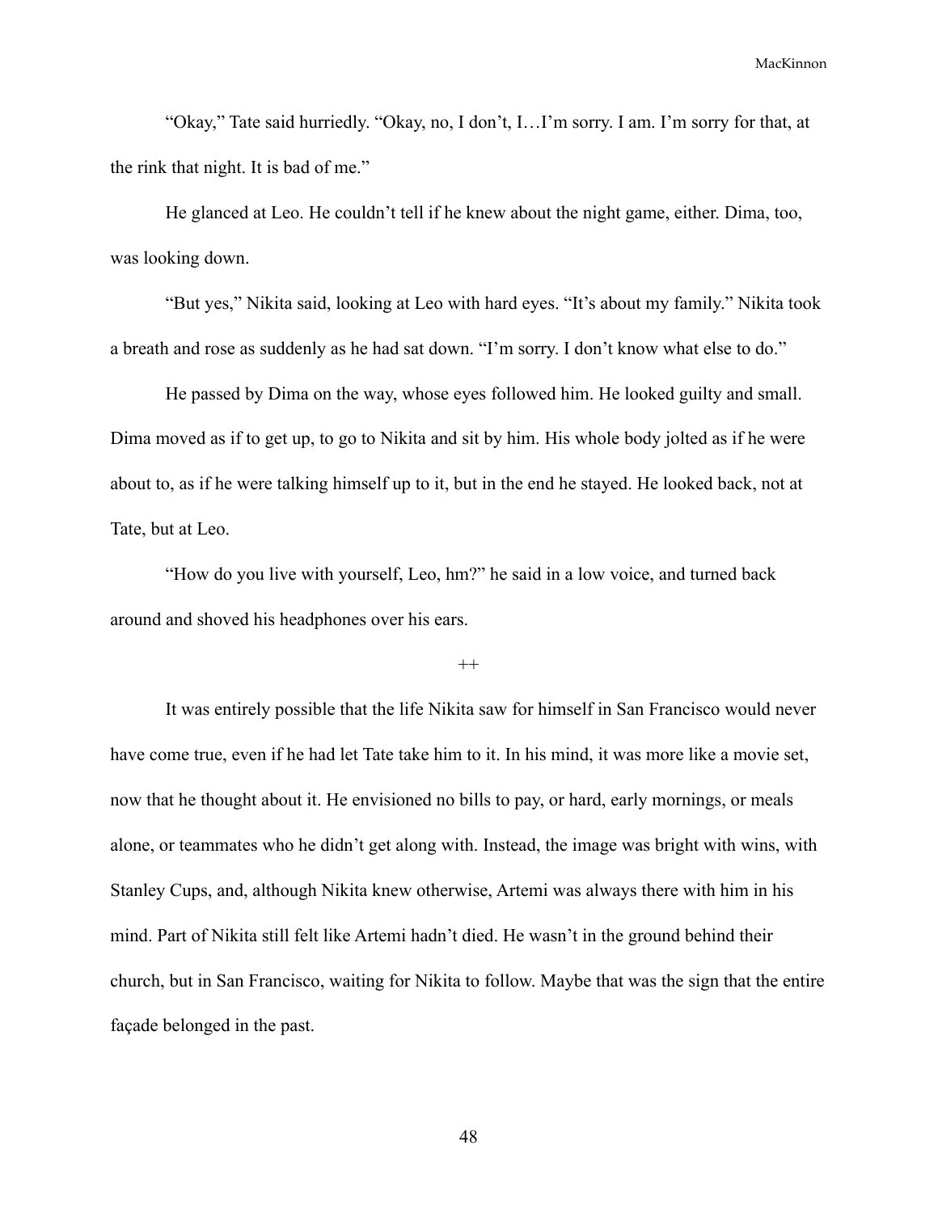"Okay," Tate said hurriedly. "Okay, no, I don't, I…I'm sorry. I am. I'm sorry for that, at the rink that night. It is bad of me."

He glanced at Leo. He couldn't tell if he knew about the night game, either. Dima, too, was looking down.

"But yes," Nikita said, looking at Leo with hard eyes. "It's about my family." Nikita took a breath and rose as suddenly as he had sat down. "I'm sorry. I don't know what else to do."

He passed by Dima on the way, whose eyes followed him. He looked guilty and small. Dima moved as if to get up, to go to Nikita and sit by him. His whole body jolted as if he were about to, as if he were talking himself up to it, but in the end he stayed. He looked back, not at Tate, but at Leo.

"How do you live with yourself, Leo, hm?" he said in a low voice, and turned back around and shoved his headphones over his ears.

++

It was entirely possible that the life Nikita saw for himself in San Francisco would never have come true, even if he had let Tate take him to it. In his mind, it was more like a movie set, now that he thought about it. He envisioned no bills to pay, or hard, early mornings, or meals alone, or teammates who he didn't get along with. Instead, the image was bright with wins, with Stanley Cups, and, although Nikita knew otherwise, Artemi was always there with him in his mind. Part of Nikita still felt like Artemi hadn't died. He wasn't in the ground behind their church, but in San Francisco, waiting for Nikita to follow. Maybe that was the sign that the entire façade belonged in the past.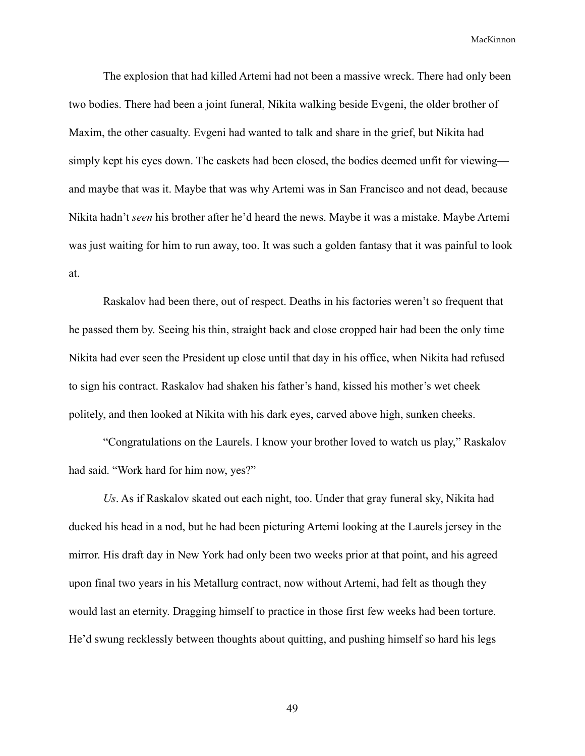The explosion that had killed Artemi had not been a massive wreck. There had only been two bodies. There had been a joint funeral, Nikita walking beside Evgeni, the older brother of Maxim, the other casualty. Evgeni had wanted to talk and share in the grief, but Nikita had simply kept his eyes down. The caskets had been closed, the bodies deemed unfit for viewing—and maybe that was it. Maybe that was why Artemi was in San Francisco and not dead, because Nikita hadn't *seen* his brother after he'd heard the news. Maybe it was a mistake. Maybe Artemi was just waiting for him to run away, too. It was such a golden fantasy that it was painful to look at.

Raskalov had been there, out of respect. Deaths in his factories weren't so frequent that he passed them by. Seeing his thin, straight back and close cropped hair had been the only time Nikita had ever seen the President up close until that day in his office, when Nikita had refused to sign his contract. Raskalov had shaken his father's hand, kissed his mother's wet cheek politely, and then looked at Nikita with his dark eyes, carved above high, sunken cheeks.

"Congratulations on the Laurels. I know your brother loved to watch us play," Raskalov had said. "Work hard for him now, yes?"

*Us*. As if Raskalov skated out each night, too. Under that gray funeral sky, Nikita had ducked his head in a nod, but he had been picturing Artemi looking at the Laurels jersey in the mirror. His draft day in New York had only been two weeks prior at that point, and his agreed upon final two years in his Metallurg contract, now without Artemi, had felt as though they would last an eternity. Dragging himself to practice in those first few weeks had been torture. He'd swung recklessly between thoughts about quitting, and pushing himself so hard his legs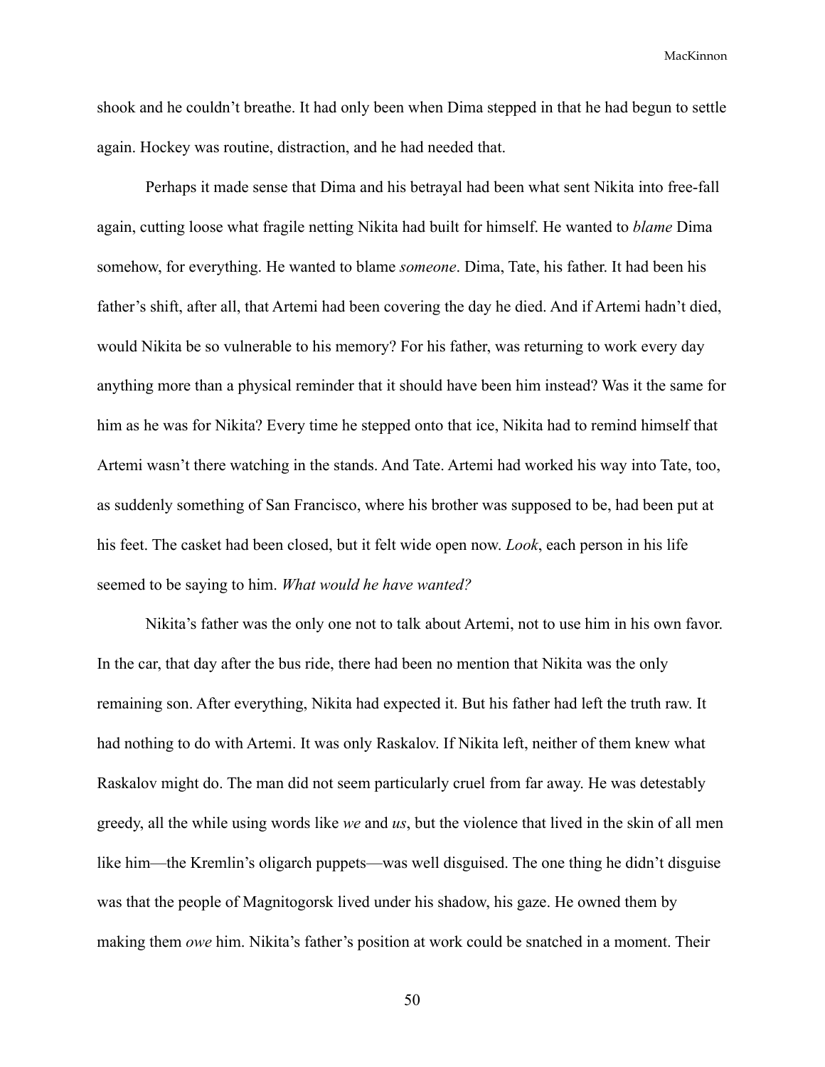shook and he couldn't breathe. It had only been when Dima stepped in that he had begun to settle again. Hockey was routine, distraction, and he had needed that.

Perhaps it made sense that Dima and his betrayal had been what sent Nikita into free-fall again, cutting loose what fragile netting Nikita had built for himself. He wanted to *blame* Dima somehow, for everything. He wanted to blame *someone*. Dima, Tate, his father. It had been his father's shift, after all, that Artemi had been covering the day he died. And if Artemi hadn't died, would Nikita be so vulnerable to his memory? For his father, was returning to work every day anything more than a physical reminder that it should have been him instead? Was it the same for him as he was for Nikita? Every time he stepped onto that ice, Nikita had to remind himself that Artemi wasn't there watching in the stands. And Tate. Artemi had worked his way into Tate, too, as suddenly something of San Francisco, where his brother was supposed to be, had been put at his feet. The casket had been closed, but it felt wide open now. *Look*, each person in his life seemed to be saying to him. *What would he have wanted?*

Nikita's father was the only one not to talk about Artemi, not to use him in his own favor. In the car, that day after the bus ride, there had been no mention that Nikita was the only remaining son. After everything, Nikita had expected it. But his father had left the truth raw. It had nothing to do with Artemi. It was only Raskalov. If Nikita left, neither of them knew what Raskalov might do. The man did not seem particularly cruel from far away. He was detestably greedy, all the while using words like *we* and *us*, but the violence that lived in the skin of all men like him—the Kremlin's oligarch puppets—was well disguised. The one thing he didn't disguise was that the people of Magnitogorsk lived under his shadow, his gaze. He owned them by making them *owe* him. Nikita's father's position at work could be snatched in a moment. Their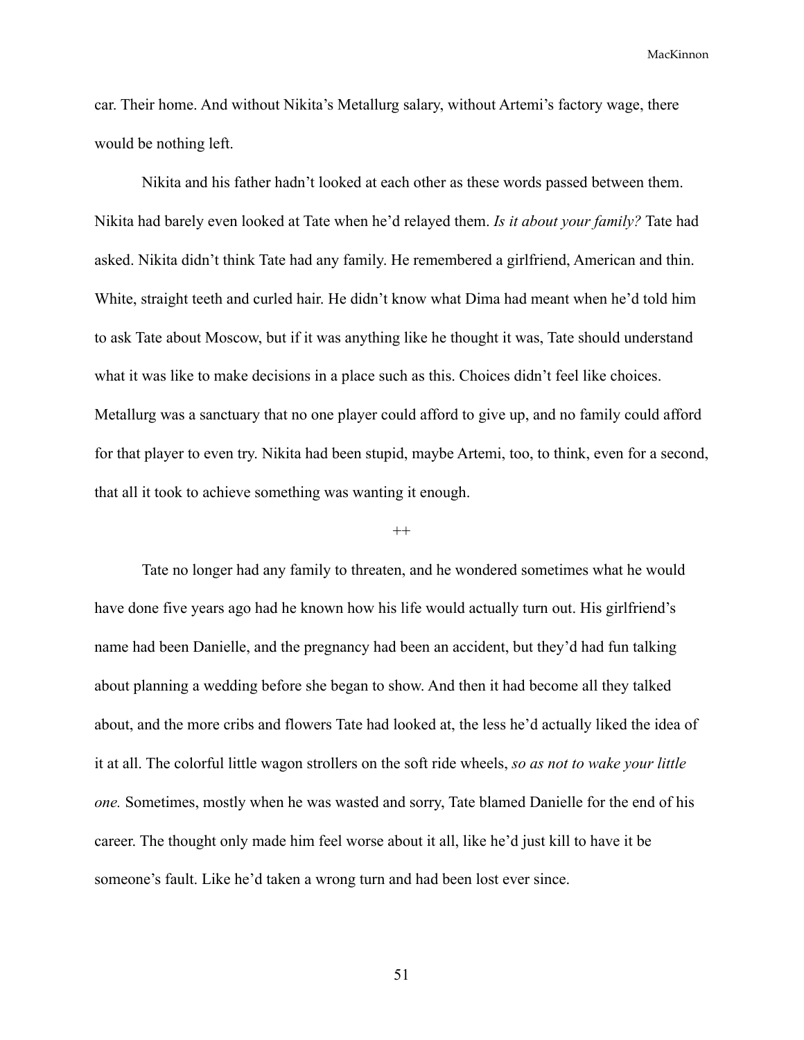car. Their home. And without Nikita's Metallurg salary, without Artemi's factory wage, there would be nothing left.

Nikita and his father hadn't looked at each other as these words passed between them. Nikita had barely even looked at Tate when he'd relayed them. *Is it about your family?* Tate had asked. Nikita didn't think Tate had any family. He remembered a girlfriend, American and thin. White, straight teeth and curled hair. He didn't know what Dima had meant when he'd told him to ask Tate about Moscow, but if it was anything like he thought it was, Tate should understand what it was like to make decisions in a place such as this. Choices didn't feel like choices. Metallurg was a sanctuary that no one player could afford to give up, and no family could afford for that player to even try. Nikita had been stupid, maybe Artemi, too, to think, even for a second, that all it took to achieve something was wanting it enough.

++

Tate no longer had any family to threaten, and he wondered sometimes what he would have done five years ago had he known how his life would actually turn out. His girlfriend's name had been Danielle, and the pregnancy had been an accident, but they'd had fun talking about planning a wedding before she began to show. And then it had become all they talked about, and the more cribs and flowers Tate had looked at, the less he'd actually liked the idea of it at all. The colorful little wagon strollers on the soft ride wheels, *so as not to wake your little one.* Sometimes, mostly when he was wasted and sorry, Tate blamed Danielle for the end of his career. The thought only made him feel worse about it all, like he'd just kill to have it be someone's fault. Like he'd taken a wrong turn and had been lost ever since.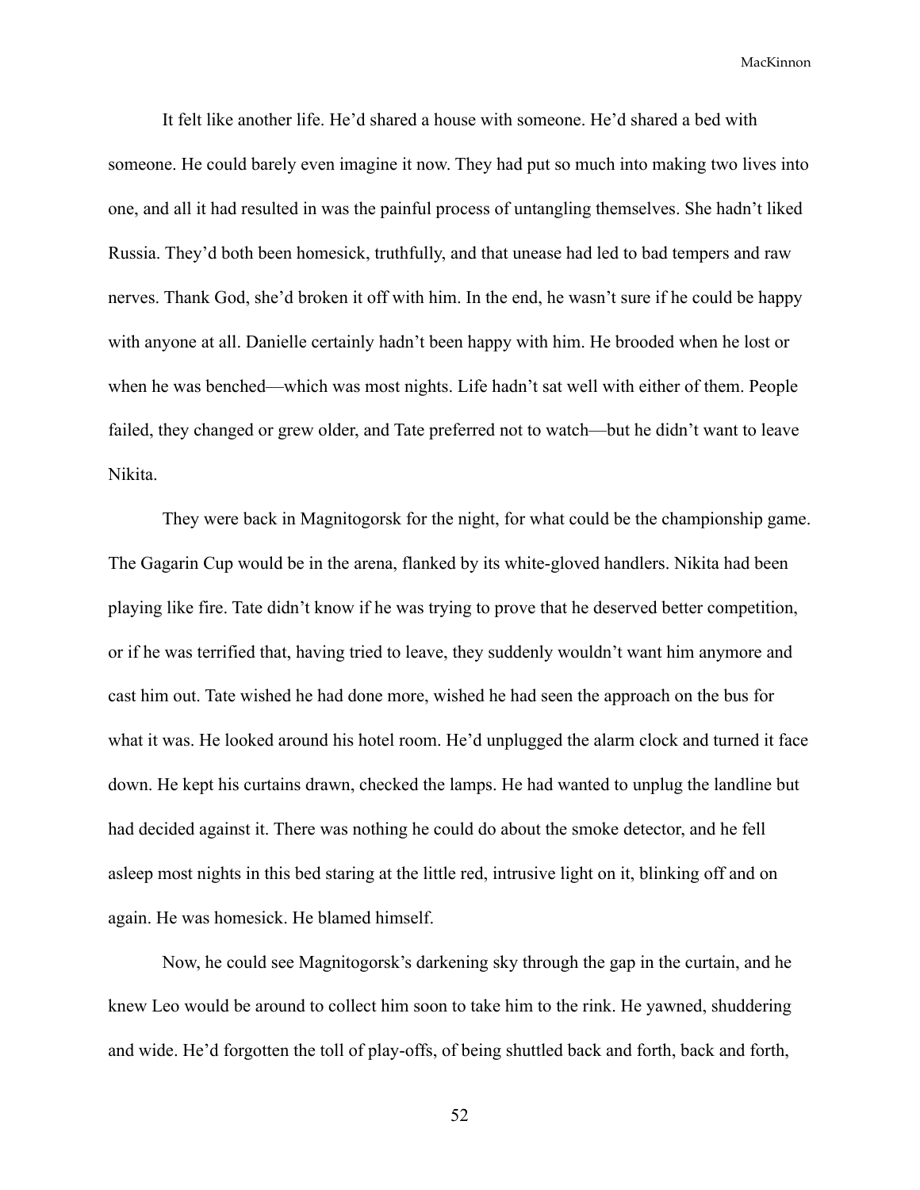It felt like another life. He'd shared a house with someone. He'd shared a bed with someone. He could barely even imagine it now. They had put so much into making two lives into one, and all it had resulted in was the painful process of untangling themselves. She hadn't liked Russia. They'd both been homesick, truthfully, and that unease had led to bad tempers and raw nerves. Thank God, she'd broken it off with him. In the end, he wasn't sure if he could be happy with anyone at all. Danielle certainly hadn't been happy with him. He brooded when he lost or when he was benched—which was most nights. Life hadn't sat well with either of them. People failed, they changed or grew older, and Tate preferred not to watch—but he didn't want to leave Nikita.

They were back in Magnitogorsk for the night, for what could be the championship game. The Gagarin Cup would be in the arena, flanked by its white-gloved handlers. Nikita had been playing like fire. Tate didn't know if he was trying to prove that he deserved better competition, or if he was terrified that, having tried to leave, they suddenly wouldn't want him anymore and cast him out. Tate wished he had done more, wished he had seen the approach on the bus for what it was. He looked around his hotel room. He'd unplugged the alarm clock and turned it face down. He kept his curtains drawn, checked the lamps. He had wanted to unplug the landline but had decided against it. There was nothing he could do about the smoke detector, and he fell asleep most nights in this bed staring at the little red, intrusive light on it, blinking off and on again. He was homesick. He blamed himself.

Now, he could see Magnitogorsk's darkening sky through the gap in the curtain, and he knew Leo would be around to collect him soon to take him to the rink. He yawned, shuddering and wide. He'd forgotten the toll of play-offs, of being shuttled back and forth, back and forth,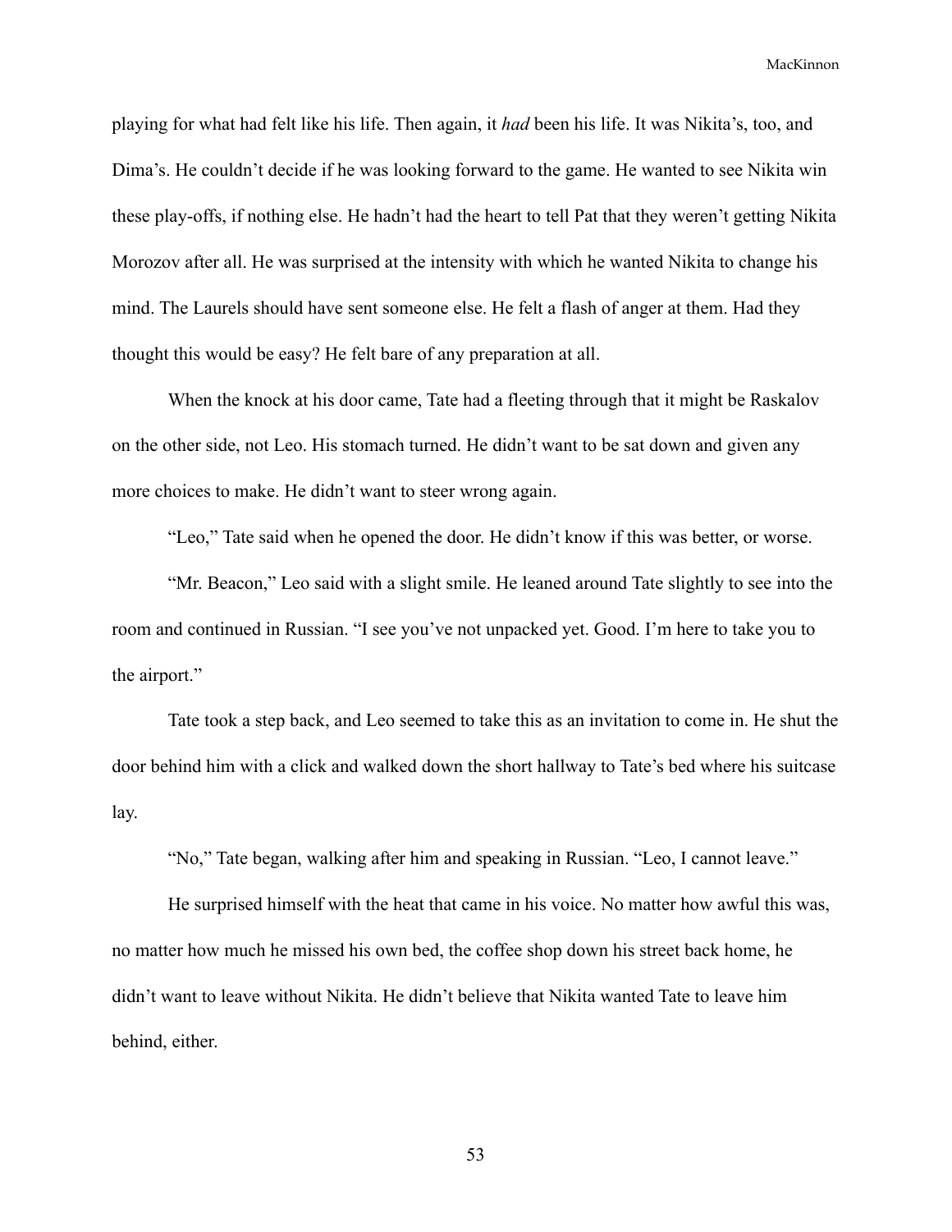playing for what had felt like his life. Then again, it *had* been his life. It was Nikita's, too, and Dima's. He couldn't decide if he was looking forward to the game. He wanted to see Nikita win these play-offs, if nothing else. He hadn't had the heart to tell Pat that they weren't getting Nikita Morozov after all. He was surprised at the intensity with which he wanted Nikita to change his mind. The Laurels should have sent someone else. He felt a flash of anger at them. Had they thought this would be easy? He felt bare of any preparation at all.

When the knock at his door came, Tate had a fleeting through that it might be Raskalov on the other side, not Leo. His stomach turned. He didn't want to be sat down and given any more choices to make. He didn't want to steer wrong again.

"Leo," Tate said when he opened the door. He didn't know if this was better, or worse.

"Mr. Beacon," Leo said with a slight smile. He leaned around Tate slightly to see into the room and continued in Russian. "I see you've not unpacked yet. Good. I'm here to take you to the airport."

Tate took a step back, and Leo seemed to take this as an invitation to come in. He shut the door behind him with a click and walked down the short hallway to Tate's bed where his suitcase lay.

"No," Tate began, walking after him and speaking in Russian. "Leo, I cannot leave."

He surprised himself with the heat that came in his voice. No matter how awful this was, no matter how much he missed his own bed, the coffee shop down his street back home, he didn't want to leave without Nikita. He didn't believe that Nikita wanted Tate to leave him behind, either.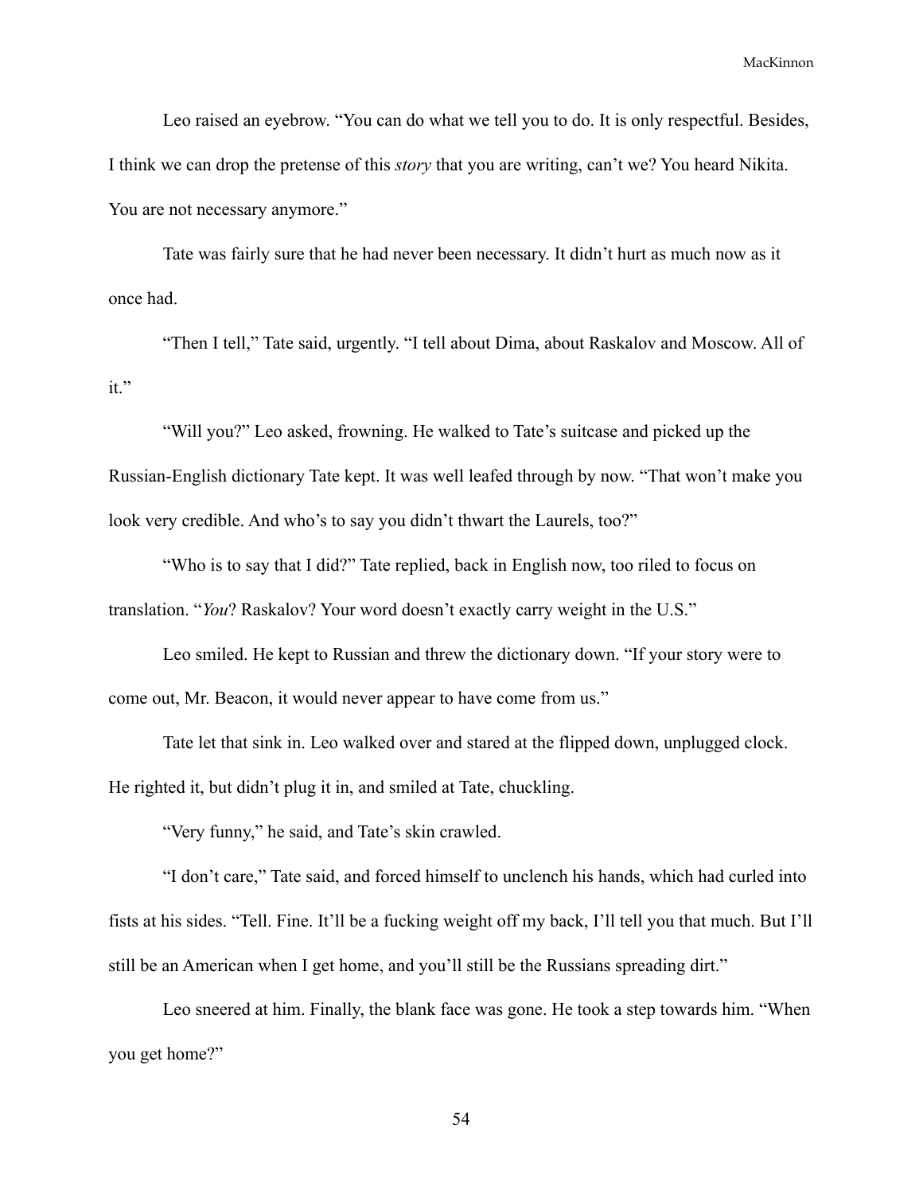Leo raised an eyebrow. "You can do what we tell you to do. It is only respectful. Besides, I think we can drop the pretense of this *story* that you are writing, can't we? You heard Nikita. You are not necessary anymore."

Tate was fairly sure that he had never been necessary. It didn't hurt as much now as it once had.

"Then I tell," Tate said, urgently. "I tell about Dima, about Raskalov and Moscow. All of it."

"Will you?" Leo asked, frowning. He walked to Tate's suitcase and picked up the Russian-English dictionary Tate kept. It was well leafed through by now. "That won't make you look very credible. And who's to say you didn't thwart the Laurels, too?"

"Who is to say that I did?" Tate replied, back in English now, too riled to focus on translation. "*You*? Raskalov? Your word doesn't exactly carry weight in the U.S."

Leo smiled. He kept to Russian and threw the dictionary down. "If your story were to come out, Mr. Beacon, it would never appear to have come from us."

Tate let that sink in. Leo walked over and stared at the flipped down, unplugged clock. He righted it, but didn't plug it in, and smiled at Tate, chuckling.

"Very funny," he said, and Tate's skin crawled.

"I don't care," Tate said, and forced himself to unclench his hands, which had curled into fists at his sides. "Tell. Fine. It'll be a fucking weight off my back, I'll tell you that much. But I'll still be an American when I get home, and you'll still be the Russians spreading dirt."

Leo sneered at him. Finally, the blank face was gone. He took a step towards him. "When you get home?"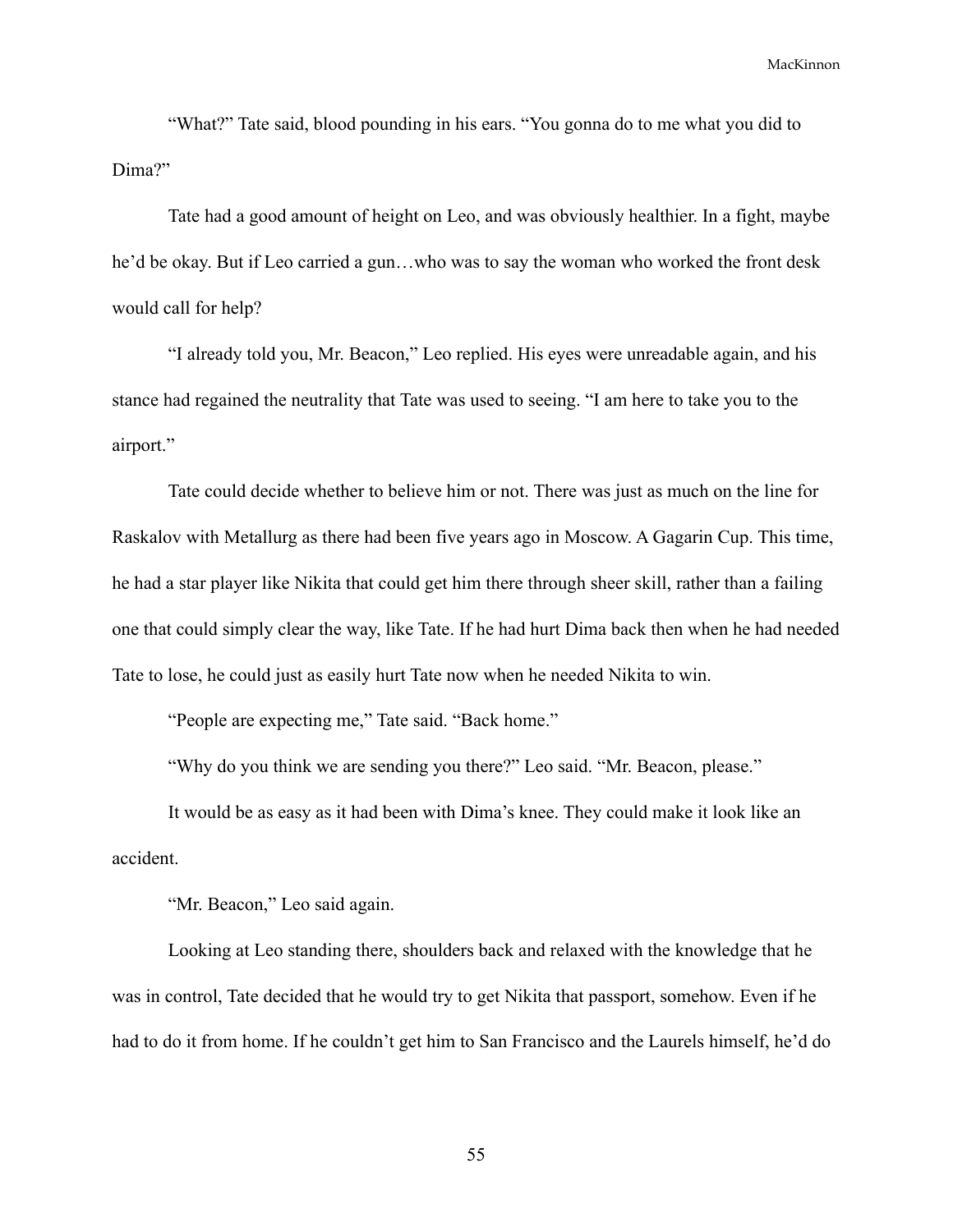“What?” Tate said, blood pounding in his ears. “You gonna do to me what you did to Dima?”

Tate had a good amount of height on Leo, and was obviously healthier. In a fight, maybe he’d be okay. But if Leo carried a gun…who was to say the woman who worked the front desk would call for help?

“I already told you, Mr. Beacon,” Leo replied. His eyes were unreadable again, and his stance had regained the neutrality that Tate was used to seeing. “I am here to take you to the airport.”

Tate could decide whether to believe him or not. There was just as much on the line for Raskalov with Metallurg as there had been five years ago in Moscow. A Gagarin Cup. This time, he had a star player like Nikita that could get him there through sheer skill, rather than a failing one that could simply clear the way, like Tate. If he had hurt Dima back then when he had needed Tate to lose, he could just as easily hurt Tate now when he needed Nikita to win.

“People are expecting me,” Tate said. “Back home.”

“Why do you think we are sending you there?” Leo said. “Mr. Beacon, please.”

It would be as easy as it had been with Dima’s knee. They could make it look like an accident.

“Mr. Beacon,” Leo said again.

Looking at Leo standing there, shoulders back and relaxed with the knowledge that he was in control, Tate decided that he would try to get Nikita that passport, somehow. Even if he had to do it from home. If he couldn’t get him to San Francisco and the Laurels himself, he’d do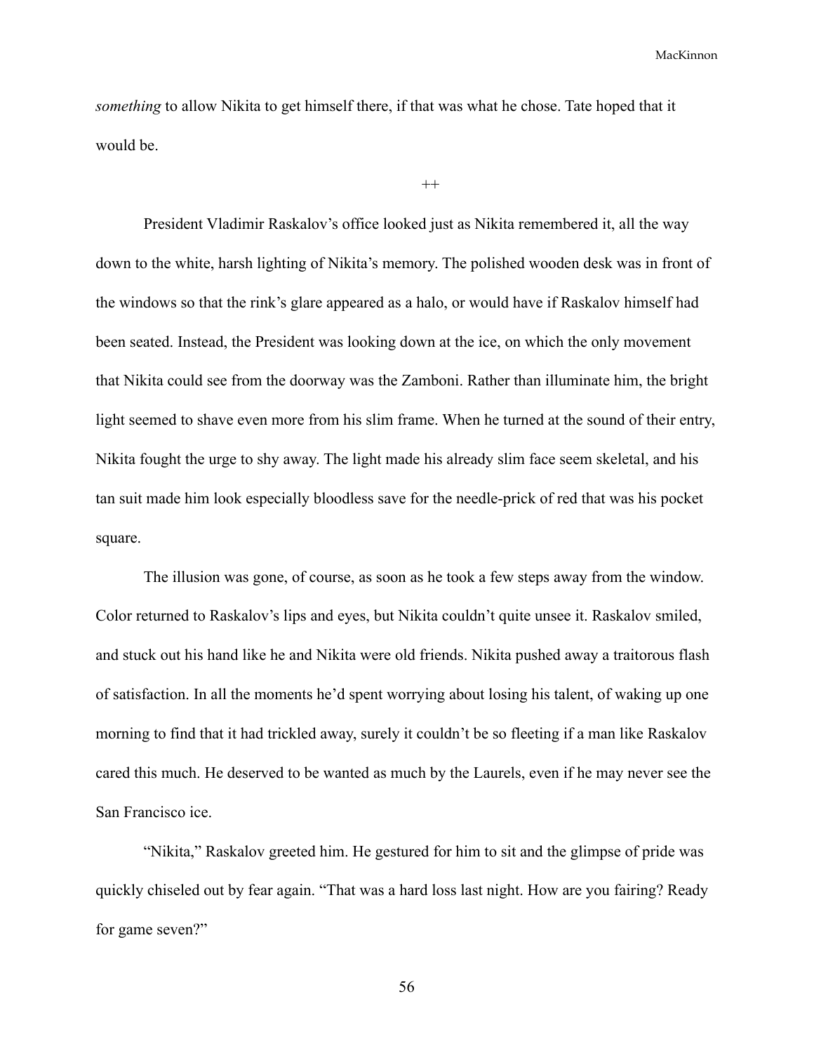*something* to allow Nikita to get himself there, if that was what he chose. Tate hoped that it would be.

++

President Vladimir Raskalov's office looked just as Nikita remembered it, all the way down to the white, harsh lighting of Nikita's memory. The polished wooden desk was in front of the windows so that the rink's glare appeared as a halo, or would have if Raskalov himself had been seated. Instead, the President was looking down at the ice, on which the only movement that Nikita could see from the doorway was the Zamboni. Rather than illuminate him, the bright light seemed to shave even more from his slim frame. When he turned at the sound of their entry, Nikita fought the urge to shy away. The light made his already slim face seem skeletal, and his tan suit made him look especially bloodless save for the needle-prick of red that was his pocket square.

The illusion was gone, of course, as soon as he took a few steps away from the window. Color returned to Raskalov's lips and eyes, but Nikita couldn't quite unsee it. Raskalov smiled, and stuck out his hand like he and Nikita were old friends. Nikita pushed away a traitorous flash of satisfaction. In all the moments he'd spent worrying about losing his talent, of waking up one morning to find that it had trickled away, surely it couldn't be so fleeting if a man like Raskalov cared this much. He deserved to be wanted as much by the Laurels, even if he may never see the San Francisco ice.

"Nikita," Raskalov greeted him. He gestured for him to sit and the glimpse of pride was quickly chiseled out by fear again. "That was a hard loss last night. How are you fairing? Ready for game seven?"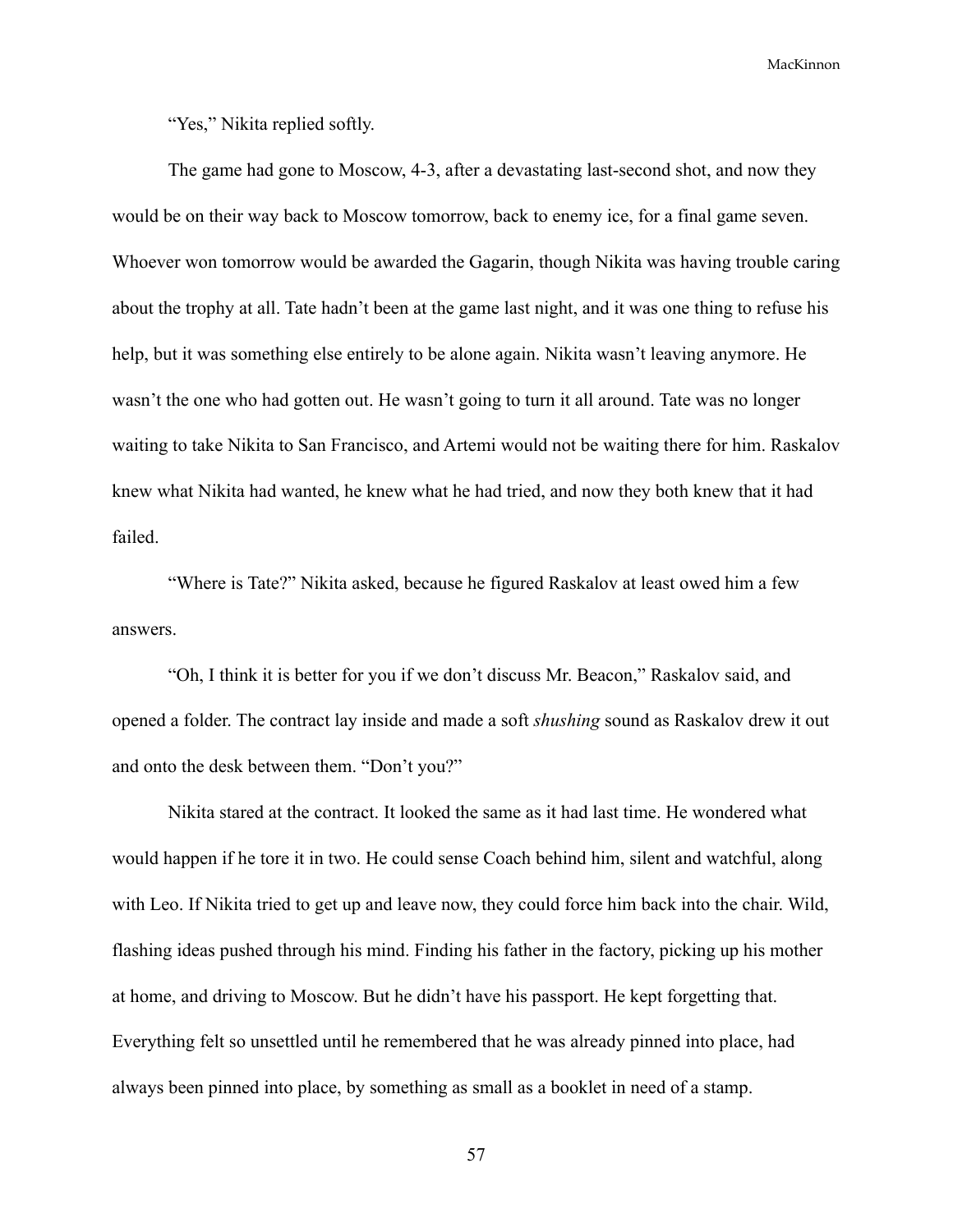"Yes," Nikita replied softly.

The game had gone to Moscow, 4-3, after a devastating last-second shot, and now they would be on their way back to Moscow tomorrow, back to enemy ice, for a final game seven. Whoever won tomorrow would be awarded the Gagarin, though Nikita was having trouble caring about the trophy at all. Tate hadn't been at the game last night, and it was one thing to refuse his help, but it was something else entirely to be alone again. Nikita wasn't leaving anymore. He wasn't the one who had gotten out. He wasn't going to turn it all around. Tate was no longer waiting to take Nikita to San Francisco, and Artemi would not be waiting there for him. Raskalov knew what Nikita had wanted, he knew what he had tried, and now they both knew that it had failed.

"Where is Tate?" Nikita asked, because he figured Raskalov at least owed him a few answers.

"Oh, I think it is better for you if we don't discuss Mr. Beacon," Raskalov said, and opened a folder. The contract lay inside and made a soft *shushing* sound as Raskalov drew it out and onto the desk between them. "Don't you?"

Nikita stared at the contract. It looked the same as it had last time. He wondered what would happen if he tore it in two. He could sense Coach behind him, silent and watchful, along with Leo. If Nikita tried to get up and leave now, they could force him back into the chair. Wild, flashing ideas pushed through his mind. Finding his father in the factory, picking up his mother at home, and driving to Moscow. But he didn't have his passport. He kept forgetting that. Everything felt so unsettled until he remembered that he was already pinned into place, had always been pinned into place, by something as small as a booklet in need of a stamp.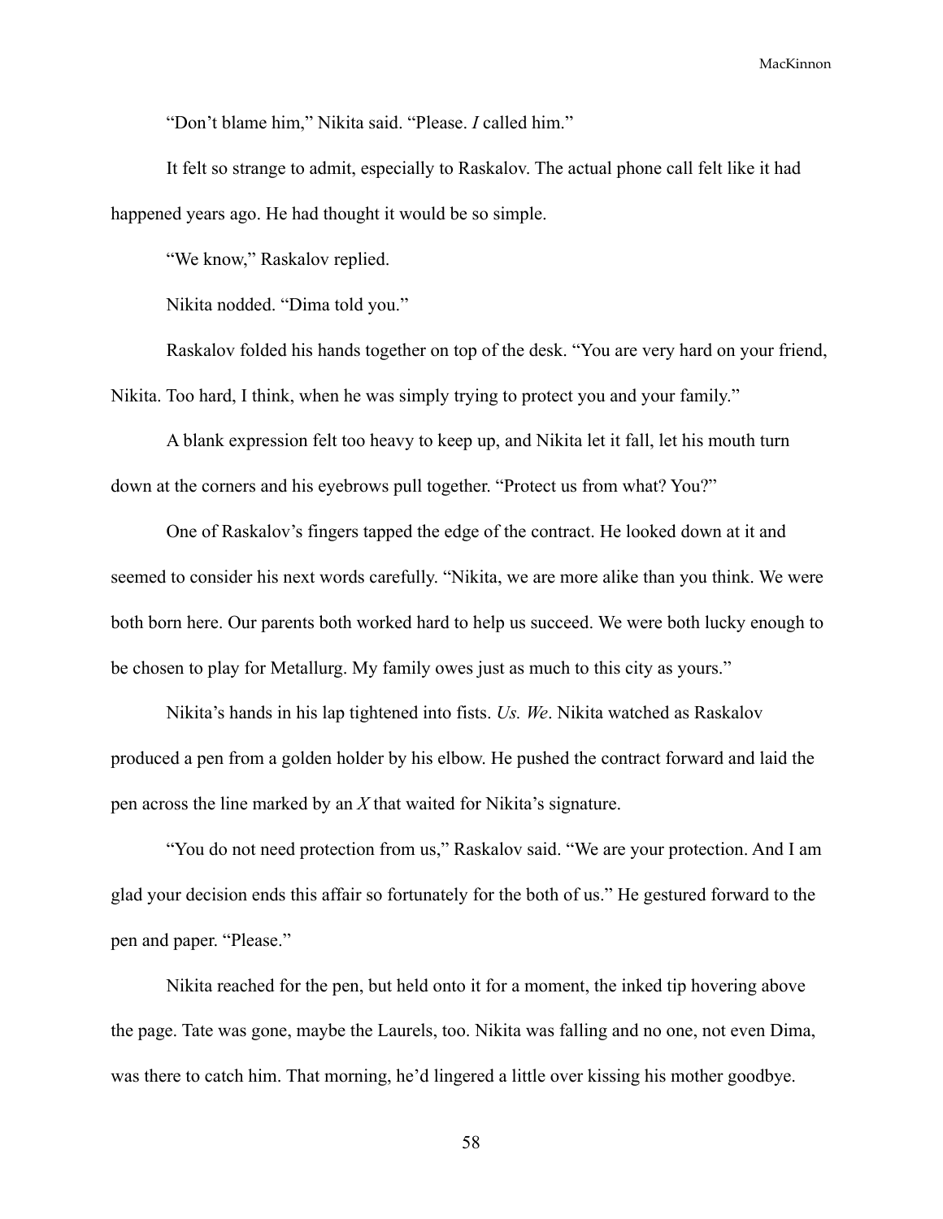"Don't blame him," Nikita said. "Please. *I* called him."

It felt so strange to admit, especially to Raskalov. The actual phone call felt like it had happened years ago. He had thought it would be so simple.

"We know," Raskalov replied.

Nikita nodded. "Dima told you."

Raskalov folded his hands together on top of the desk. "You are very hard on your friend, Nikita. Too hard, I think, when he was simply trying to protect you and your family."

A blank expression felt too heavy to keep up, and Nikita let it fall, let his mouth turn down at the corners and his eyebrows pull together. "Protect us from what? You?"

One of Raskalov's fingers tapped the edge of the contract. He looked down at it and seemed to consider his next words carefully. "Nikita, we are more alike than you think. We were both born here. Our parents both worked hard to help us succeed. We were both lucky enough to be chosen to play for Metallurg. My family owes just as much to this city as yours."

Nikita's hands in his lap tightened into fists. *Us. We*. Nikita watched as Raskalov produced a pen from a golden holder by his elbow. He pushed the contract forward and laid the pen across the line marked by an *X* that waited for Nikita's signature.

"You do not need protection from us," Raskalov said. "We are your protection. And I am glad your decision ends this affair so fortunately for the both of us." He gestured forward to the pen and paper. "Please."

Nikita reached for the pen, but held onto it for a moment, the inked tip hovering above the page. Tate was gone, maybe the Laurels, too. Nikita was falling and no one, not even Dima, was there to catch him. That morning, he'd lingered a little over kissing his mother goodbye.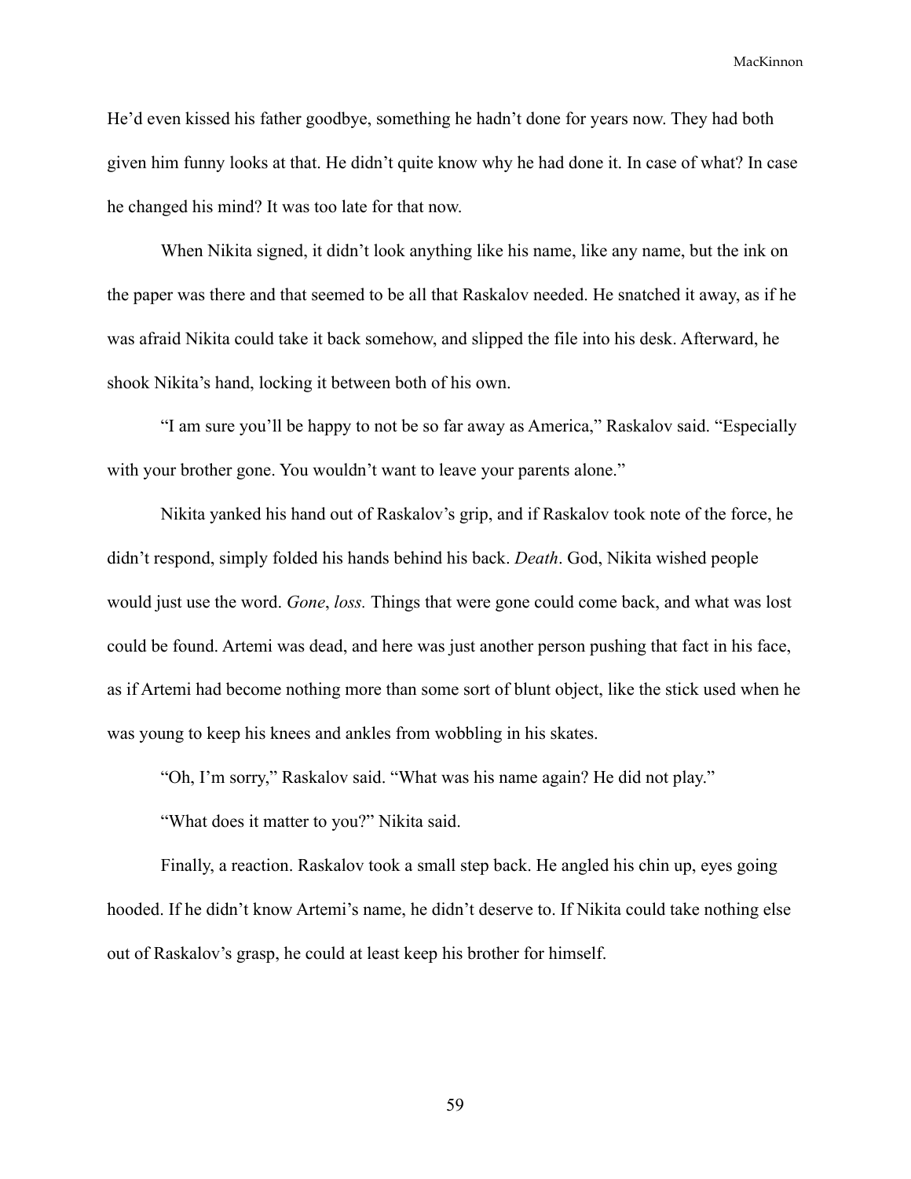He'd even kissed his father goodbye, something he hadn't done for years now. They had both given him funny looks at that. He didn't quite know why he had done it. In case of what? In case he changed his mind? It was too late for that now.

When Nikita signed, it didn't look anything like his name, like any name, but the ink on the paper was there and that seemed to be all that Raskalov needed. He snatched it away, as if he was afraid Nikita could take it back somehow, and slipped the file into his desk. Afterward, he shook Nikita's hand, locking it between both of his own.

"I am sure you'll be happy to not be so far away as America," Raskalov said. "Especially with your brother gone. You wouldn't want to leave your parents alone."

Nikita yanked his hand out of Raskalov's grip, and if Raskalov took note of the force, he didn't respond, simply folded his hands behind his back. *Death*. God, Nikita wished people would just use the word. *Gone*, *loss.* Things that were gone could come back, and what was lost could be found. Artemi was dead, and here was just another person pushing that fact in his face, as if Artemi had become nothing more than some sort of blunt object, like the stick used when he was young to keep his knees and ankles from wobbling in his skates.

"Oh, I'm sorry," Raskalov said. "What was his name again? He did not play."

"What does it matter to you?" Nikita said.

Finally, a reaction. Raskalov took a small step back. He angled his chin up, eyes going hooded. If he didn't know Artemi's name, he didn't deserve to. If Nikita could take nothing else out of Raskalov's grasp, he could at least keep his brother for himself.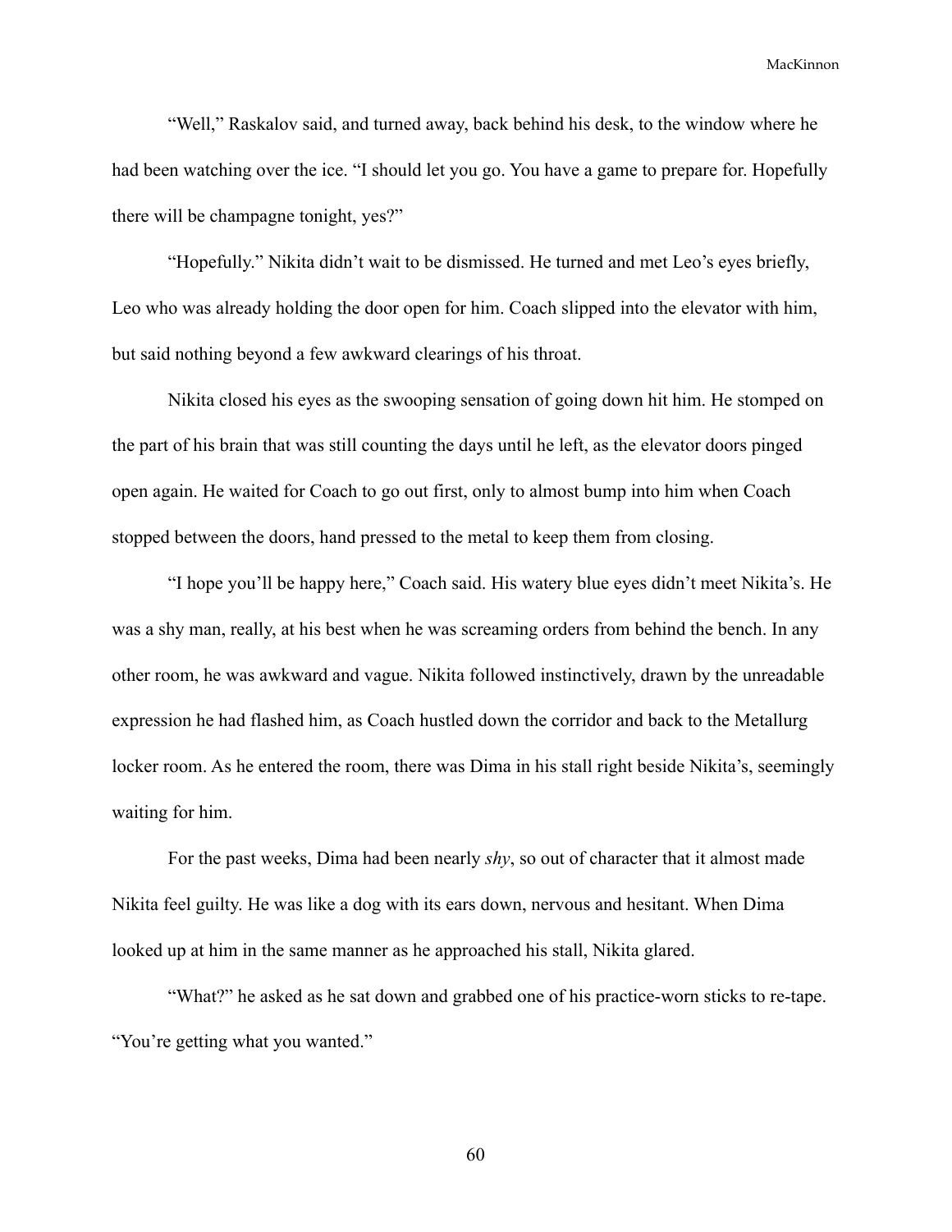"Well," Raskalov said, and turned away, back behind his desk, to the window where he had been watching over the ice. "I should let you go. You have a game to prepare for. Hopefully there will be champagne tonight, yes?"

"Hopefully." Nikita didn't wait to be dismissed. He turned and met Leo's eyes briefly, Leo who was already holding the door open for him. Coach slipped into the elevator with him, but said nothing beyond a few awkward clearings of his throat.

Nikita closed his eyes as the swooping sensation of going down hit him. He stomped on the part of his brain that was still counting the days until he left, as the elevator doors pinged open again. He waited for Coach to go out first, only to almost bump into him when Coach stopped between the doors, hand pressed to the metal to keep them from closing.

"I hope you'll be happy here," Coach said. His watery blue eyes didn't meet Nikita's. He was a shy man, really, at his best when he was screaming orders from behind the bench. In any other room, he was awkward and vague. Nikita followed instinctively, drawn by the unreadable expression he had flashed him, as Coach hustled down the corridor and back to the Metallurg locker room. As he entered the room, there was Dima in his stall right beside Nikita's, seemingly waiting for him.

For the past weeks, Dima had been nearly *shy*, so out of character that it almost made Nikita feel guilty. He was like a dog with its ears down, nervous and hesitant. When Dima looked up at him in the same manner as he approached his stall, Nikita glared.

"What?" he asked as he sat down and grabbed one of his practice-worn sticks to re-tape. "You're getting what you wanted."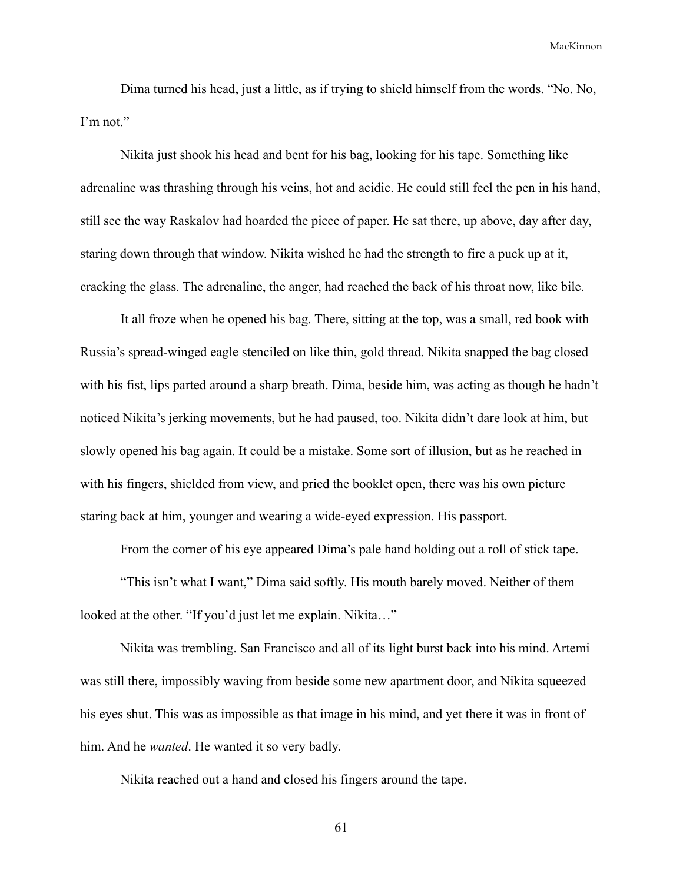Dima turned his head, just a little, as if trying to shield himself from the words. "No. No, I'm not."

Nikita just shook his head and bent for his bag, looking for his tape. Something like adrenaline was thrashing through his veins, hot and acidic. He could still feel the pen in his hand, still see the way Raskalov had hoarded the piece of paper. He sat there, up above, day after day, staring down through that window. Nikita wished he had the strength to fire a puck up at it, cracking the glass. The adrenaline, the anger, had reached the back of his throat now, like bile.

It all froze when he opened his bag. There, sitting at the top, was a small, red book with Russia's spread-winged eagle stenciled on like thin, gold thread. Nikita snapped the bag closed with his fist, lips parted around a sharp breath. Dima, beside him, was acting as though he hadn't noticed Nikita's jerking movements, but he had paused, too. Nikita didn't dare look at him, but slowly opened his bag again. It could be a mistake. Some sort of illusion, but as he reached in with his fingers, shielded from view, and pried the booklet open, there was his own picture staring back at him, younger and wearing a wide-eyed expression. His passport.

From the corner of his eye appeared Dima's pale hand holding out a roll of stick tape.

"This isn't what I want," Dima said softly. His mouth barely moved. Neither of them looked at the other. "If you'd just let me explain. Nikita…"

Nikita was trembling. San Francisco and all of its light burst back into his mind. Artemi was still there, impossibly waving from beside some new apartment door, and Nikita squeezed his eyes shut. This was as impossible as that image in his mind, and yet there it was in front of him. And he *wanted*. He wanted it so very badly.

Nikita reached out a hand and closed his fingers around the tape.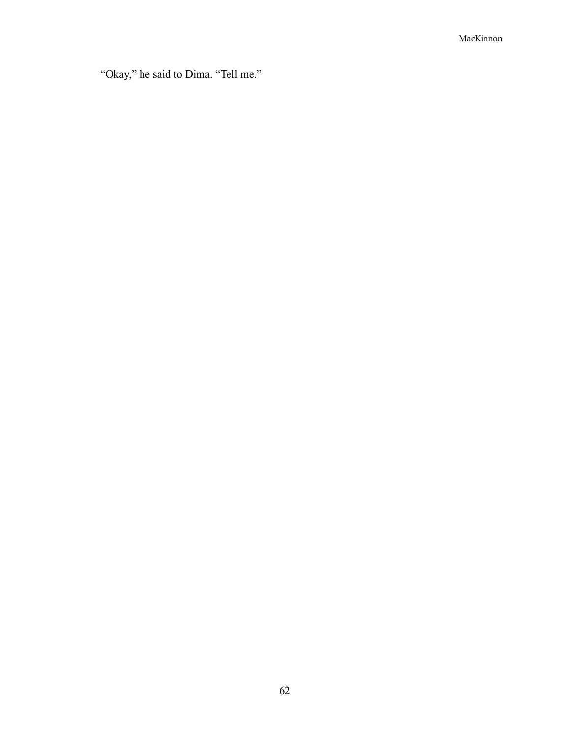"Okay," he said to Dima. "Tell me."